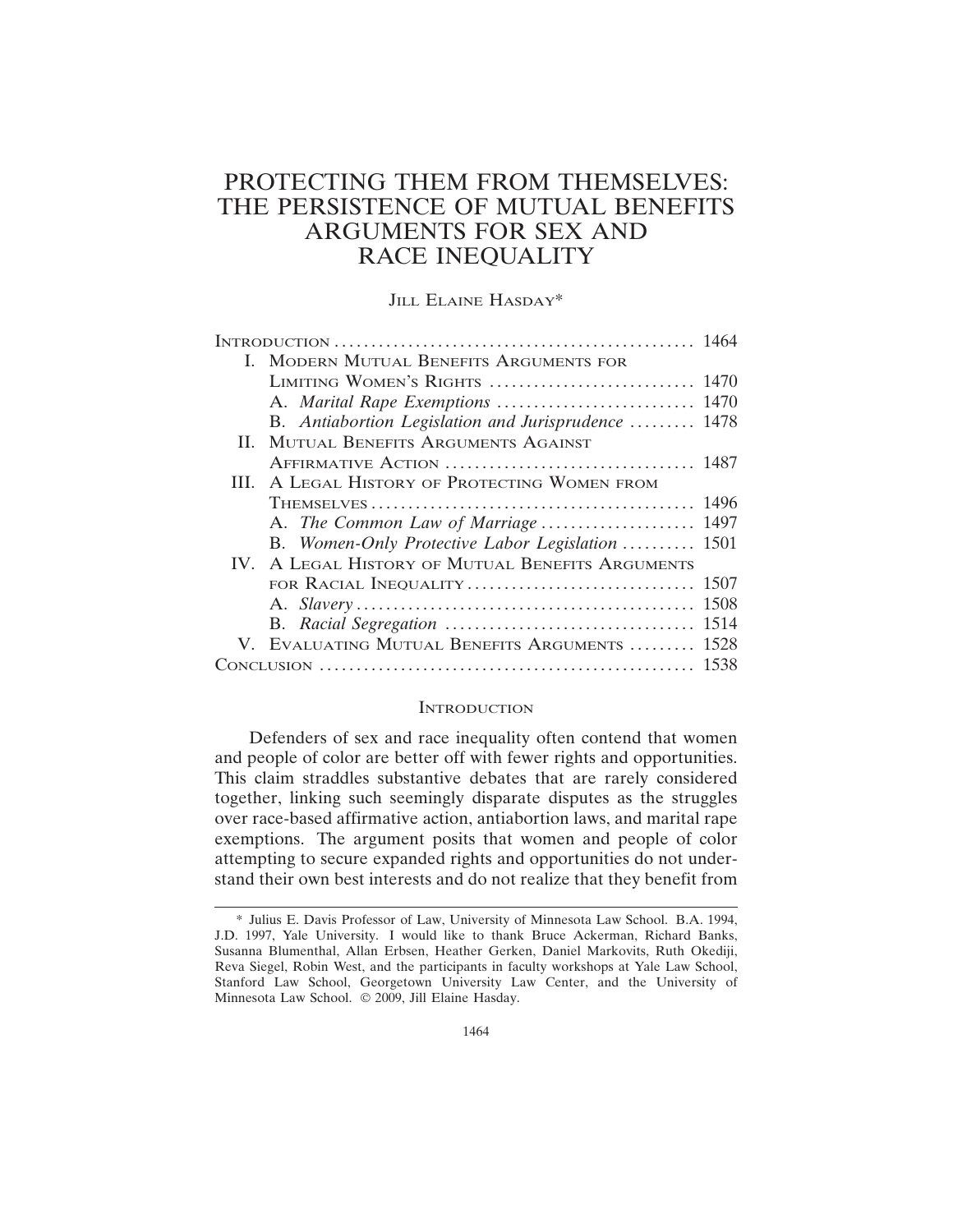# PROTECTING THEM FROM THEMSELVES: THE PERSISTENCE OF MUTUAL BENEFITS ARGUMENTS FOR SEX AND RACE INEQUALITY

JILL ELAINE HASDAY*

| | |
|---|---|
| INTRODUCTION | 1464 |
| I. MODERN MUTUAL BENEFITS ARGUMENTS FOR LIMITING WOMEN'S RIGHTS | 1470 |
| A. *Marital Rape Exemptions* | 1470 |
| B. *Antiabortion Legislation and Jurisprudence* | 1478 |
| II. MUTUAL BENEFITS ARGUMENTS AGAINST AFFIRMATIVE ACTION | 1487 |
| III. A LEGAL HISTORY OF PROTECTING WOMEN FROM THEMSELVES | 1496 |
| A. *The Common Law of Marriage* | 1497 |
| B. *Women-Only Protective Labor Legislation* | 1501 |
| IV. A LEGAL HISTORY OF MUTUAL BENEFITS ARGUMENTS FOR RACIAL INEQUALITY | 1507 |
| A. *Slavery* | 1508 |
| B. *Racial Segregation* | 1514 |
| V. EVALUATING MUTUAL BENEFITS ARGUMENTS | 1528 |
| CONCLUSION | 1538 |

## INTRODUCTION

Defenders of sex and race inequality often contend that women and people of color are better off with fewer rights and opportunities. This claim straddles substantive debates that are rarely considered together, linking such seemingly disparate disputes as the struggles over race-based affirmative action, antiabortion laws, and marital rape exemptions. The argument posits that women and people of color attempting to secure expanded rights and opportunities do not understand their own best interests and do not realize that they benefit from

---

\* Julius E. Davis Professor of Law, University of Minnesota Law School. B.A. 1994, J.D. 1997, Yale University. I would like to thank Bruce Ackerman, Richard Banks, Susanna Blumenthal, Allan Erbsen, Heather Gerken, Daniel Markovits, Ruth Okediji, Reva Siegel, Robin West, and the participants in faculty workshops at Yale Law School, Stanford Law School, Georgetown University Law Center, and the University of Minnesota Law School. © 2009, Jill Elaine Hasday.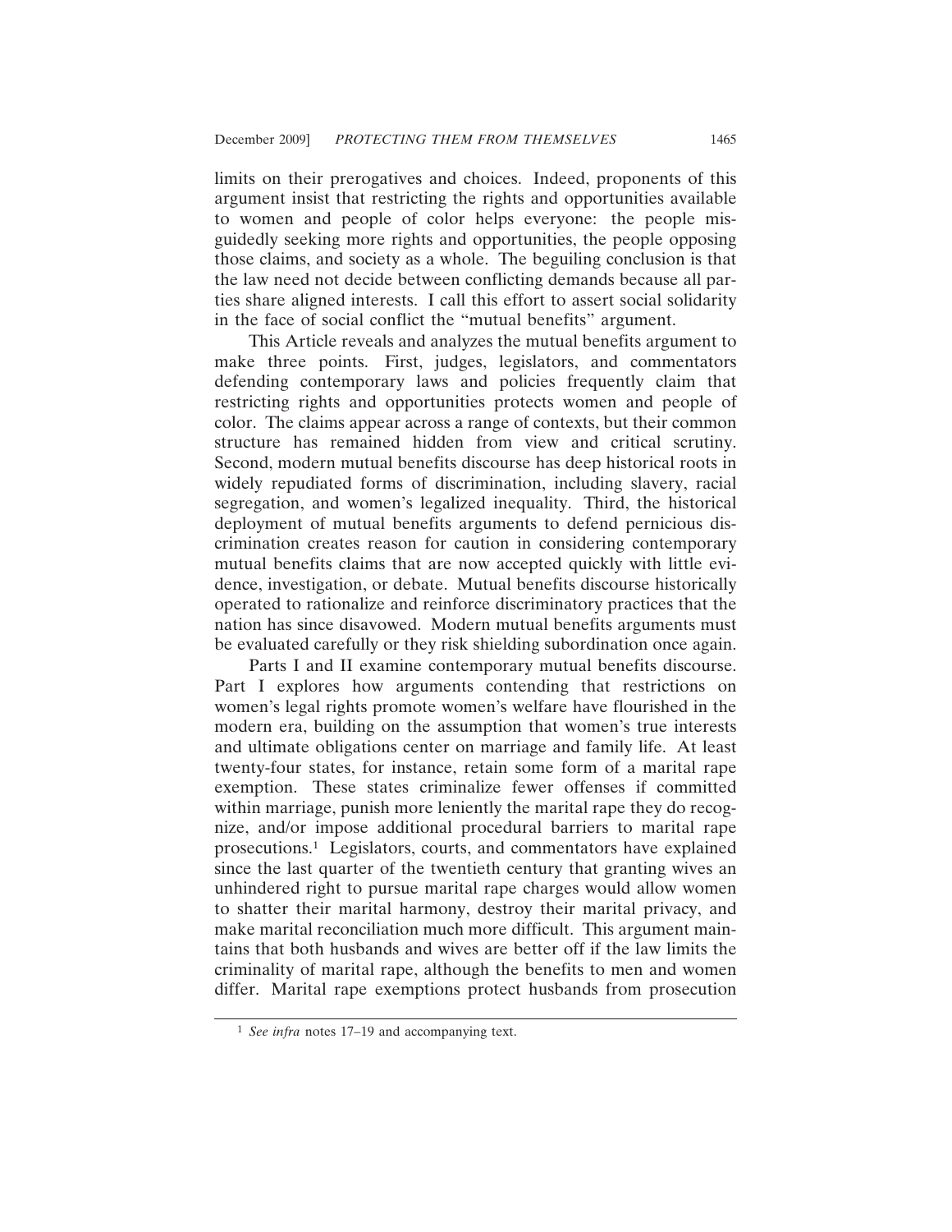limits on their prerogatives and choices. Indeed, proponents of this argument insist that restricting the rights and opportunities available to women and people of color helps everyone: the people misguidedly seeking more rights and opportunities, the people opposing those claims, and society as a whole. The beguiling conclusion is that the law need not decide between conflicting demands because all parties share aligned interests. I call this effort to assert social solidarity in the face of social conflict the "mutual benefits" argument.

This Article reveals and analyzes the mutual benefits argument to make three points. First, judges, legislators, and commentators defending contemporary laws and policies frequently claim that restricting rights and opportunities protects women and people of color. The claims appear across a range of contexts, but their common structure has remained hidden from view and critical scrutiny. Second, modern mutual benefits discourse has deep historical roots in widely repudiated forms of discrimination, including slavery, racial segregation, and women's legalized inequality. Third, the historical deployment of mutual benefits arguments to defend pernicious discrimination creates reason for caution in considering contemporary mutual benefits claims that are now accepted quickly with little evidence, investigation, or debate. Mutual benefits discourse historically operated to rationalize and reinforce discriminatory practices that the nation has since disavowed. Modern mutual benefits arguments must be evaluated carefully or they risk shielding subordination once again.

Parts I and II examine contemporary mutual benefits discourse. Part I explores how arguments contending that restrictions on women's legal rights promote women's welfare have flourished in the modern era, building on the assumption that women's true interests and ultimate obligations center on marriage and family life. At least twenty-four states, for instance, retain some form of a marital rape exemption. These states criminalize fewer offenses if committed within marriage, punish more leniently the marital rape they do recognize, and/or impose additional procedural barriers to marital rape prosecutions.[1] Legislators, courts, and commentators have explained since the last quarter of the twentieth century that granting wives an unhindered right to pursue marital rape charges would allow women to shatter their marital harmony, destroy their marital privacy, and make marital reconciliation much more difficult. This argument maintains that both husbands and wives are better off if the law limits the criminality of marital rape, although the benefits to men and women differ. Marital rape exemptions protect husbands from prosecution

[1] *See infra* notes 17–19 and accompanying text.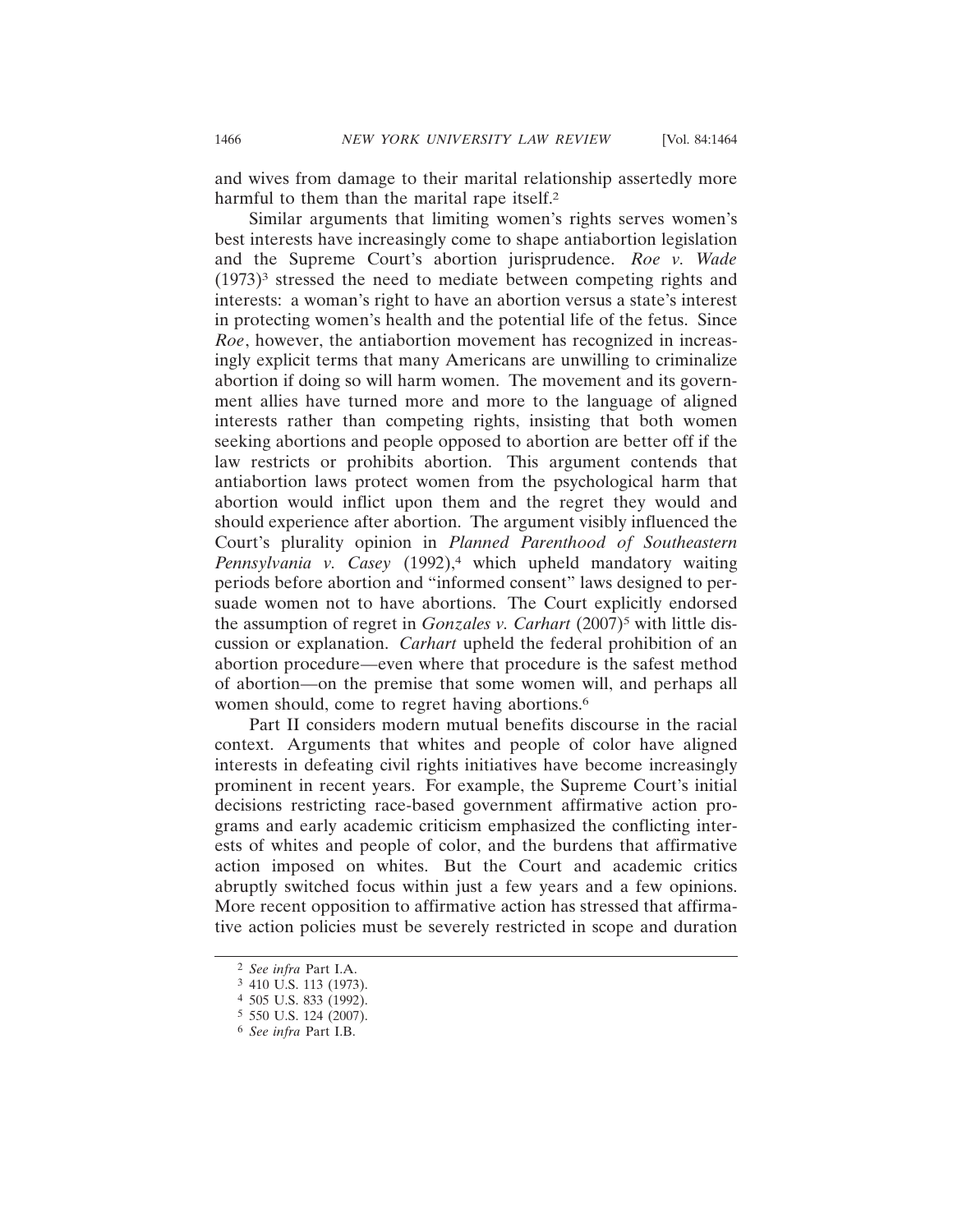and wives from damage to their marital relationship assertedly more harmful to them than the marital rape itself.[2]

Similar arguments that limiting women's rights serves women's best interests have increasingly come to shape antiabortion legislation and the Supreme Court's abortion jurisprudence. *Roe v. Wade* (1973)[3] stressed the need to mediate between competing rights and interests: a woman's right to have an abortion versus a state's interest in protecting women's health and the potential life of the fetus. Since *Roe*, however, the antiabortion movement has recognized in increasingly explicit terms that many Americans are unwilling to criminalize abortion if doing so will harm women. The movement and its government allies have turned more and more to the language of aligned interests rather than competing rights, insisting that both women seeking abortions and people opposed to abortion are better off if the law restricts or prohibits abortion. This argument contends that antiabortion laws protect women from the psychological harm that abortion would inflict upon them and the regret they would and should experience after abortion. The argument visibly influenced the Court's plurality opinion in *Planned Parenthood of Southeastern Pennsylvania v. Casey* (1992),[4] which upheld mandatory waiting periods before abortion and "informed consent" laws designed to persuade women not to have abortions. The Court explicitly endorsed the assumption of regret in *Gonzales v. Carhart* (2007)[5] with little discussion or explanation. *Carhart* upheld the federal prohibition of an abortion procedure—even where that procedure is the safest method of abortion—on the premise that some women will, and perhaps all women should, come to regret having abortions.[6]

Part II considers modern mutual benefits discourse in the racial context. Arguments that whites and people of color have aligned interests in defeating civil rights initiatives have become increasingly prominent in recent years. For example, the Supreme Court's initial decisions restricting race-based government affirmative action programs and early academic criticism emphasized the conflicting interests of whites and people of color, and the burdens that affirmative action imposed on whites. But the Court and academic critics abruptly switched focus within just a few years and a few opinions. More recent opposition to affirmative action has stressed that affirmative action policies must be severely restricted in scope and duration

---

[2] *See infra* Part I.A.

[3] 410 U.S. 113 (1973).

[4] 505 U.S. 833 (1992).

[5] 550 U.S. 124 (2007).

[6] *See infra* Part I.B.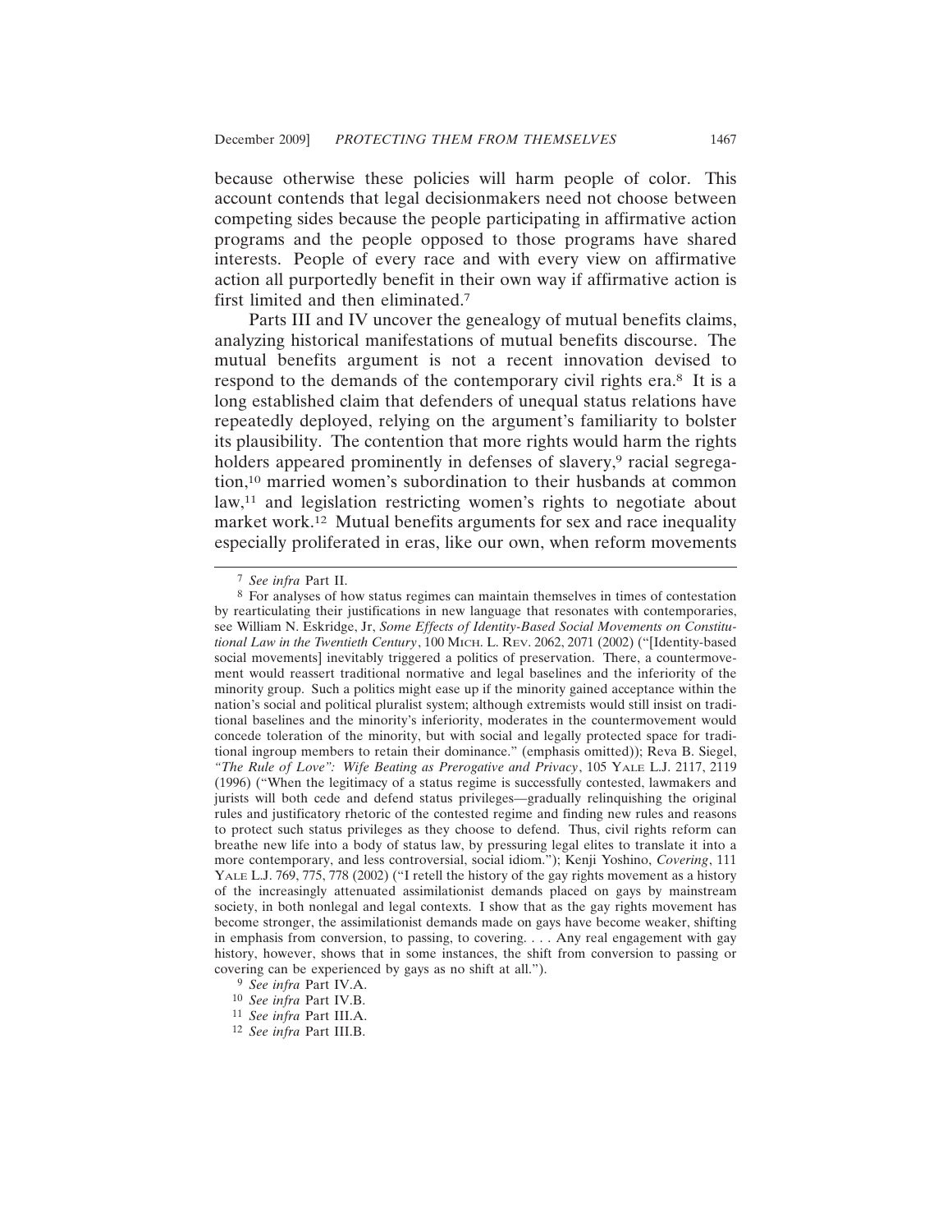because otherwise these policies will harm people of color. This account contends that legal decisionmakers need not choose between competing sides because the people participating in affirmative action programs and the people opposed to those programs have shared interests. People of every race and with every view on affirmative action all purportedly benefit in their own way if affirmative action is first limited and then eliminated.[7]

Parts III and IV uncover the genealogy of mutual benefits claims, analyzing historical manifestations of mutual benefits discourse. The mutual benefits argument is not a recent innovation devised to respond to the demands of the contemporary civil rights era.[8] It is a long established claim that defenders of unequal status relations have repeatedly deployed, relying on the argument's familiarity to bolster its plausibility. The contention that more rights would harm the rights holders appeared prominently in defenses of slavery,[9] racial segregation,[10] married women's subordination to their husbands at common law,[11] and legislation restricting women's rights to negotiate about market work.[12] Mutual benefits arguments for sex and race inequality especially proliferated in eras, like our own, when reform movements

---

[7] *See infra* Part II.

[8] For analyses of how status regimes can maintain themselves in times of contestation by rearticulating their justifications in new language that resonates with contemporaries, see William N. Eskridge, Jr, *Some Effects of Identity-Based Social Movements on Constitutional Law in the Twentieth Century*, 100 MICH. L. REV. 2062, 2071 (2002) ("[Identity-based social movements] inevitably triggered a politics of preservation. There, a countermovement would reassert traditional normative and legal baselines and the inferiority of the minority group. Such a politics might ease up if the minority gained acceptance within the nation's social and political pluralist system; although extremists would still insist on traditional baselines and the minority's inferiority, moderates in the countermovement would concede toleration of the minority, but with social and legally protected space for traditional ingroup members to retain their dominance." (emphasis omitted)); Reva B. Siegel, *"The Rule of Love": Wife Beating as Prerogative and Privacy*, 105 YALE L.J. 2117, 2119 (1996) ("When the legitimacy of a status regime is successfully contested, lawmakers and jurists will both cede and defend status privileges—gradually relinquishing the original rules and justificatory rhetoric of the contested regime and finding new rules and reasons to protect such status privileges as they choose to defend. Thus, civil rights reform can breathe new life into a body of status law, by pressuring legal elites to translate it into a more contemporary, and less controversial, social idiom."); Kenji Yoshino, *Covering*, 111 YALE L.J. 769, 775, 778 (2002) ("I retell the history of the gay rights movement as a history of the increasingly attenuated assimilationist demands placed on gays by mainstream society, in both nonlegal and legal contexts. I show that as the gay rights movement has become stronger, the assimilationist demands made on gays have become weaker, shifting in emphasis from conversion, to passing, to covering. . . . Any real engagement with gay history, however, shows that in some instances, the shift from conversion to passing or covering can be experienced by gays as no shift at all.").

[9] *See infra* Part IV.A.

[10] *See infra* Part IV.B.

[11] *See infra* Part III.A.

[12] *See infra* Part III.B.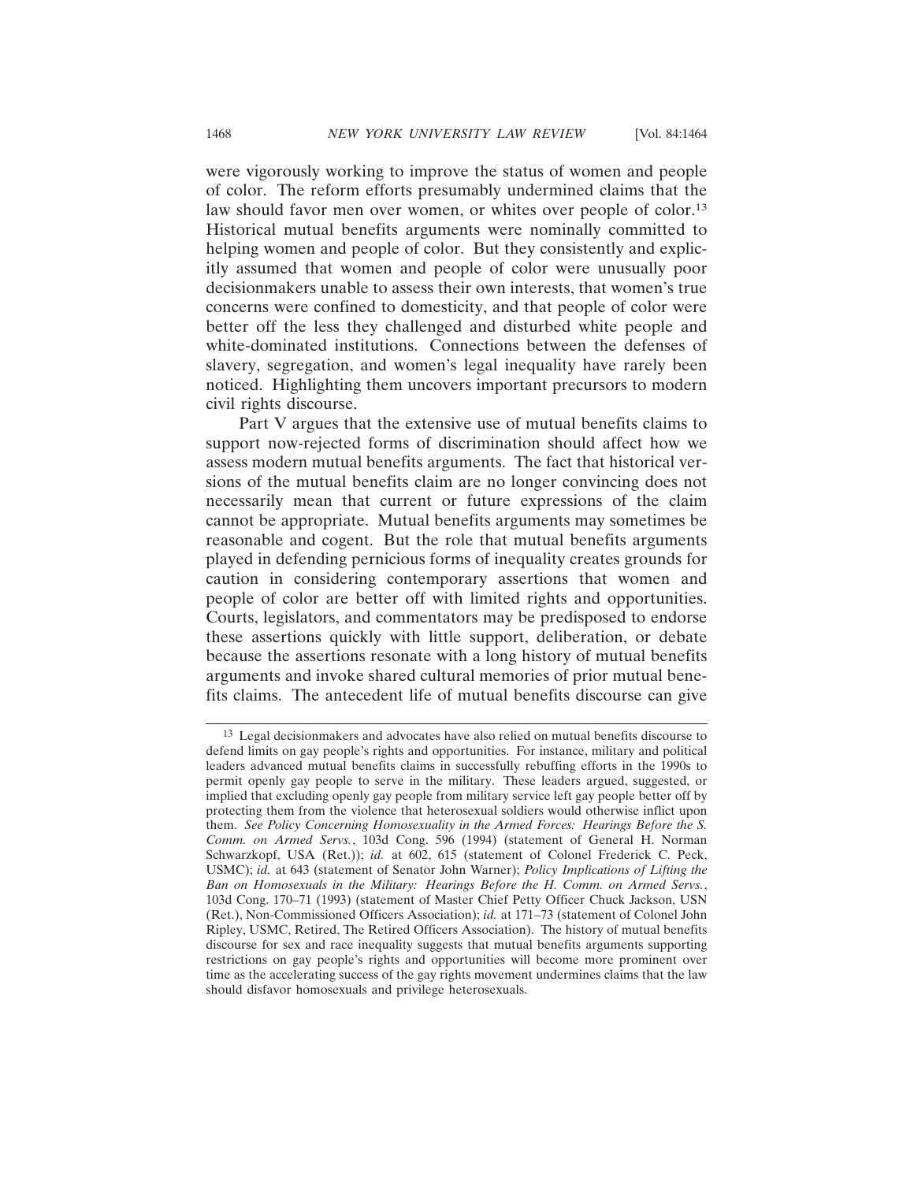were vigorously working to improve the status of women and people of color. The reform efforts presumably undermined claims that the law should favor men over women, or whites over people of color.[13] Historical mutual benefits arguments were nominally committed to helping women and people of color. But they consistently and explicitly assumed that women and people of color were unusually poor decisionmakers unable to assess their own interests, that women's true concerns were confined to domesticity, and that people of color were better off the less they challenged and disturbed white people and white-dominated institutions. Connections between the defenses of slavery, segregation, and women's legal inequality have rarely been noticed. Highlighting them uncovers important precursors to modern civil rights discourse.

Part V argues that the extensive use of mutual benefits claims to support now-rejected forms of discrimination should affect how we assess modern mutual benefits arguments. The fact that historical versions of the mutual benefits claim are no longer convincing does not necessarily mean that current or future expressions of the claim cannot be appropriate. Mutual benefits arguments may sometimes be reasonable and cogent. But the role that mutual benefits arguments played in defending pernicious forms of inequality creates grounds for caution in considering contemporary assertions that women and people of color are better off with limited rights and opportunities. Courts, legislators, and commentators may be predisposed to endorse these assertions quickly with little support, deliberation, or debate because the assertions resonate with a long history of mutual benefits arguments and invoke shared cultural memories of prior mutual benefits claims. The antecedent life of mutual benefits discourse can give

---

[13] Legal decisionmakers and advocates have also relied on mutual benefits discourse to defend limits on gay people's rights and opportunities. For instance, military and political leaders advanced mutual benefits claims in successfully rebuffing efforts in the 1990s to permit openly gay people to serve in the military. These leaders argued, suggested, or implied that excluding openly gay people from military service left gay people better off by protecting them from the violence that heterosexual soldiers would otherwise inflict upon them. *See Policy Concerning Homosexuality in the Armed Forces: Hearings Before the S. Comm. on Armed Servs.*, 103d Cong. 596 (1994) (statement of General H. Norman Schwarzkopf, USA (Ret.)); *id.* at 602, 615 (statement of Colonel Frederick C. Peck, USMC); *id.* at 643 (statement of Senator John Warner); *Policy Implications of Lifting the Ban on Homosexuals in the Military: Hearings Before the H. Comm. on Armed Servs.*, 103d Cong. 170–71 (1993) (statement of Master Chief Petty Officer Chuck Jackson, USN (Ret.), Non-Commissioned Officers Association); *id.* at 171–73 (statement of Colonel John Ripley, USMC, Retired, The Retired Officers Association). The history of mutual benefits discourse for sex and race inequality suggests that mutual benefits arguments supporting restrictions on gay people's rights and opportunities will become more prominent over time as the accelerating success of the gay rights movement undermines claims that the law should disfavor homosexuals and privilege heterosexuals.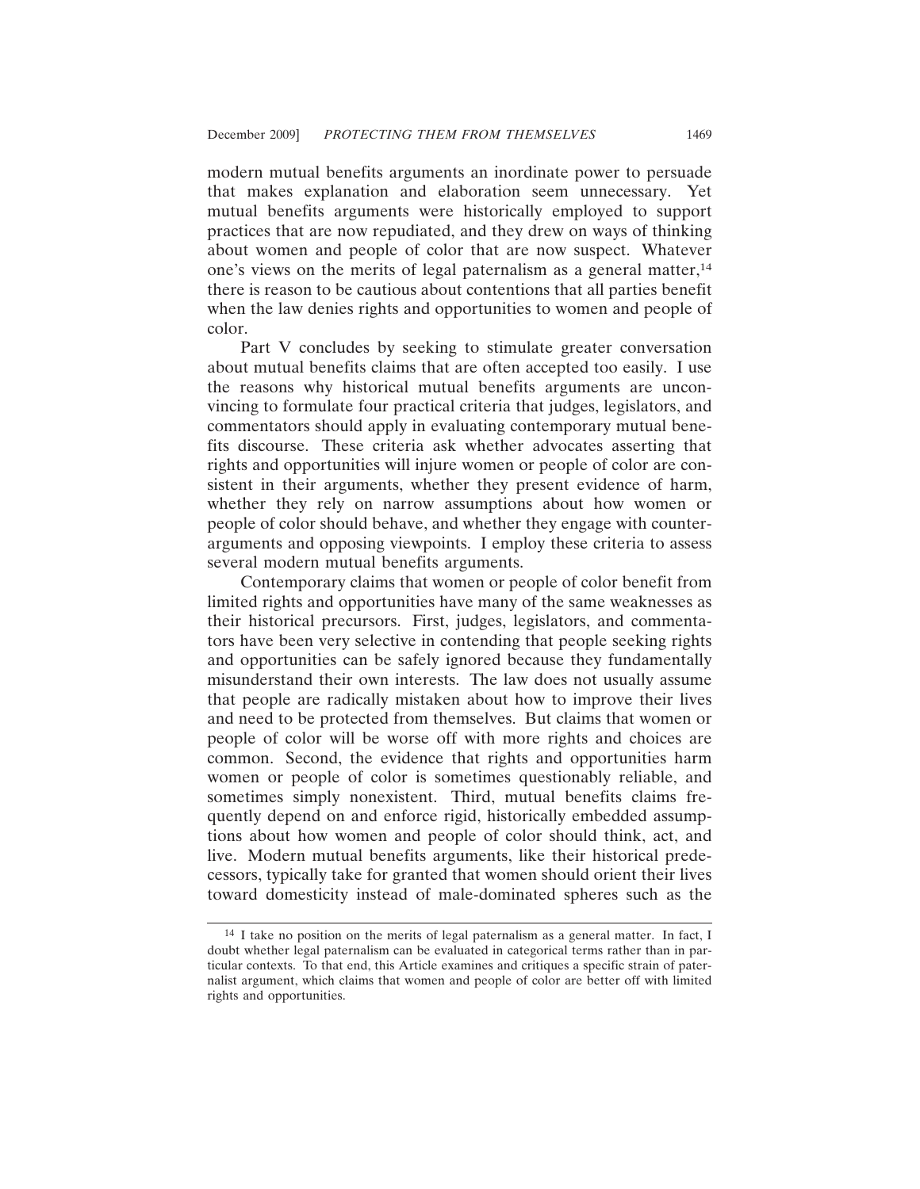modern mutual benefits arguments an inordinate power to persuade that makes explanation and elaboration seem unnecessary. Yet mutual benefits arguments were historically employed to support practices that are now repudiated, and they drew on ways of thinking about women and people of color that are now suspect. Whatever one's views on the merits of legal paternalism as a general matter,[14] there is reason to be cautious about contentions that all parties benefit when the law denies rights and opportunities to women and people of color.

Part V concludes by seeking to stimulate greater conversation about mutual benefits claims that are often accepted too easily. I use the reasons why historical mutual benefits arguments are unconvincing to formulate four practical criteria that judges, legislators, and commentators should apply in evaluating contemporary mutual benefits discourse. These criteria ask whether advocates asserting that rights and opportunities will injure women or people of color are consistent in their arguments, whether they present evidence of harm, whether they rely on narrow assumptions about how women or people of color should behave, and whether they engage with counterarguments and opposing viewpoints. I employ these criteria to assess several modern mutual benefits arguments.

Contemporary claims that women or people of color benefit from limited rights and opportunities have many of the same weaknesses as their historical precursors. First, judges, legislators, and commentators have been very selective in contending that people seeking rights and opportunities can be safely ignored because they fundamentally misunderstand their own interests. The law does not usually assume that people are radically mistaken about how to improve their lives and need to be protected from themselves. But claims that women or people of color will be worse off with more rights and choices are common. Second, the evidence that rights and opportunities harm women or people of color is sometimes questionably reliable, and sometimes simply nonexistent. Third, mutual benefits claims frequently depend on and enforce rigid, historically embedded assumptions about how women and people of color should think, act, and live. Modern mutual benefits arguments, like their historical predecessors, typically take for granted that women should orient their lives toward domesticity instead of male-dominated spheres such as the

[14] I take no position on the merits of legal paternalism as a general matter. In fact, I doubt whether legal paternalism can be evaluated in categorical terms rather than in particular contexts. To that end, this Article examines and critiques a specific strain of paternalist argument, which claims that women and people of color are better off with limited rights and opportunities.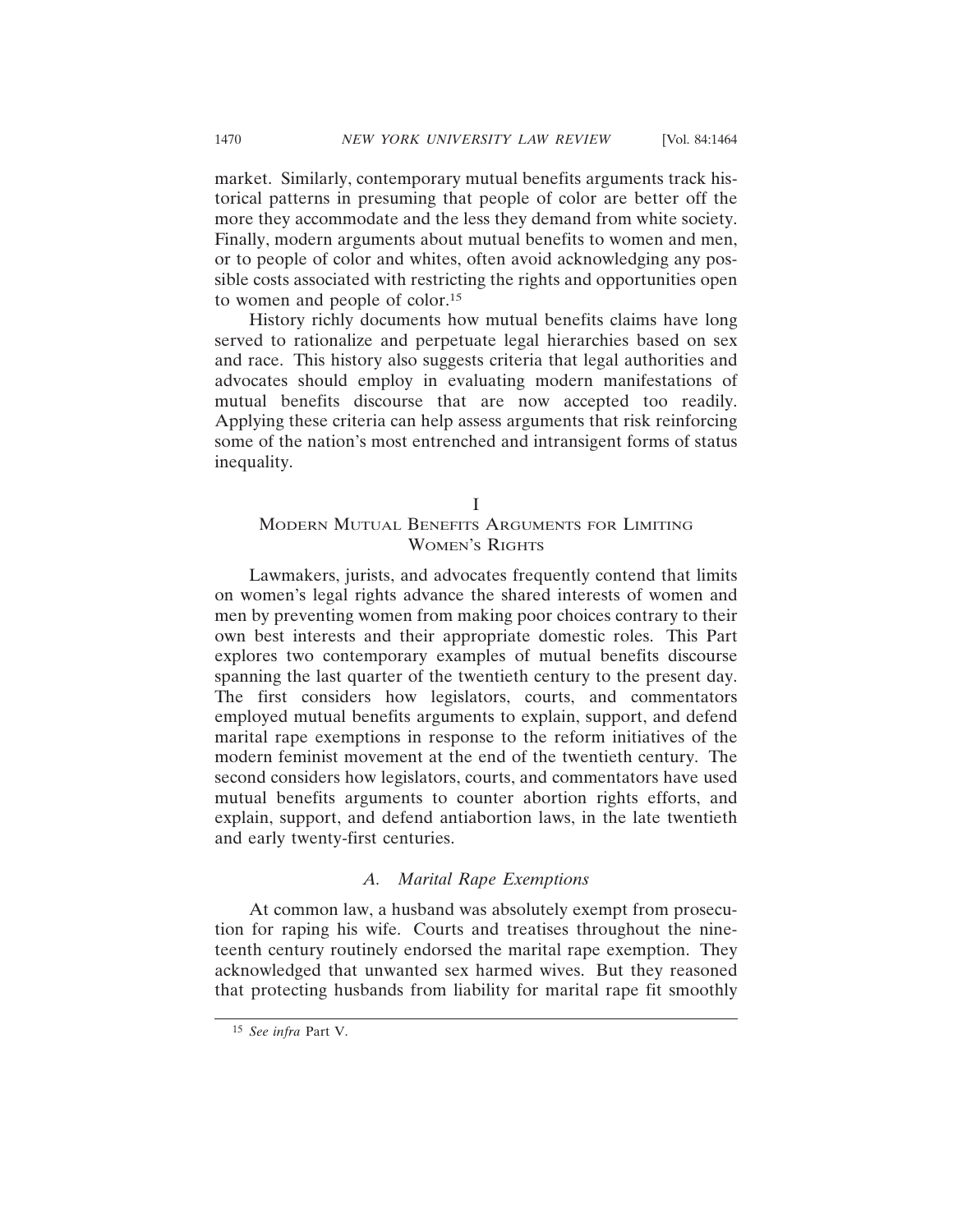market. Similarly, contemporary mutual benefits arguments track historical patterns in presuming that people of color are better off the more they accommodate and the less they demand from white society. Finally, modern arguments about mutual benefits to women and men, or to people of color and whites, often avoid acknowledging any possible costs associated with restricting the rights and opportunities open to women and people of color.[15]

History richly documents how mutual benefits claims have long served to rationalize and perpetuate legal hierarchies based on sex and race. This history also suggests criteria that legal authorities and advocates should employ in evaluating modern manifestations of mutual benefits discourse that are now accepted too readily. Applying these criteria can help assess arguments that risk reinforcing some of the nation's most entrenched and intransigent forms of status inequality.

## I
## Modern Mutual Benefits Arguments for Limiting Women's Rights

Lawmakers, jurists, and advocates frequently contend that limits on women's legal rights advance the shared interests of women and men by preventing women from making poor choices contrary to their own best interests and their appropriate domestic roles. This Part explores two contemporary examples of mutual benefits discourse spanning the last quarter of the twentieth century to the present day. The first considers how legislators, courts, and commentators employed mutual benefits arguments to explain, support, and defend marital rape exemptions in response to the reform initiatives of the modern feminist movement at the end of the twentieth century. The second considers how legislators, courts, and commentators have used mutual benefits arguments to counter abortion rights efforts, and explain, support, and defend antiabortion laws, in the late twentieth and early twenty-first centuries.

### *A. Marital Rape Exemptions*

At common law, a husband was absolutely exempt from prosecution for raping his wife. Courts and treatises throughout the nineteenth century routinely endorsed the marital rape exemption. They acknowledged that unwanted sex harmed wives. But they reasoned that protecting husbands from liability for marital rape fit smoothly

[15] *See infra* Part V.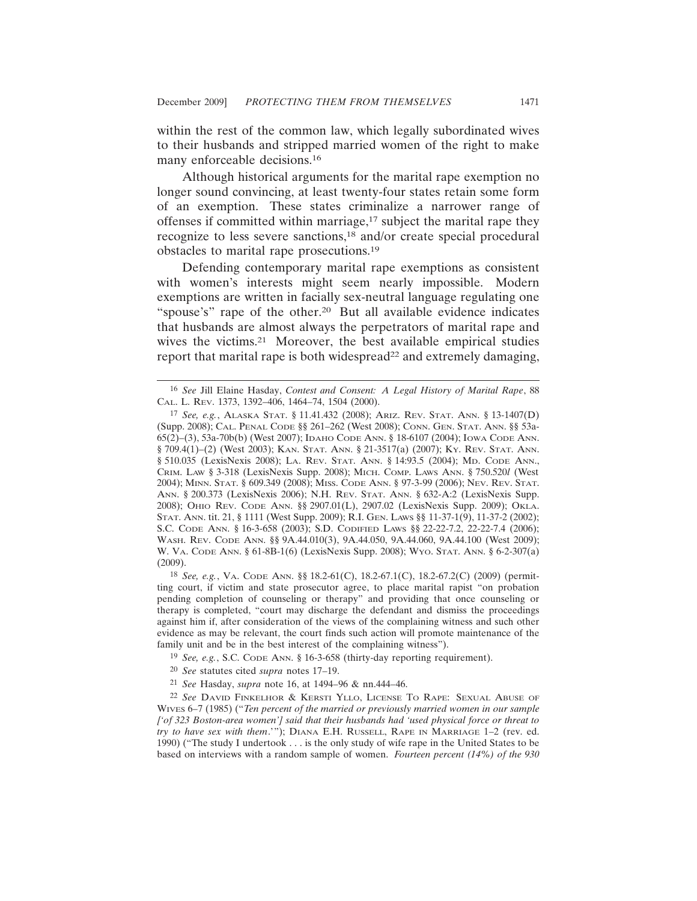within the rest of the common law, which legally subordinated wives to their husbands and stripped married women of the right to make many enforceable decisions.[16]

Although historical arguments for the marital rape exemption no longer sound convincing, at least twenty-four states retain some form of an exemption. These states criminalize a narrower range of offenses if committed within marriage,[17] subject the marital rape they recognize to less severe sanctions,[18] and/or create special procedural obstacles to marital rape prosecutions.[19]

Defending contemporary marital rape exemptions as consistent with women's interests might seem nearly impossible. Modern exemptions are written in facially sex-neutral language regulating one "spouse's" rape of the other.[20] But all available evidence indicates that husbands are almost always the perpetrators of marital rape and wives the victims.[21] Moreover, the best available empirical studies report that marital rape is both widespread[22] and extremely damaging,

---

[16] *See* Jill Elaine Hasday, *Contest and Consent: A Legal History of Marital Rape*, 88 CAL. L. REV. 1373, 1392–406, 1464–74, 1504 (2000).

[17] *See, e.g.*, ALASKA STAT. § 11.41.432 (2008); ARIZ. REV. STAT. ANN. § 13-1407(D) (Supp. 2008); CAL. PENAL CODE §§ 261–262 (West 2008); CONN. GEN. STAT. ANN. §§ 53a-65(2)–(3), 53a-70b(b) (West 2007); IDAHO CODE ANN. § 18-6107 (2004); IOWA CODE ANN. § 709.4(1)–(2) (West 2003); KAN. STAT. ANN. § 21-3517(a) (2007); KY. REV. STAT. ANN. § 510.035 (LexisNexis 2008); LA. REV. STAT. ANN. § 14:93.5 (2004); MD. CODE ANN., CRIM. LAW § 3-318 (LexisNexis Supp. 2008); MICH. COMP. LAWS ANN. § 750.520*l* (West 2004); MINN. STAT. § 609.349 (2008); MISS. CODE ANN. § 97-3-99 (2006); NEV. REV. STAT. ANN. § 200.373 (LexisNexis 2006); N.H. REV. STAT. ANN. § 632-A:2 (LexisNexis Supp. 2008); OHIO REV. CODE ANN. §§ 2907.01(L), 2907.02 (LexisNexis Supp. 2009); OKLA. STAT. ANN. tit. 21, § 1111 (West Supp. 2009); R.I. GEN. LAWS §§ 11-37-1(9), 11-37-2 (2002); S.C. CODE ANN. § 16-3-658 (2003); S.D. CODIFIED LAWS §§ 22-22-7.2, 22-22-7.4 (2006); WASH. REV. CODE ANN. §§ 9A.44.010(3), 9A.44.050, 9A.44.060, 9A.44.100 (West 2009); W. VA. CODE ANN. § 61-8B-1(6) (LexisNexis Supp. 2008); WYO. STAT. ANN. § 6-2-307(a) (2009).

[18] *See, e.g.*, VA. CODE ANN. §§ 18.2-61(C), 18.2-67.1(C), 18.2-67.2(C) (2009) (permitting court, if victim and state prosecutor agree, to place marital rapist "on probation pending completion of counseling or therapy" and providing that once counseling or therapy is completed, "court may discharge the defendant and dismiss the proceedings against him if, after consideration of the views of the complaining witness and such other evidence as may be relevant, the court finds such action will promote maintenance of the family unit and be in the best interest of the complaining witness").

[19] *See, e.g.*, S.C. CODE ANN. § 16-3-658 (thirty-day reporting requirement).

[20] *See* statutes cited *supra* notes 17–19.

[21] *See* Hasday, *supra* note 16, at 1494–96 & nn.444–46.

[22] *See* DAVID FINKELHOR & KERSTI YLLO, LICENSE TO RAPE: SEXUAL ABUSE OF WIVES 6–7 (1985) ("*Ten percent of the married or previously married women in our sample ['of 323 Boston-area women'] said that their husbands had 'used physical force or threat to try to have sex with them*.'"); DIANA E.H. RUSSELL, RAPE IN MARRIAGE 1–2 (rev. ed. 1990) ("The study I undertook . . . is the only study of wife rape in the United States to be based on interviews with a random sample of women. *Fourteen percent (14%) of the 930*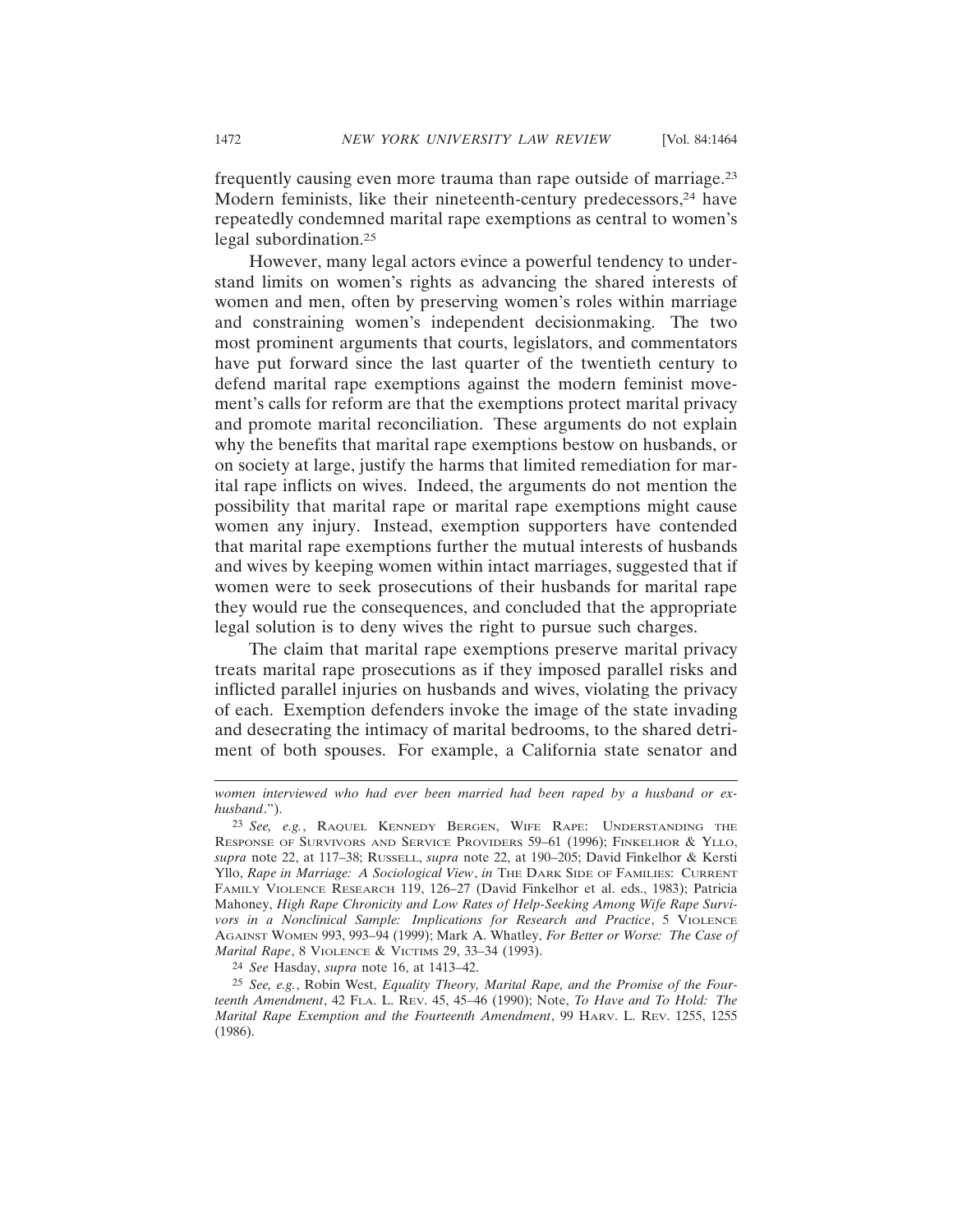frequently causing even more trauma than rape outside of marriage.[23] Modern feminists, like their nineteenth-century predecessors,[24] have repeatedly condemned marital rape exemptions as central to women's legal subordination.[25]

However, many legal actors evince a powerful tendency to understand limits on women's rights as advancing the shared interests of women and men, often by preserving women's roles within marriage and constraining women's independent decisionmaking. The two most prominent arguments that courts, legislators, and commentators have put forward since the last quarter of the twentieth century to defend marital rape exemptions against the modern feminist movement's calls for reform are that the exemptions protect marital privacy and promote marital reconciliation. These arguments do not explain why the benefits that marital rape exemptions bestow on husbands, or on society at large, justify the harms that limited remediation for marital rape inflicts on wives. Indeed, the arguments do not mention the possibility that marital rape or marital rape exemptions might cause women any injury. Instead, exemption supporters have contended that marital rape exemptions further the mutual interests of husbands and wives by keeping women within intact marriages, suggested that if women were to seek prosecutions of their husbands for marital rape they would rue the consequences, and concluded that the appropriate legal solution is to deny wives the right to pursue such charges.

The claim that marital rape exemptions preserve marital privacy treats marital rape prosecutions as if they imposed parallel risks and inflicted parallel injuries on husbands and wives, violating the privacy of each. Exemption defenders invoke the image of the state invading and desecrating the intimacy of marital bedrooms, to the shared detriment of both spouses. For example, a California state senator and

---

*women interviewed who had ever been married had been raped by a husband or ex-husband*.").

[23] *See, e.g.*, Raquel Kennedy Bergen, Wife Rape: Understanding the Response of Survivors and Service Providers 59–61 (1996); Finkelhor & Yllo, *supra* note 22, at 117–38; Russell, *supra* note 22, at 190–205; David Finkelhor & Kersti Yllo, *Rape in Marriage: A Sociological View*, *in* The Dark Side of Families: Current Family Violence Research 119, 126–27 (David Finkelhor et al. eds., 1983); Patricia Mahoney, *High Rape Chronicity and Low Rates of Help-Seeking Among Wife Rape Survivors in a Nonclinical Sample: Implications for Research and Practice*, 5 Violence Against Women 993, 993–94 (1999); Mark A. Whatley, *For Better or Worse: The Case of Marital Rape*, 8 Violence & Victims 29, 33–34 (1993).

[24] *See* Hasday, *supra* note 16, at 1413–42.

[25] *See, e.g.*, Robin West, *Equality Theory, Marital Rape, and the Promise of the Fourteenth Amendment*, 42 Fla. L. Rev. 45, 45–46 (1990); Note, *To Have and To Hold: The Marital Rape Exemption and the Fourteenth Amendment*, 99 Harv. L. Rev. 1255, 1255 (1986).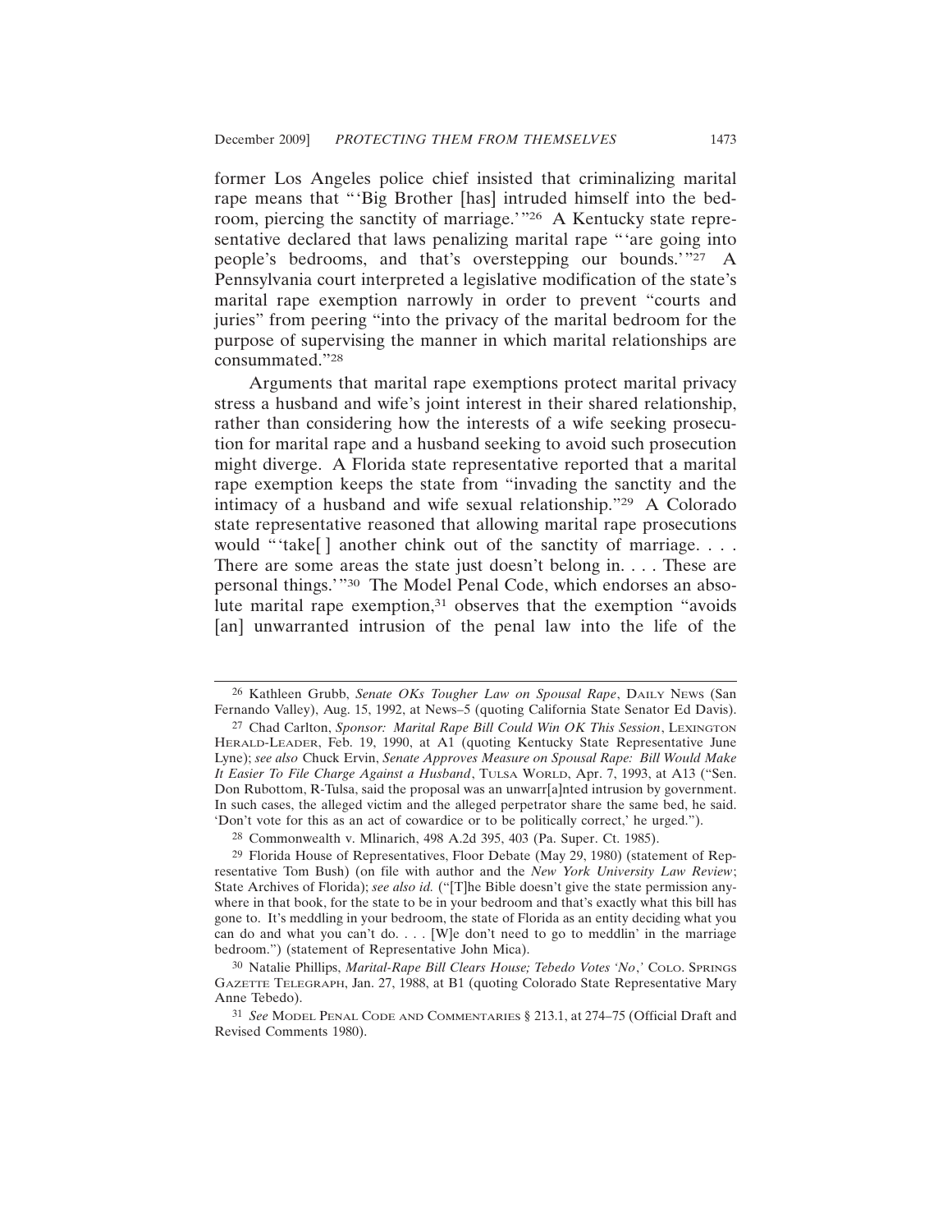former Los Angeles police chief insisted that criminalizing marital rape means that "'Big Brother [has] intruded himself into the bedroom, piercing the sanctity of marriage.'"[26] A Kentucky state representative declared that laws penalizing marital rape "'are going into people's bedrooms, and that's overstepping our bounds.'"[27] A Pennsylvania court interpreted a legislative modification of the state's marital rape exemption narrowly in order to prevent "courts and juries" from peering "into the privacy of the marital bedroom for the purpose of supervising the manner in which marital relationships are consummated."[28]

Arguments that marital rape exemptions protect marital privacy stress a husband and wife's joint interest in their shared relationship, rather than considering how the interests of a wife seeking prosecution for marital rape and a husband seeking to avoid such prosecution might diverge. A Florida state representative reported that a marital rape exemption keeps the state from "invading the sanctity and the intimacy of a husband and wife sexual relationship."[29] A Colorado state representative reasoned that allowing marital rape prosecutions would "'take[ ] another chink out of the sanctity of marriage. . . . There are some areas the state just doesn't belong in. . . . These are personal things.'"[30] The Model Penal Code, which endorses an absolute marital rape exemption,[31] observes that the exemption "avoids [an] unwarranted intrusion of the penal law into the life of the

---

[26] Kathleen Grubb, *Senate OKs Tougher Law on Spousal Rape*, DAILY NEWS (San Fernando Valley), Aug. 15, 1992, at News–5 (quoting California State Senator Ed Davis).

[27] Chad Carlton, *Sponsor: Marital Rape Bill Could Win OK This Session*, LEXINGTON HERALD-LEADER, Feb. 19, 1990, at A1 (quoting Kentucky State Representative June Lyne); *see also* Chuck Ervin, *Senate Approves Measure on Spousal Rape: Bill Would Make It Easier To File Charge Against a Husband*, TULSA WORLD, Apr. 7, 1993, at A13 ("Sen. Don Rubottom, R-Tulsa, said the proposal was an unwarr[a]nted intrusion by government. In such cases, the alleged victim and the alleged perpetrator share the same bed, he said. 'Don't vote for this as an act of cowardice or to be politically correct,' he urged.").

[28] Commonwealth v. Mlinarich, 498 A.2d 395, 403 (Pa. Super. Ct. 1985).

[29] Florida House of Representatives, Floor Debate (May 29, 1980) (statement of Representative Tom Bush) (on file with author and the *New York University Law Review*; State Archives of Florida); *see also id.* ("[T]he Bible doesn't give the state permission anywhere in that book, for the state to be in your bedroom and that's exactly what this bill has gone to. It's meddling in your bedroom, the state of Florida as an entity deciding what you can do and what you can't do. . . . [W]e don't need to go to meddlin' in the marriage bedroom.") (statement of Representative John Mica).

[30] Natalie Phillips, *Marital-Rape Bill Clears House; Tebedo Votes 'No*,' COLO. SPRINGS GAZETTE TELEGRAPH, Jan. 27, 1988, at B1 (quoting Colorado State Representative Mary Anne Tebedo).

[31] *See* MODEL PENAL CODE AND COMMENTARIES § 213.1, at 274–75 (Official Draft and Revised Comments 1980).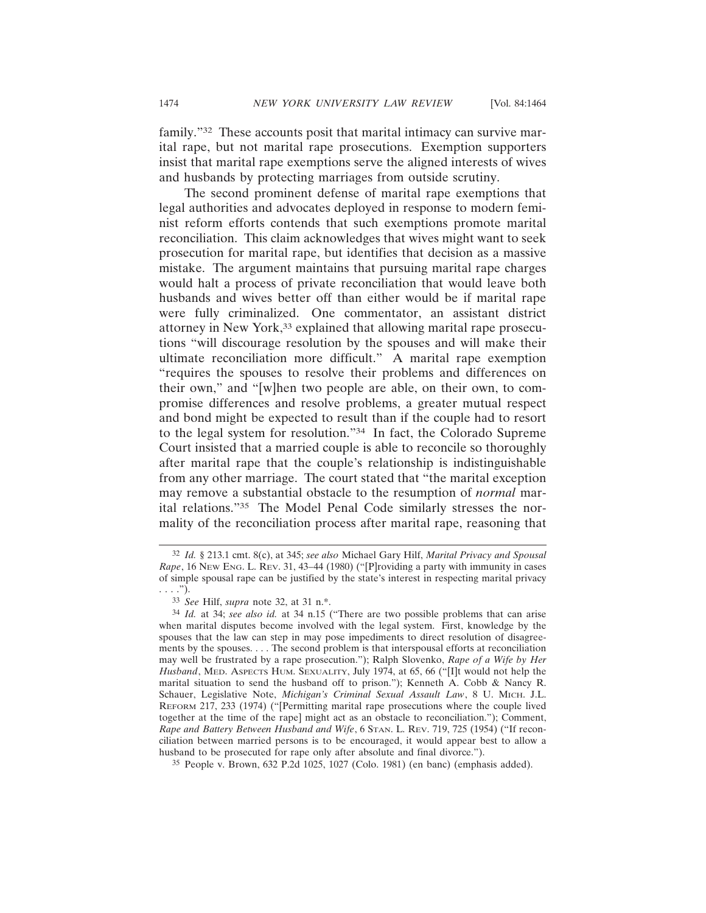family."[32] These accounts posit that marital intimacy can survive marital rape, but not marital rape prosecutions. Exemption supporters insist that marital rape exemptions serve the aligned interests of wives and husbands by protecting marriages from outside scrutiny.

The second prominent defense of marital rape exemptions that legal authorities and advocates deployed in response to modern feminist reform efforts contends that such exemptions promote marital reconciliation. This claim acknowledges that wives might want to seek prosecution for marital rape, but identifies that decision as a massive mistake. The argument maintains that pursuing marital rape charges would halt a process of private reconciliation that would leave both husbands and wives better off than either would be if marital rape were fully criminalized. One commentator, an assistant district attorney in New York,[33] explained that allowing marital rape prosecutions "will discourage resolution by the spouses and will make their ultimate reconciliation more difficult." A marital rape exemption "requires the spouses to resolve their problems and differences on their own," and "[w]hen two people are able, on their own, to compromise differences and resolve problems, a greater mutual respect and bond might be expected to result than if the couple had to resort to the legal system for resolution."[34] In fact, the Colorado Supreme Court insisted that a married couple is able to reconcile so thoroughly after marital rape that the couple's relationship is indistinguishable from any other marriage. The court stated that "the marital exception may remove a substantial obstacle to the resumption of *normal* marital relations."[35] The Model Penal Code similarly stresses the normality of the reconciliation process after marital rape, reasoning that

---

[32] *Id.* § 213.1 cmt. 8(c), at 345; *see also* Michael Gary Hilf, *Marital Privacy and Spousal Rape*, 16 NEW ENG. L. REV. 31, 43–44 (1980) ("[P]roviding a party with immunity in cases of simple spousal rape can be justified by the state's interest in respecting marital privacy . . . .").

[33] *See* Hilf, *supra* note 32, at 31 n.*.

[34] *Id.* at 34; *see also id.* at 34 n.15 ("There are two possible problems that can arise when marital disputes become involved with the legal system. First, knowledge by the spouses that the law can step in may pose impediments to direct resolution of disagreements by the spouses. . . . The second problem is that interspousal efforts at reconciliation may well be frustrated by a rape prosecution."); Ralph Slovenko, *Rape of a Wife by Her Husband*, MED. ASPECTS HUM. SEXUALITY, July 1974, at 65, 66 ("[I]t would not help the marital situation to send the husband off to prison."); Kenneth A. Cobb & Nancy R. Schauer, Legislative Note, *Michigan's Criminal Sexual Assault Law*, 8 U. MICH. J.L. REFORM 217, 233 (1974) ("[Permitting marital rape prosecutions where the couple lived together at the time of the rape] might act as an obstacle to reconciliation."); Comment, *Rape and Battery Between Husband and Wife*, 6 STAN. L. REV. 719, 725 (1954) ("If reconciliation between married persons is to be encouraged, it would appear best to allow a husband to be prosecuted for rape only after absolute and final divorce.").

[35] People v. Brown, 632 P.2d 1025, 1027 (Colo. 1981) (en banc) (emphasis added).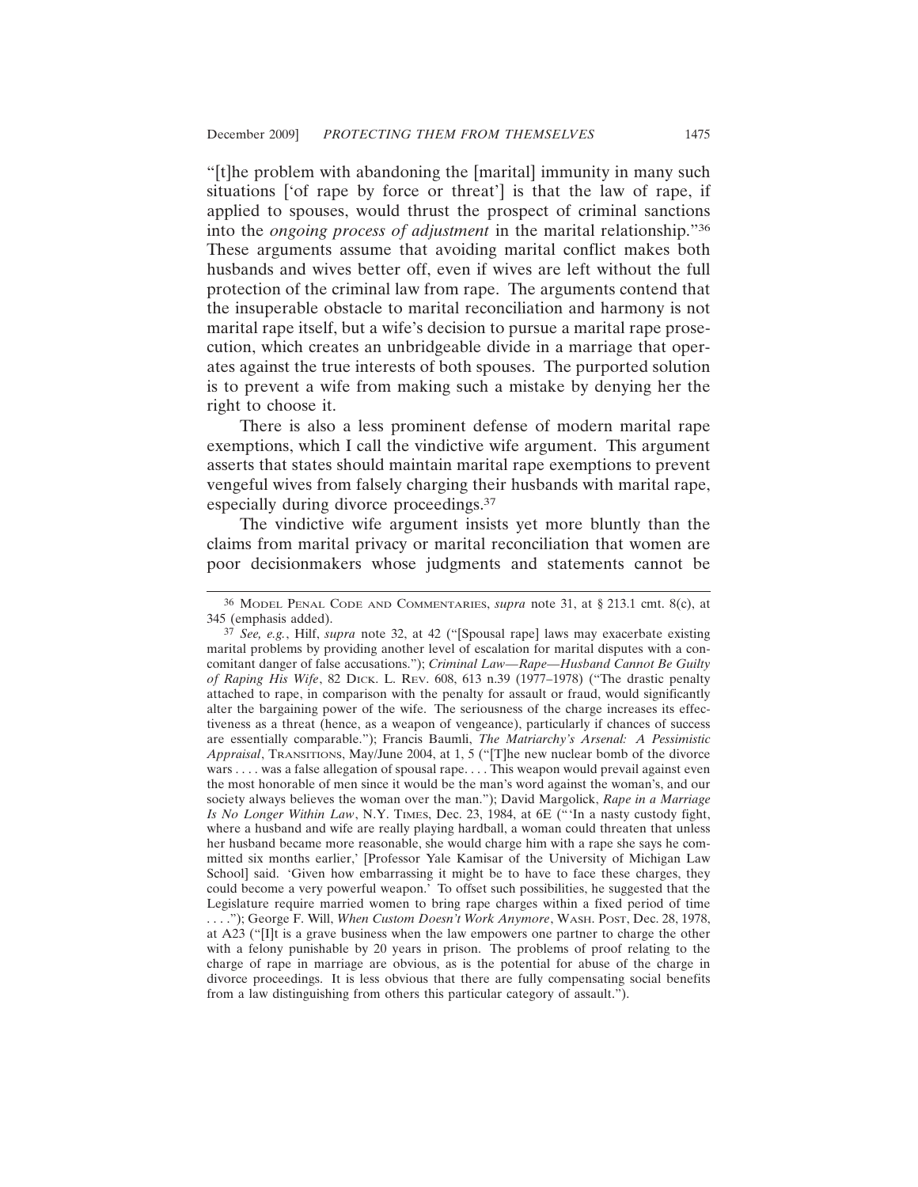"[t]he problem with abandoning the [marital] immunity in many such situations ['of rape by force or threat'] is that the law of rape, if applied to spouses, would thrust the prospect of criminal sanctions into the *ongoing process of adjustment* in the marital relationship."[36] These arguments assume that avoiding marital conflict makes both husbands and wives better off, even if wives are left without the full protection of the criminal law from rape. The arguments contend that the insuperable obstacle to marital reconciliation and harmony is not marital rape itself, but a wife's decision to pursue a marital rape prosecution, which creates an unbridgeable divide in a marriage that operates against the true interests of both spouses. The purported solution is to prevent a wife from making such a mistake by denying her the right to choose it.

There is also a less prominent defense of modern marital rape exemptions, which I call the vindictive wife argument. This argument asserts that states should maintain marital rape exemptions to prevent vengeful wives from falsely charging their husbands with marital rape, especially during divorce proceedings.[37]

The vindictive wife argument insists yet more bluntly than the claims from marital privacy or marital reconciliation that women are poor decisionmakers whose judgments and statements cannot be

---

[36] MODEL PENAL CODE AND COMMENTARIES, *supra* note 31, at § 213.1 cmt. 8(c), at 345 (emphasis added).

[37] *See, e.g.*, Hilf, *supra* note 32, at 42 ("[Spousal rape] laws may exacerbate existing marital problems by providing another level of escalation for marital disputes with a concomitant danger of false accusations."); *Criminal Law—Rape—Husband Cannot Be Guilty of Raping His Wife*, 82 DICK. L. REV. 608, 613 n.39 (1977–1978) ("The drastic penalty attached to rape, in comparison with the penalty for assault or fraud, would significantly alter the bargaining power of the wife. The seriousness of the charge increases its effectiveness as a threat (hence, as a weapon of vengeance), particularly if chances of success are essentially comparable."); Francis Baumli, *The Matriarchy's Arsenal: A Pessimistic Appraisal*, TRANSITIONS, May/June 2004, at 1, 5 ("[T]he new nuclear bomb of the divorce wars . . . . was a false allegation of spousal rape. . . . This weapon would prevail against even the most honorable of men since it would be the man's word against the woman's, and our society always believes the woman over the man."); David Margolick, *Rape in a Marriage Is No Longer Within Law*, N.Y. TIMES, Dec. 23, 1984, at 6E ("'In a nasty custody fight, where a husband and wife are really playing hardball, a woman could threaten that unless her husband became more reasonable, she would charge him with a rape she says he committed six months earlier,' [Professor Yale Kamisar of the University of Michigan Law School] said. 'Given how embarrassing it might be to have to face these charges, they could become a very powerful weapon.' To offset such possibilities, he suggested that the Legislature require married women to bring rape charges within a fixed period of time . . . ."); George F. Will, *When Custom Doesn't Work Anymore*, WASH. POST, Dec. 28, 1978, at A23 ("[I]t is a grave business when the law empowers one partner to charge the other with a felony punishable by 20 years in prison. The problems of proof relating to the charge of rape in marriage are obvious, as is the potential for abuse of the charge in divorce proceedings. It is less obvious that there are fully compensating social benefits from a law distinguishing from others this particular category of assault.").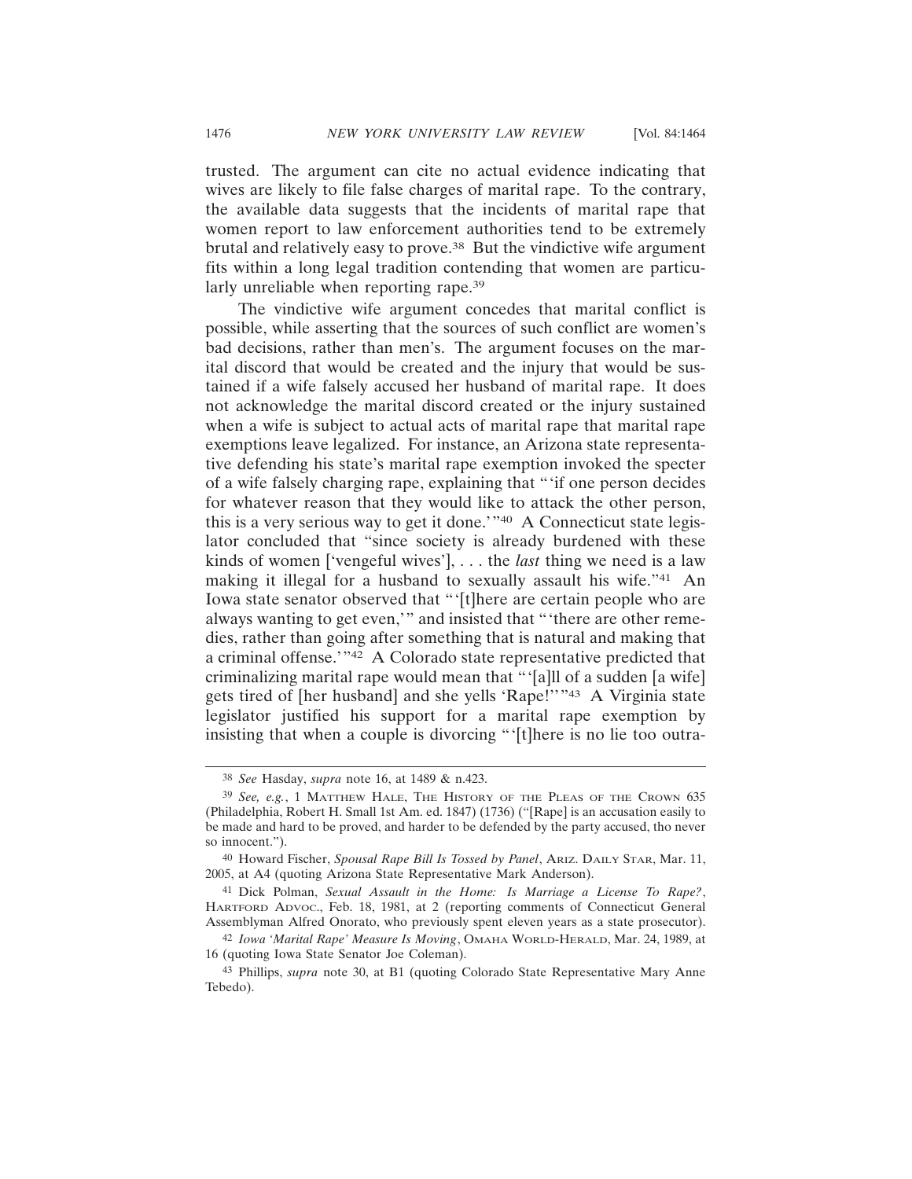trusted. The argument can cite no actual evidence indicating that wives are likely to file false charges of marital rape. To the contrary, the available data suggests that the incidents of marital rape that women report to law enforcement authorities tend to be extremely brutal and relatively easy to prove.[38] But the vindictive wife argument fits within a long legal tradition contending that women are particularly unreliable when reporting rape.[39]

The vindictive wife argument concedes that marital conflict is possible, while asserting that the sources of such conflict are women's bad decisions, rather than men's. The argument focuses on the marital discord that would be created and the injury that would be sustained if a wife falsely accused her husband of marital rape. It does not acknowledge the marital discord created or the injury sustained when a wife is subject to actual acts of marital rape that marital rape exemptions leave legalized. For instance, an Arizona state representative defending his state's marital rape exemption invoked the specter of a wife falsely charging rape, explaining that "'if one person decides for whatever reason that they would like to attack the other person, this is a very serious way to get it done.'"[40] A Connecticut state legislator concluded that "since society is already burdened with these kinds of women ['vengeful wives'], . . . the *last* thing we need is a law making it illegal for a husband to sexually assault his wife."[41] An Iowa state senator observed that "'[t]here are certain people who are always wanting to get even,'" and insisted that "'there are other remedies, rather than going after something that is natural and making that a criminal offense.'"[42] A Colorado state representative predicted that criminalizing marital rape would mean that "'[a]ll of a sudden [a wife] gets tired of [her husband] and she yells 'Rape!''"[43] A Virginia state legislator justified his support for a marital rape exemption by insisting that when a couple is divorcing "'[t]here is no lie too outra-

---

[38] *See* Hasday, *supra* note 16, at 1489 & n.423.

[39] *See, e.g.*, 1 MATTHEW HALE, THE HISTORY OF THE PLEAS OF THE CROWN 635 (Philadelphia, Robert H. Small 1st Am. ed. 1847) (1736) ("[Rape] is an accusation easily to be made and hard to be proved, and harder to be defended by the party accused, tho never so innocent.").

[40] Howard Fischer, *Spousal Rape Bill Is Tossed by Panel*, ARIZ. DAILY STAR, Mar. 11, 2005, at A4 (quoting Arizona State Representative Mark Anderson).

[41] Dick Polman, *Sexual Assault in the Home: Is Marriage a License To Rape?*, HARTFORD ADVOC., Feb. 18, 1981, at 2 (reporting comments of Connecticut General Assemblyman Alfred Onorato, who previously spent eleven years as a state prosecutor).

[42] *Iowa 'Marital Rape' Measure Is Moving*, OMAHA WORLD-HERALD, Mar. 24, 1989, at 16 (quoting Iowa State Senator Joe Coleman).

[43] Phillips, *supra* note 30, at B1 (quoting Colorado State Representative Mary Anne Tebedo).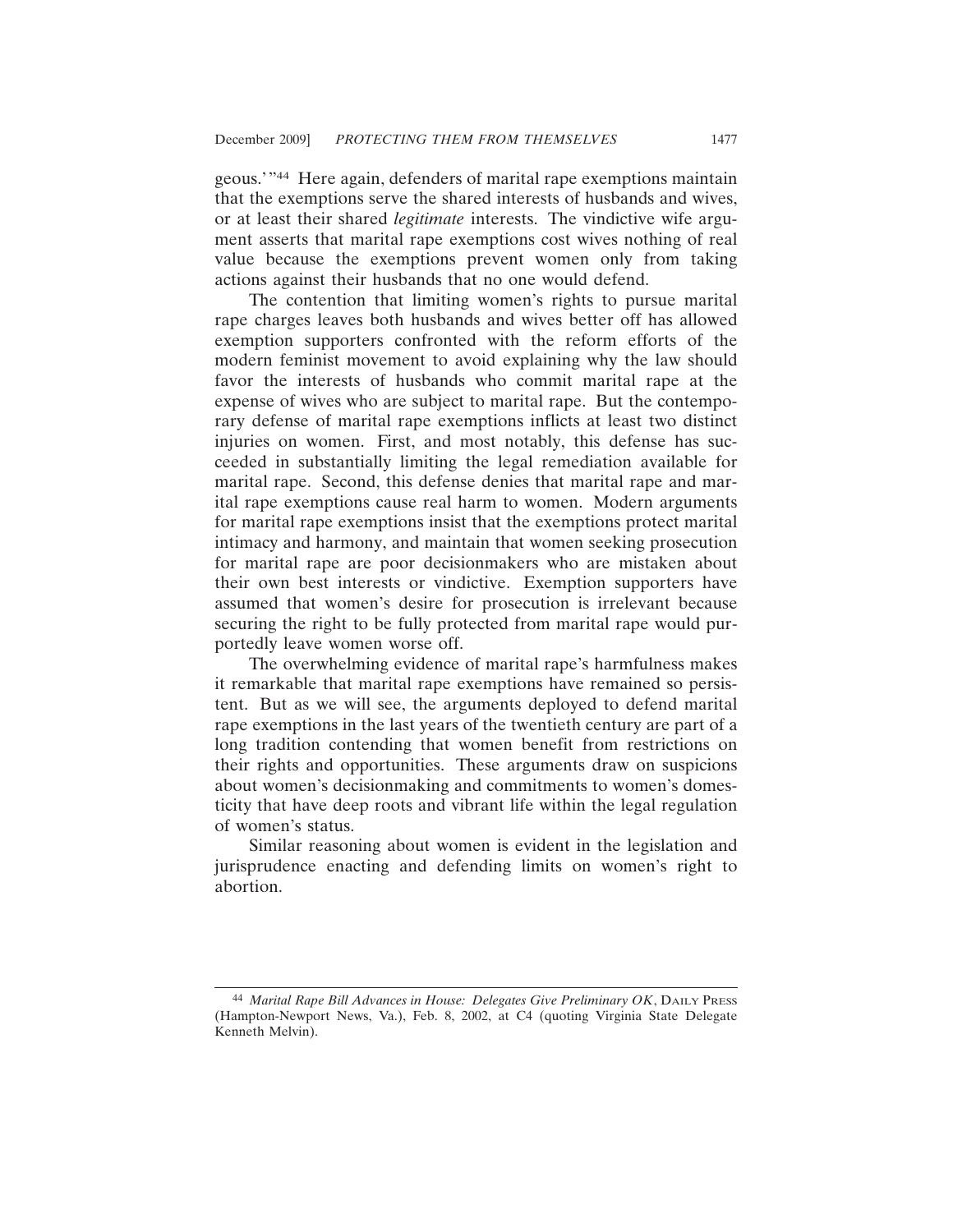geous.'"[44] Here again, defenders of marital rape exemptions maintain that the exemptions serve the shared interests of husbands and wives, or at least their shared *legitimate* interests. The vindictive wife argument asserts that marital rape exemptions cost wives nothing of real value because the exemptions prevent women only from taking actions against their husbands that no one would defend.

The contention that limiting women's rights to pursue marital rape charges leaves both husbands and wives better off has allowed exemption supporters confronted with the reform efforts of the modern feminist movement to avoid explaining why the law should favor the interests of husbands who commit marital rape at the expense of wives who are subject to marital rape. But the contemporary defense of marital rape exemptions inflicts at least two distinct injuries on women. First, and most notably, this defense has succeeded in substantially limiting the legal remediation available for marital rape. Second, this defense denies that marital rape and marital rape exemptions cause real harm to women. Modern arguments for marital rape exemptions insist that the exemptions protect marital intimacy and harmony, and maintain that women seeking prosecution for marital rape are poor decisionmakers who are mistaken about their own best interests or vindictive. Exemption supporters have assumed that women's desire for prosecution is irrelevant because securing the right to be fully protected from marital rape would purportedly leave women worse off.

The overwhelming evidence of marital rape's harmfulness makes it remarkable that marital rape exemptions have remained so persistent. But as we will see, the arguments deployed to defend marital rape exemptions in the last years of the twentieth century are part of a long tradition contending that women benefit from restrictions on their rights and opportunities. These arguments draw on suspicions about women's decisionmaking and commitments to women's domesticity that have deep roots and vibrant life within the legal regulation of women's status.

Similar reasoning about women is evident in the legislation and jurisprudence enacting and defending limits on women's right to abortion.

---

[44] *Marital Rape Bill Advances in House: Delegates Give Preliminary OK*, DAILY PRESS (Hampton-Newport News, Va.), Feb. 8, 2002, at C4 (quoting Virginia State Delegate Kenneth Melvin).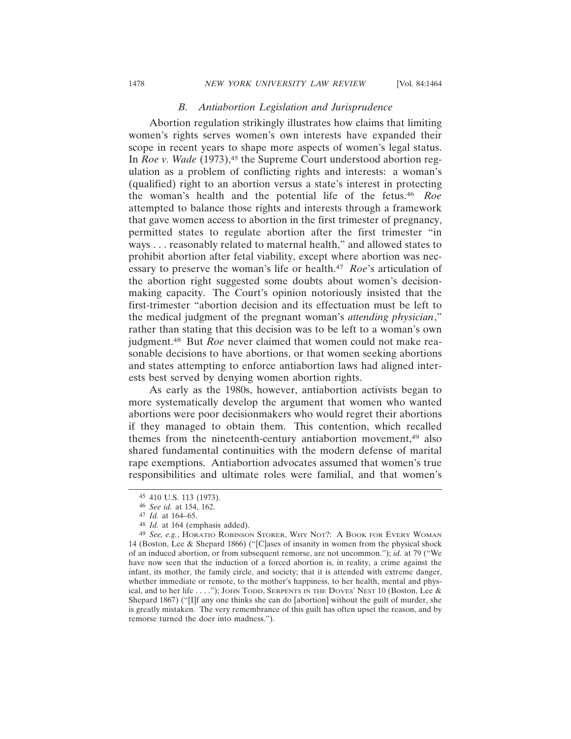### *B. Antiabortion Legislation and Jurisprudence*

Abortion regulation strikingly illustrates how claims that limiting women's rights serves women's own interests have expanded their scope in recent years to shape more aspects of women's legal status. In *Roe v. Wade* (1973),[45] the Supreme Court understood abortion regulation as a problem of conflicting rights and interests: a woman's (qualified) right to an abortion versus a state's interest in protecting the woman's health and the potential life of the fetus.[46] *Roe* attempted to balance those rights and interests through a framework that gave women access to abortion in the first trimester of pregnancy, permitted states to regulate abortion after the first trimester "in ways . . . reasonably related to maternal health," and allowed states to prohibit abortion after fetal viability, except where abortion was necessary to preserve the woman's life or health.[47] *Roe*'s articulation of the abortion right suggested some doubts about women's decisionmaking capacity. The Court's opinion notoriously insisted that the first-trimester "abortion decision and its effectuation must be left to the medical judgment of the pregnant woman's *attending physician*," rather than stating that this decision was to be left to a woman's own judgment.[48] But *Roe* never claimed that women could not make reasonable decisions to have abortions, or that women seeking abortions and states attempting to enforce antiabortion laws had aligned interests best served by denying women abortion rights.

As early as the 1980s, however, antiabortion activists began to more systematically develop the argument that women who wanted abortions were poor decisionmakers who would regret their abortions if they managed to obtain them. This contention, which recalled themes from the nineteenth-century antiabortion movement,[49] also shared fundamental continuities with the modern defense of marital rape exemptions. Antiabortion advocates assumed that women's true responsibilities and ultimate roles were familial, and that women's

---

[45] 410 U.S. 113 (1973).

[46] *See id.* at 154, 162.

[47] *Id.* at 164–65.

[48] *Id.* at 164 (emphasis added).

[49] *See, e.g.*, HORATIO ROBINSON STORER, WHY NOT?: A BOOK FOR EVERY WOMAN 14 (Boston, Lee & Shepard 1866) ("[C]ases of insanity in women from the physical shock of an induced abortion, or from subsequent remorse, are not uncommon."); *id.* at 79 ("We have now seen that the induction of a forced abortion is, in reality, a crime against the infant, its mother, the family circle, and society; that it is attended with extreme danger, whether immediate or remote, to the mother's happiness, to her health, mental and physical, and to her life . . . ."); JOHN TODD, SERPENTS IN THE DOVES' NEST 10 (Boston, Lee & Shepard 1867) ("[I]f any one thinks she can do [abortion] without the guilt of murder, she is greatly mistaken. The very remembrance of this guilt has often upset the reason, and by remorse turned the doer into madness.").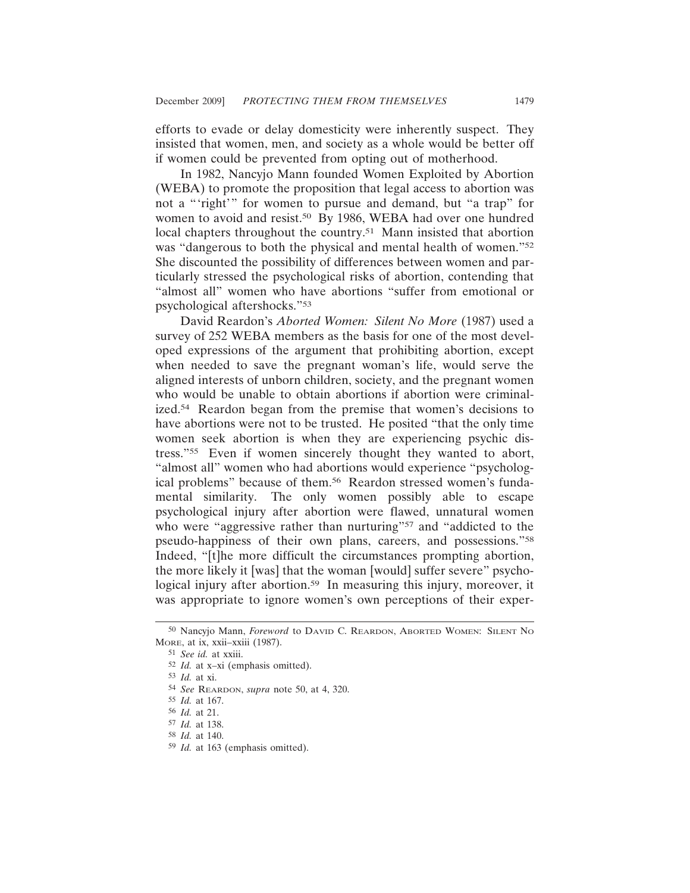efforts to evade or delay domesticity were inherently suspect. They insisted that women, men, and society as a whole would be better off if women could be prevented from opting out of motherhood.

In 1982, Nancyjo Mann founded Women Exploited by Abortion (WEBA) to promote the proposition that legal access to abortion was not a "'right'" for women to pursue and demand, but "a trap" for women to avoid and resist.[50] By 1986, WEBA had over one hundred local chapters throughout the country.[51] Mann insisted that abortion was "dangerous to both the physical and mental health of women."[52] She discounted the possibility of differences between women and particularly stressed the psychological risks of abortion, contending that "almost all" women who have abortions "suffer from emotional or psychological aftershocks."[53]

David Reardon's *Aborted Women: Silent No More* (1987) used a survey of 252 WEBA members as the basis for one of the most developed expressions of the argument that prohibiting abortion, except when needed to save the pregnant woman's life, would serve the aligned interests of unborn children, society, and the pregnant women who would be unable to obtain abortions if abortion were criminalized.[54] Reardon began from the premise that women's decisions to have abortions were not to be trusted. He posited "that the only time women seek abortion is when they are experiencing psychic distress."[55] Even if women sincerely thought they wanted to abort, "almost all" women who had abortions would experience "psychological problems" because of them.[56] Reardon stressed women's fundamental similarity. The only women possibly able to escape psychological injury after abortion were flawed, unnatural women who were "aggressive rather than nurturing"[57] and "addicted to the pseudo-happiness of their own plans, careers, and possessions."[58] Indeed, "[t]he more difficult the circumstances prompting abortion, the more likely it [was] that the woman [would] suffer severe" psychological injury after abortion.[59] In measuring this injury, moreover, it was appropriate to ignore women's own perceptions of their exper-

---

[50] Nancyjo Mann, *Foreword* to David C. Reardon, Aborted Women: Silent No More, at ix, xxii–xxiii (1987).

[51] *See id.* at xxiii.

[52] *Id.* at x–xi (emphasis omitted).

[53] *Id.* at xi.

[54] *See* Reardon, *supra* note 50, at 4, 320.

[55] *Id.* at 167.

[56] *Id.* at 21.

[57] *Id.* at 138.

[58] *Id.* at 140.

[59] *Id.* at 163 (emphasis omitted).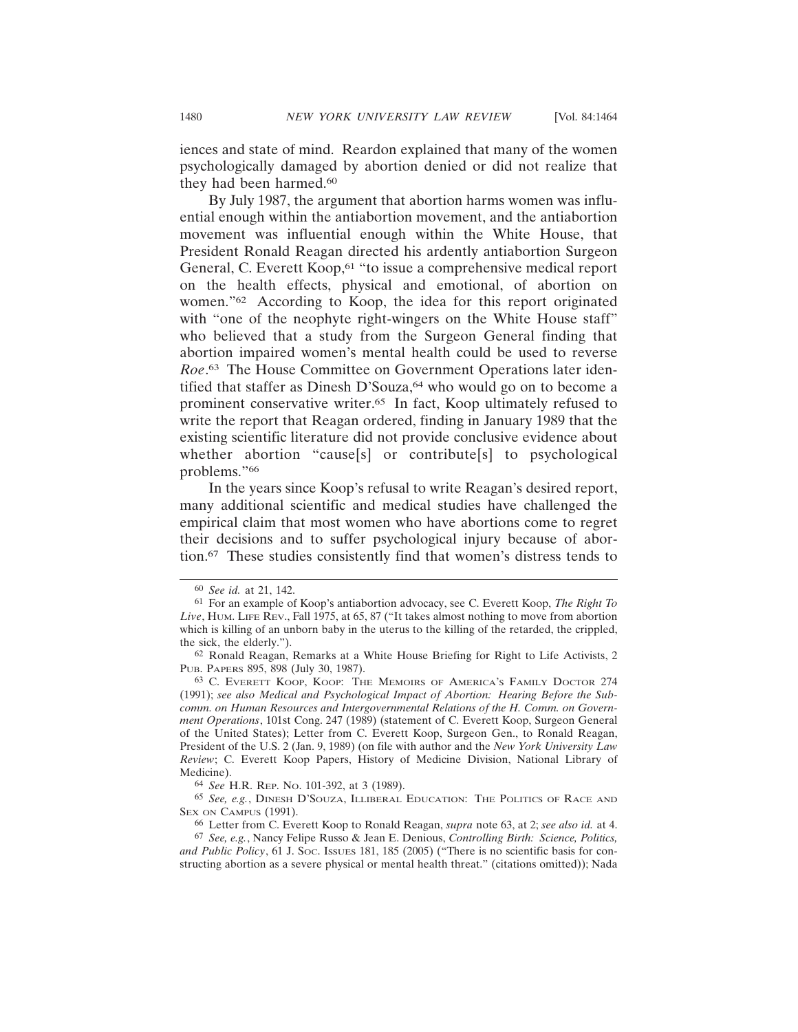iences and state of mind. Reardon explained that many of the women psychologically damaged by abortion denied or did not realize that they had been harmed.[60]

By July 1987, the argument that abortion harms women was influential enough within the antiabortion movement, and the antiabortion movement was influential enough within the White House, that President Ronald Reagan directed his ardently antiabortion Surgeon General, C. Everett Koop,[61] "to issue a comprehensive medical report on the health effects, physical and emotional, of abortion on women."[62] According to Koop, the idea for this report originated with "one of the neophyte right-wingers on the White House staff" who believed that a study from the Surgeon General finding that abortion impaired women's mental health could be used to reverse *Roe*.[63] The House Committee on Government Operations later identified that staffer as Dinesh D'Souza,[64] who would go on to become a prominent conservative writer.[65] In fact, Koop ultimately refused to write the report that Reagan ordered, finding in January 1989 that the existing scientific literature did not provide conclusive evidence about whether abortion "cause[s] or contribute[s] to psychological problems."[66]

In the years since Koop's refusal to write Reagan's desired report, many additional scientific and medical studies have challenged the empirical claim that most women who have abortions come to regret their decisions and to suffer psychological injury because of abortion.[67] These studies consistently find that women's distress tends to

---

[60] *See id.* at 21, 142.

[61] For an example of Koop's antiabortion advocacy, see C. Everett Koop, *The Right To Live*, HUM. LIFE REV., Fall 1975, at 65, 87 ("It takes almost nothing to move from abortion which is killing of an unborn baby in the uterus to the killing of the retarded, the crippled, the sick, the elderly.").

[62] Ronald Reagan, Remarks at a White House Briefing for Right to Life Activists, 2 PUB. PAPERS 895, 898 (July 30, 1987).

[63] C. EVERETT KOOP, KOOP: THE MEMOIRS OF AMERICA'S FAMILY DOCTOR 274 (1991); *see also Medical and Psychological Impact of Abortion: Hearing Before the Subcomm. on Human Resources and Intergovernmental Relations of the H. Comm. on Government Operations*, 101st Cong. 247 (1989) (statement of C. Everett Koop, Surgeon General of the United States); Letter from C. Everett Koop, Surgeon Gen., to Ronald Reagan, President of the U.S. 2 (Jan. 9, 1989) (on file with author and the *New York University Law Review*; C. Everett Koop Papers, History of Medicine Division, National Library of Medicine).

[64] *See* H.R. REP. NO. 101-392, at 3 (1989).

[65] *See, e.g.*, DINESH D'SOUZA, ILLIBERAL EDUCATION: THE POLITICS OF RACE AND SEX ON CAMPUS (1991).

[66] Letter from C. Everett Koop to Ronald Reagan, *supra* note 63, at 2; *see also id.* at 4.

[67] *See, e.g.*, Nancy Felipe Russo & Jean E. Denious, *Controlling Birth: Science, Politics, and Public Policy*, 61 J. SOC. ISSUES 181, 185 (2005) ("There is no scientific basis for constructing abortion as a severe physical or mental health threat." (citations omitted)); Nada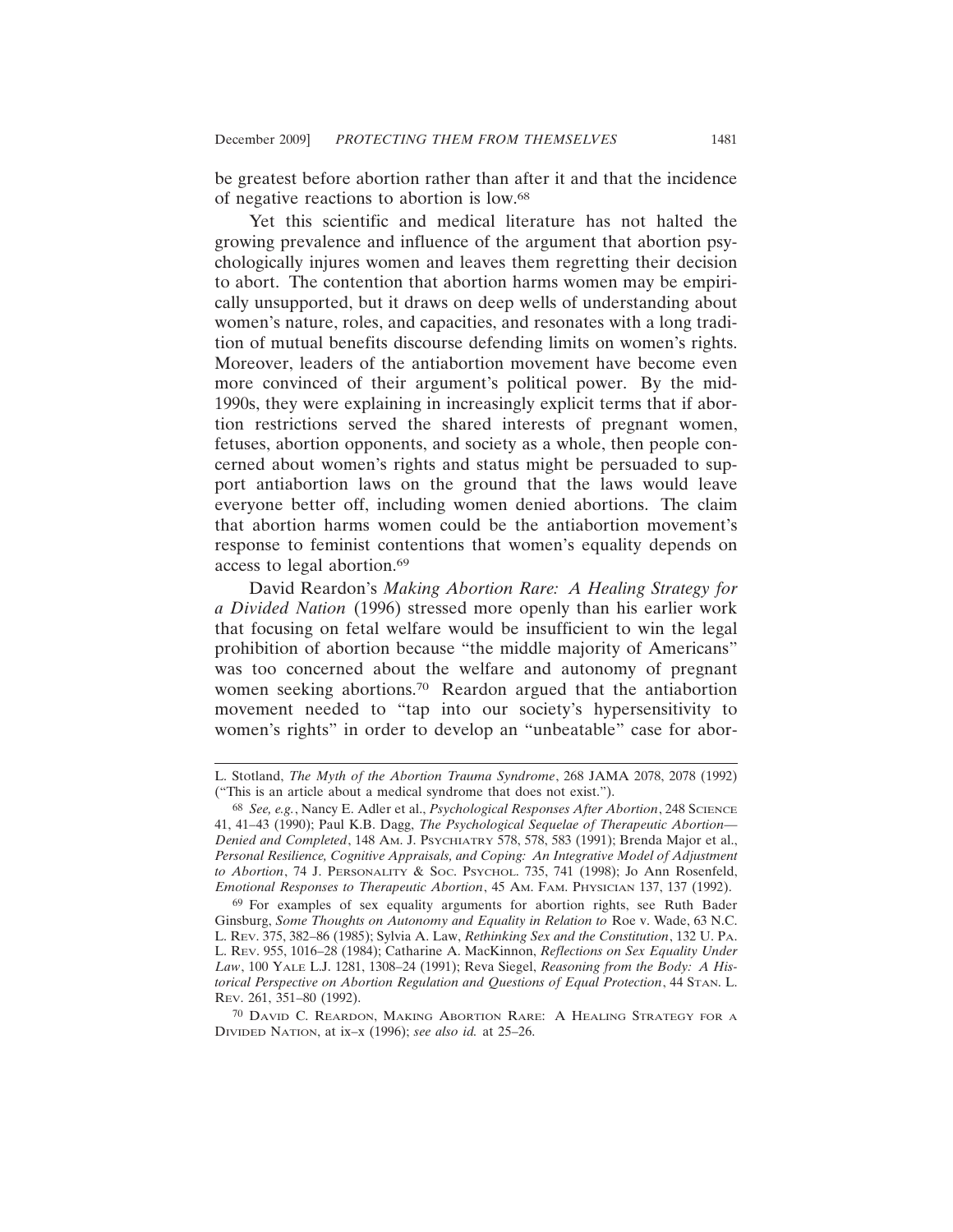be greatest before abortion rather than after it and that the incidence of negative reactions to abortion is low.[68]

Yet this scientific and medical literature has not halted the growing prevalence and influence of the argument that abortion psychologically injures women and leaves them regretting their decision to abort. The contention that abortion harms women may be empirically unsupported, but it draws on deep wells of understanding about women's nature, roles, and capacities, and resonates with a long tradition of mutual benefits discourse defending limits on women's rights. Moreover, leaders of the antiabortion movement have become even more convinced of their argument's political power. By the mid-1990s, they were explaining in increasingly explicit terms that if abortion restrictions served the shared interests of pregnant women, fetuses, abortion opponents, and society as a whole, then people concerned about women's rights and status might be persuaded to support antiabortion laws on the ground that the laws would leave everyone better off, including women denied abortions. The claim that abortion harms women could be the antiabortion movement's response to feminist contentions that women's equality depends on access to legal abortion.[69]

David Reardon's *Making Abortion Rare: A Healing Strategy for a Divided Nation* (1996) stressed more openly than his earlier work that focusing on fetal welfare would be insufficient to win the legal prohibition of abortion because "the middle majority of Americans" was too concerned about the welfare and autonomy of pregnant women seeking abortions.[70] Reardon argued that the antiabortion movement needed to "tap into our society's hypersensitivity to women's rights" in order to develop an "unbeatable" case for abor-

---

L. Stotland, *The Myth of the Abortion Trauma Syndrome*, 268 JAMA 2078, 2078 (1992) ("This is an article about a medical syndrome that does not exist.").

[68] *See, e.g.*, Nancy E. Adler et al., *Psychological Responses After Abortion*, 248 SCIENCE 41, 41–43 (1990); Paul K.B. Dagg, *The Psychological Sequelae of Therapeutic Abortion—Denied and Completed*, 148 AM. J. PSYCHIATRY 578, 578, 583 (1991); Brenda Major et al., *Personal Resilience, Cognitive Appraisals, and Coping: An Integrative Model of Adjustment to Abortion*, 74 J. PERSONALITY & SOC. PSYCHOL. 735, 741 (1998); Jo Ann Rosenfeld, *Emotional Responses to Therapeutic Abortion*, 45 AM. FAM. PHYSICIAN 137, 137 (1992).

[69] For examples of sex equality arguments for abortion rights, see Ruth Bader Ginsburg, *Some Thoughts on Autonomy and Equality in Relation to* Roe v. Wade, 63 N.C. L. REV. 375, 382–86 (1985); Sylvia A. Law, *Rethinking Sex and the Constitution*, 132 U. PA. L. REV. 955, 1016–28 (1984); Catharine A. MacKinnon, *Reflections on Sex Equality Under Law*, 100 YALE L.J. 1281, 1308–24 (1991); Reva Siegel, *Reasoning from the Body: A Historical Perspective on Abortion Regulation and Questions of Equal Protection*, 44 STAN. L. REV. 261, 351–80 (1992).

[70] DAVID C. REARDON, MAKING ABORTION RARE: A HEALING STRATEGY FOR A DIVIDED NATION, at ix–x (1996); *see also id.* at 25–26.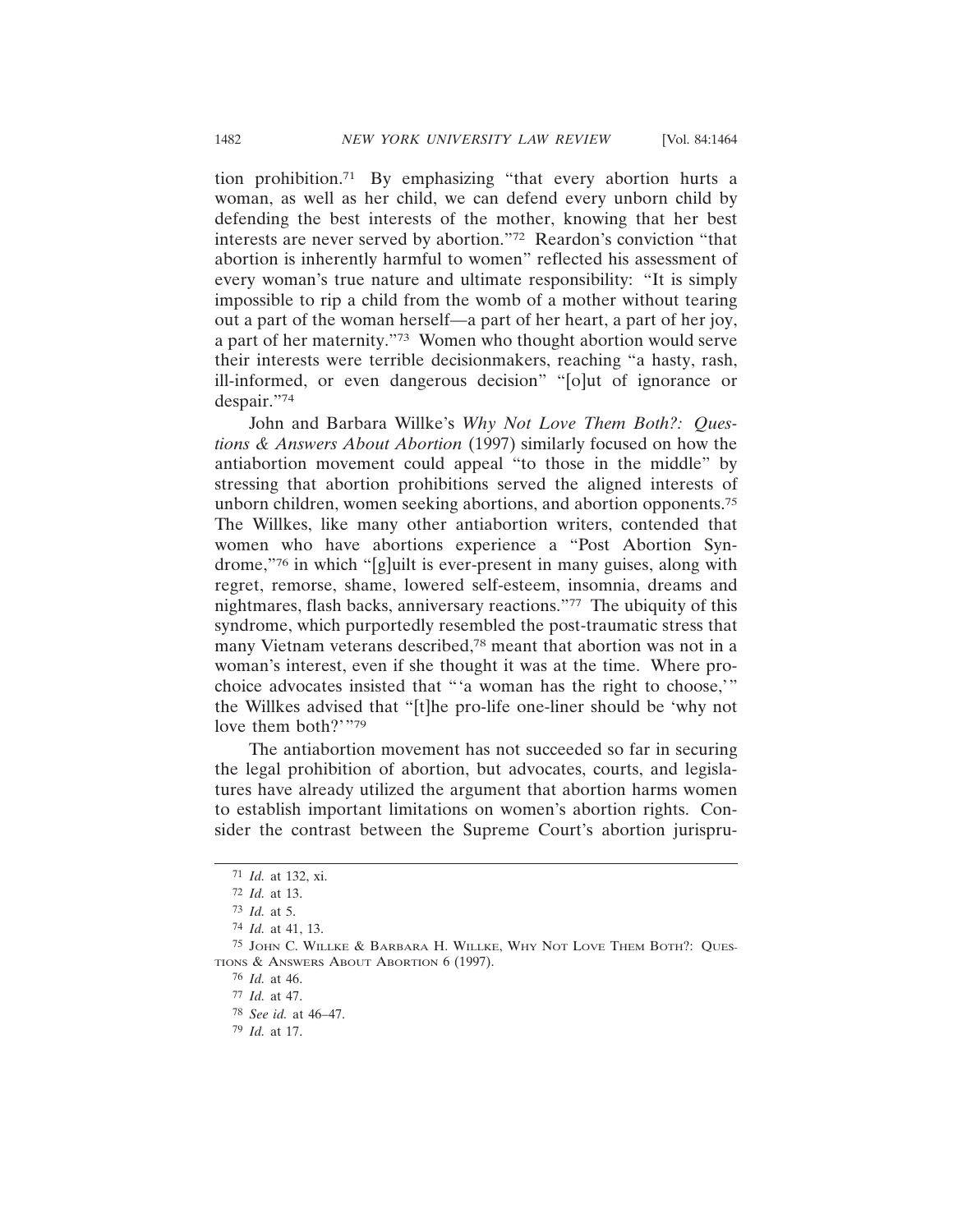tion prohibition.[71] By emphasizing "that every abortion hurts a woman, as well as her child, we can defend every unborn child by defending the best interests of the mother, knowing that her best interests are never served by abortion."[72] Reardon's conviction "that abortion is inherently harmful to women" reflected his assessment of every woman's true nature and ultimate responsibility: "It is simply impossible to rip a child from the womb of a mother without tearing out a part of the woman herself—a part of her heart, a part of her joy, a part of her maternity."[73] Women who thought abortion would serve their interests were terrible decisionmakers, reaching "a hasty, rash, ill-informed, or even dangerous decision" "[o]ut of ignorance or despair."[74]

John and Barbara Willke's *Why Not Love Them Both?: Questions & Answers About Abortion* (1997) similarly focused on how the antiabortion movement could appeal "to those in the middle" by stressing that abortion prohibitions served the aligned interests of unborn children, women seeking abortions, and abortion opponents.[75] The Willkes, like many other antiabortion writers, contended that women who have abortions experience a "Post Abortion Syndrome,"[76] in which "[g]uilt is ever-present in many guises, along with regret, remorse, shame, lowered self-esteem, insomnia, dreams and nightmares, flash backs, anniversary reactions."[77] The ubiquity of this syndrome, which purportedly resembled the post-traumatic stress that many Vietnam veterans described,[78] meant that abortion was not in a woman's interest, even if she thought it was at the time. Where pro-choice advocates insisted that "'a woman has the right to choose,'" the Willkes advised that "[t]he pro-life one-liner should be 'why not love them both?'"[79]

The antiabortion movement has not succeeded so far in securing the legal prohibition of abortion, but advocates, courts, and legislatures have already utilized the argument that abortion harms women to establish important limitations on women's abortion rights. Consider the contrast between the Supreme Court's abortion jurispru-

---

[71] *Id.* at 132, xi.

[72] *Id.* at 13.

[73] *Id.* at 5.

[74] *Id.* at 41, 13.

[75] John C. Willke & Barbara H. Willke, Why Not Love Them Both?: Questions & Answers About Abortion 6 (1997).

[76] *Id.* at 46.

[77] *Id.* at 47.

[78] *See id.* at 46–47.

[79] *Id.* at 17.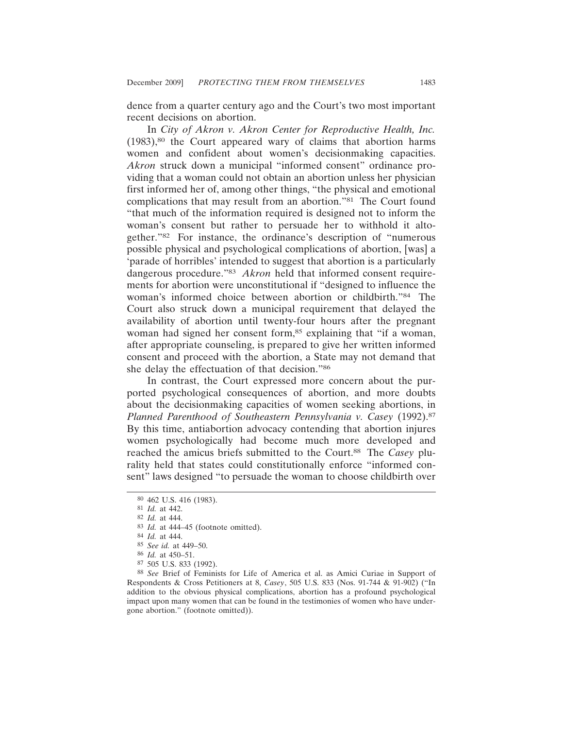dence from a quarter century ago and the Court's two most important recent decisions on abortion.

In *City of Akron v. Akron Center for Reproductive Health, Inc.* (1983),[80] the Court appeared wary of claims that abortion harms women and confident about women's decisionmaking capacities. *Akron* struck down a municipal "informed consent" ordinance providing that a woman could not obtain an abortion unless her physician first informed her of, among other things, "the physical and emotional complications that may result from an abortion."[81] The Court found "that much of the information required is designed not to inform the woman's consent but rather to persuade her to withhold it altogether."[82] For instance, the ordinance's description of "numerous possible physical and psychological complications of abortion, [was] a 'parade of horribles' intended to suggest that abortion is a particularly dangerous procedure."[83] *Akron* held that informed consent requirements for abortion were unconstitutional if "designed to influence the woman's informed choice between abortion or childbirth."[84] The Court also struck down a municipal requirement that delayed the availability of abortion until twenty-four hours after the pregnant woman had signed her consent form,[85] explaining that "if a woman, after appropriate counseling, is prepared to give her written informed consent and proceed with the abortion, a State may not demand that she delay the effectuation of that decision."[86]

In contrast, the Court expressed more concern about the purported psychological consequences of abortion, and more doubts about the decisionmaking capacities of women seeking abortions, in *Planned Parenthood of Southeastern Pennsylvania v. Casey* (1992).[87] By this time, antiabortion advocacy contending that abortion injures women psychologically had become much more developed and reached the amicus briefs submitted to the Court.[88] The *Casey* plurality held that states could constitutionally enforce "informed consent" laws designed "to persuade the woman to choose childbirth over

---

[80] 462 U.S. 416 (1983).

[81] *Id.* at 442.

[82] *Id.* at 444.

[83] *Id.* at 444–45 (footnote omitted).

[84] *Id.* at 444.

[85] *See id.* at 449–50.

[86] *Id.* at 450–51.

[87] 505 U.S. 833 (1992).

[88] *See* Brief of Feminists for Life of America et al. as Amici Curiae in Support of Respondents & Cross Petitioners at 8, *Casey*, 505 U.S. 833 (Nos. 91-744 & 91-902) ("In addition to the obvious physical complications, abortion has a profound psychological impact upon many women that can be found in the testimonies of women who have undergone abortion." (footnote omitted)).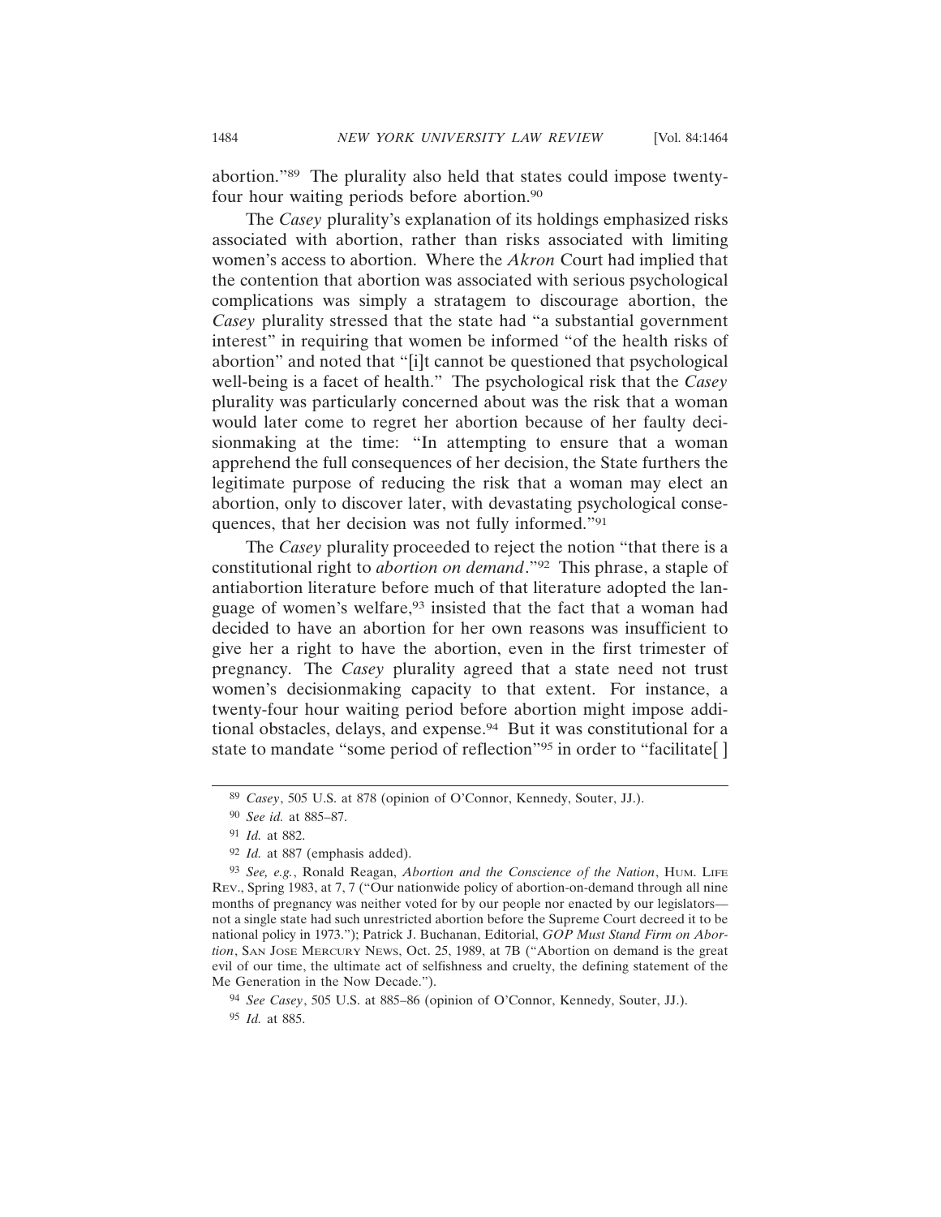abortion."[89] The plurality also held that states could impose twenty-four hour waiting periods before abortion.[90]

The *Casey* plurality's explanation of its holdings emphasized risks associated with abortion, rather than risks associated with limiting women's access to abortion. Where the *Akron* Court had implied that the contention that abortion was associated with serious psychological complications was simply a stratagem to discourage abortion, the *Casey* plurality stressed that the state had "a substantial government interest" in requiring that women be informed "of the health risks of abortion" and noted that "[i]t cannot be questioned that psychological well-being is a facet of health." The psychological risk that the *Casey* plurality was particularly concerned about was the risk that a woman would later come to regret her abortion because of her faulty decisionmaking at the time: "In attempting to ensure that a woman apprehend the full consequences of her decision, the State furthers the legitimate purpose of reducing the risk that a woman may elect an abortion, only to discover later, with devastating psychological consequences, that her decision was not fully informed."[91]

The *Casey* plurality proceeded to reject the notion "that there is a constitutional right to *abortion on demand*."[92] This phrase, a staple of antiabortion literature before much of that literature adopted the language of women's welfare,[93] insisted that the fact that a woman had decided to have an abortion for her own reasons was insufficient to give her a right to have the abortion, even in the first trimester of pregnancy. The *Casey* plurality agreed that a state need not trust women's decisionmaking capacity to that extent. For instance, a twenty-four hour waiting period before abortion might impose additional obstacles, delays, and expense.[94] But it was constitutional for a state to mandate "some period of reflection"[95] in order to "facilitate[ ]

---

[89] *Casey*, 505 U.S. at 878 (opinion of O'Connor, Kennedy, Souter, JJ.).

[90] *See id.* at 885–87.

[91] *Id.* at 882.

[92] *Id.* at 887 (emphasis added).

[93] *See, e.g.*, Ronald Reagan, *Abortion and the Conscience of the Nation*, HUM. LIFE REV., Spring 1983, at 7, 7 ("Our nationwide policy of abortion-on-demand through all nine months of pregnancy was neither voted for by our people nor enacted by our legislators—not a single state had such unrestricted abortion before the Supreme Court decreed it to be national policy in 1973."); Patrick J. Buchanan, Editorial, *GOP Must Stand Firm on Abortion*, SAN JOSE MERCURY NEWS, Oct. 25, 1989, at 7B ("Abortion on demand is the great evil of our time, the ultimate act of selfishness and cruelty, the defining statement of the Me Generation in the Now Decade.").

[94] *See Casey*, 505 U.S. at 885–86 (opinion of O'Connor, Kennedy, Souter, JJ.).

[95] *Id.* at 885.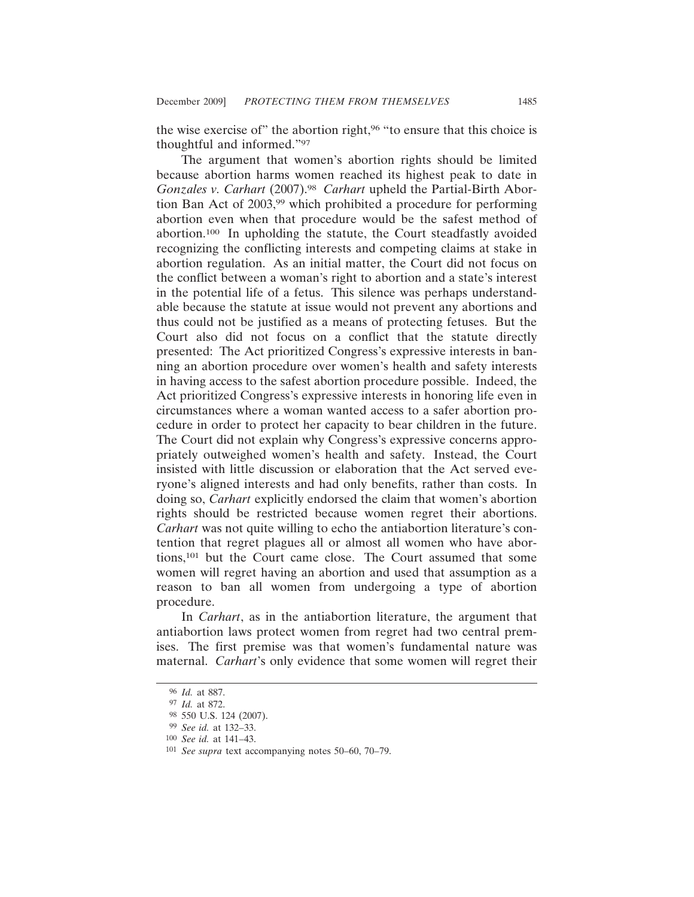the wise exercise of" the abortion right,[96] "to ensure that this choice is thoughtful and informed."[97]

The argument that women's abortion rights should be limited because abortion harms women reached its highest peak to date in *Gonzales v. Carhart* (2007).[98] *Carhart* upheld the Partial-Birth Abortion Ban Act of 2003,[99] which prohibited a procedure for performing abortion even when that procedure would be the safest method of abortion.[100] In upholding the statute, the Court steadfastly avoided recognizing the conflicting interests and competing claims at stake in abortion regulation. As an initial matter, the Court did not focus on the conflict between a woman's right to abortion and a state's interest in the potential life of a fetus. This silence was perhaps understandable because the statute at issue would not prevent any abortions and thus could not be justified as a means of protecting fetuses. But the Court also did not focus on a conflict that the statute directly presented: The Act prioritized Congress's expressive interests in banning an abortion procedure over women's health and safety interests in having access to the safest abortion procedure possible. Indeed, the Act prioritized Congress's expressive interests in honoring life even in circumstances where a woman wanted access to a safer abortion procedure in order to protect her capacity to bear children in the future. The Court did not explain why Congress's expressive concerns appropriately outweighed women's health and safety. Instead, the Court insisted with little discussion or elaboration that the Act served everyone's aligned interests and had only benefits, rather than costs. In doing so, *Carhart* explicitly endorsed the claim that women's abortion rights should be restricted because women regret their abortions. *Carhart* was not quite willing to echo the antiabortion literature's contention that regret plagues all or almost all women who have abortions,[101] but the Court came close. The Court assumed that some women will regret having an abortion and used that assumption as a reason to ban all women from undergoing a type of abortion procedure.

In *Carhart*, as in the antiabortion literature, the argument that antiabortion laws protect women from regret had two central premises. The first premise was that women's fundamental nature was maternal. *Carhart*'s only evidence that some women will regret their

---

[96] *Id.* at 887.

[97] *Id.* at 872.

[98] 550 U.S. 124 (2007).

[99] *See id.* at 132–33.

[100] *See id.* at 141–43.

[101] *See supra* text accompanying notes 50–60, 70–79.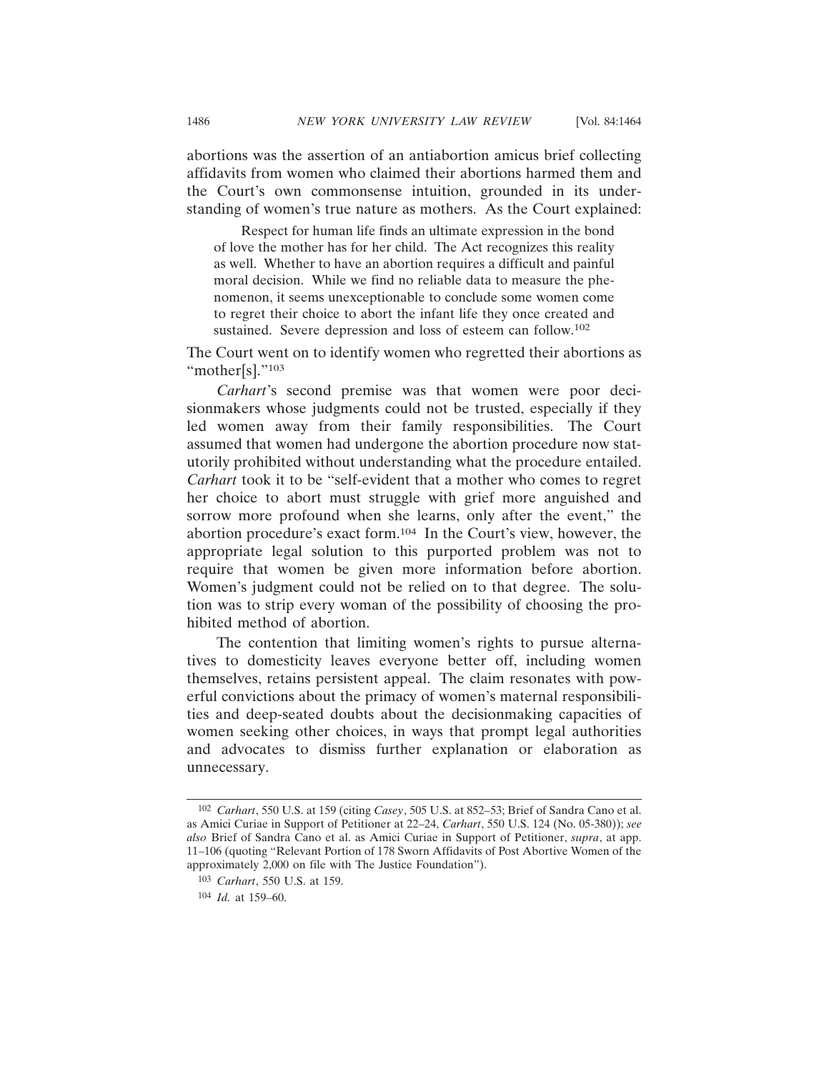abortions was the assertion of an antiabortion amicus brief collecting affidavits from women who claimed their abortions harmed them and the Court's own commonsense intuition, grounded in its understanding of women's true nature as mothers. As the Court explained:

> Respect for human life finds an ultimate expression in the bond of love the mother has for her child. The Act recognizes this reality as well. Whether to have an abortion requires a difficult and painful moral decision. While we find no reliable data to measure the phenomenon, it seems unexceptionable to conclude some women come to regret their choice to abort the infant life they once created and sustained. Severe depression and loss of esteem can follow.[102]

The Court went on to identify women who regretted their abortions as "mother[s]."[103]

*Carhart*'s second premise was that women were poor decisionmakers whose judgments could not be trusted, especially if they led women away from their family responsibilities. The Court assumed that women had undergone the abortion procedure now statutorily prohibited without understanding what the procedure entailed. *Carhart* took it to be "self-evident that a mother who comes to regret her choice to abort must struggle with grief more anguished and sorrow more profound when she learns, only after the event," the abortion procedure's exact form.[104] In the Court's view, however, the appropriate legal solution to this purported problem was not to require that women be given more information before abortion. Women's judgment could not be relied on to that degree. The solution was to strip every woman of the possibility of choosing the prohibited method of abortion.

The contention that limiting women's rights to pursue alternatives to domesticity leaves everyone better off, including women themselves, retains persistent appeal. The claim resonates with powerful convictions about the primacy of women's maternal responsibilities and deep-seated doubts about the decisionmaking capacities of women seeking other choices, in ways that prompt legal authorities and advocates to dismiss further explanation or elaboration as unnecessary.

---

[102] *Carhart*, 550 U.S. at 159 (citing *Casey*, 505 U.S. at 852–53; Brief of Sandra Cano et al. as Amici Curiae in Support of Petitioner at 22–24, *Carhart*, 550 U.S. 124 (No. 05-380)); *see also* Brief of Sandra Cano et al. as Amici Curiae in Support of Petitioner, *supra*, at app. 11–106 (quoting "Relevant Portion of 178 Sworn Affidavits of Post Abortive Women of the approximately 2,000 on file with The Justice Foundation").

[103] *Carhart*, 550 U.S. at 159.

[104] *Id.* at 159–60.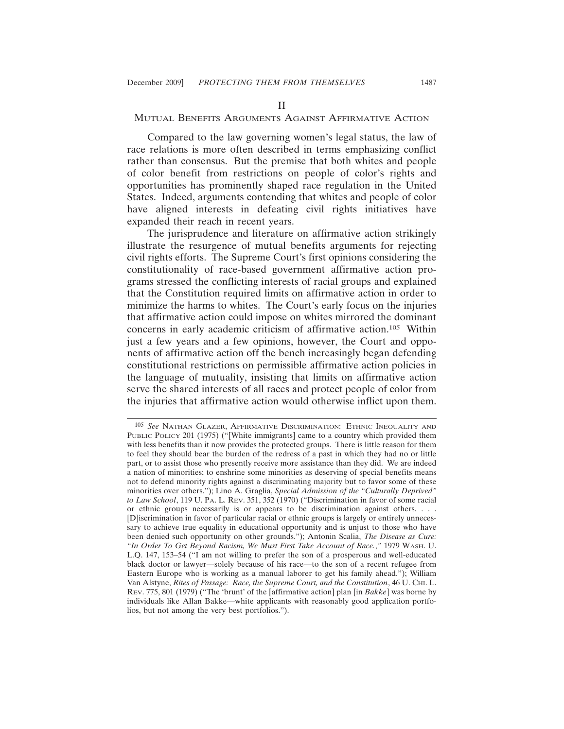## II

## Mutual Benefits Arguments Against Affirmative Action

Compared to the law governing women's legal status, the law of race relations is more often described in terms emphasizing conflict rather than consensus. But the premise that both whites and people of color benefit from restrictions on people of color's rights and opportunities has prominently shaped race regulation in the United States. Indeed, arguments contending that whites and people of color have aligned interests in defeating civil rights initiatives have expanded their reach in recent years.

The jurisprudence and literature on affirmative action strikingly illustrate the resurgence of mutual benefits arguments for rejecting civil rights efforts. The Supreme Court's first opinions considering the constitutionality of race-based government affirmative action programs stressed the conflicting interests of racial groups and explained that the Constitution required limits on affirmative action in order to minimize the harms to whites. The Court's early focus on the injuries that affirmative action could impose on whites mirrored the dominant concerns in early academic criticism of affirmative action.[105] Within just a few years and a few opinions, however, the Court and opponents of affirmative action off the bench increasingly began defending constitutional restrictions on permissible affirmative action policies in the language of mutuality, insisting that limits on affirmative action serve the shared interests of all races and protect people of color from the injuries that affirmative action would otherwise inflict upon them.

---

[105] *See* Nathan Glazer, Affirmative Discrimination: Ethnic Inequality and Public Policy 201 (1975) ("[White immigrants] came to a country which provided them with less benefits than it now provides the protected groups. There is little reason for them to feel they should bear the burden of the redress of a past in which they had no or little part, or to assist those who presently receive more assistance than they did. We are indeed a nation of minorities; to enshrine some minorities as deserving of special benefits means not to defend minority rights against a discriminating majority but to favor some of these minorities over others."); Lino A. Graglia, *Special Admission of the "Culturally Deprived" to Law School*, 119 U. Pa. L. Rev. 351, 352 (1970) ("Discrimination in favor of some racial or ethnic groups necessarily is or appears to be discrimination against others. . . . [D]iscrimination in favor of particular racial or ethnic groups is largely or entirely unnecessary to achieve true equality in educational opportunity and is unjust to those who have been denied such opportunity on other grounds."); Antonin Scalia, *The Disease as Cure: "In Order To Get Beyond Racism, We Must First Take Account of Race.,"* 1979 Wash. U. L.Q. 147, 153–54 ("I am not willing to prefer the son of a prosperous and well-educated black doctor or lawyer—solely because of his race—to the son of a recent refugee from Eastern Europe who is working as a manual laborer to get his family ahead."); William Van Alstyne, *Rites of Passage: Race, the Supreme Court, and the Constitution*, 46 U. Chi. L. Rev. 775, 801 (1979) ("The 'brunt' of the [affirmative action] plan [in *Bakke*] was borne by individuals like Allan Bakke—white applicants with reasonably good application portfolios, but not among the very best portfolios.").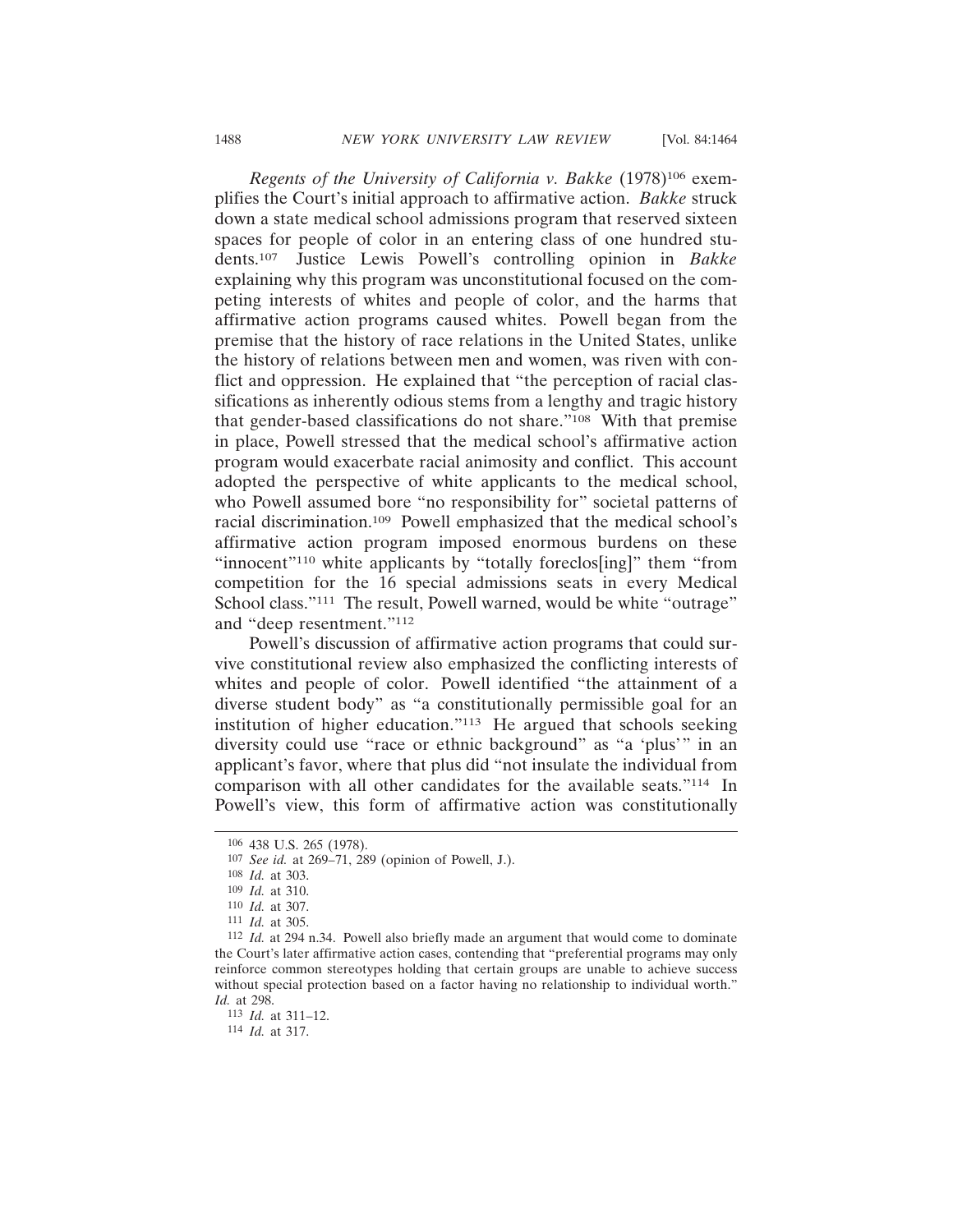*Regents of the University of California v. Bakke* (1978)[106] exemplifies the Court's initial approach to affirmative action. *Bakke* struck down a state medical school admissions program that reserved sixteen spaces for people of color in an entering class of one hundred students.[107] Justice Lewis Powell's controlling opinion in *Bakke* explaining why this program was unconstitutional focused on the competing interests of whites and people of color, and the harms that affirmative action programs caused whites. Powell began from the premise that the history of race relations in the United States, unlike the history of relations between men and women, was riven with conflict and oppression. He explained that "the perception of racial classifications as inherently odious stems from a lengthy and tragic history that gender-based classifications do not share."[108] With that premise in place, Powell stressed that the medical school's affirmative action program would exacerbate racial animosity and conflict. This account adopted the perspective of white applicants to the medical school, who Powell assumed bore "no responsibility for" societal patterns of racial discrimination.[109] Powell emphasized that the medical school's affirmative action program imposed enormous burdens on these "innocent"[110] white applicants by "totally foreclos[ing]" them "from competition for the 16 special admissions seats in every Medical School class."[111] The result, Powell warned, would be white "outrage" and "deep resentment."[112]

Powell's discussion of affirmative action programs that could survive constitutional review also emphasized the conflicting interests of whites and people of color. Powell identified "the attainment of a diverse student body" as "a constitutionally permissible goal for an institution of higher education."[113] He argued that schools seeking diversity could use "race or ethnic background" as "a 'plus'" in an applicant's favor, where that plus did "not insulate the individual from comparison with all other candidates for the available seats."[114] In Powell's view, this form of affirmative action was constitutionally

---

[106] 438 U.S. 265 (1978).

[107] *See id.* at 269–71, 289 (opinion of Powell, J.).

[108] *Id.* at 303.

[109] *Id.* at 310.

[110] *Id.* at 307.

[111] *Id.* at 305.

[112] *Id.* at 294 n.34. Powell also briefly made an argument that would come to dominate the Court's later affirmative action cases, contending that "preferential programs may only reinforce common stereotypes holding that certain groups are unable to achieve success without special protection based on a factor having no relationship to individual worth." *Id.* at 298.

[113] *Id.* at 311–12.

[114] *Id.* at 317.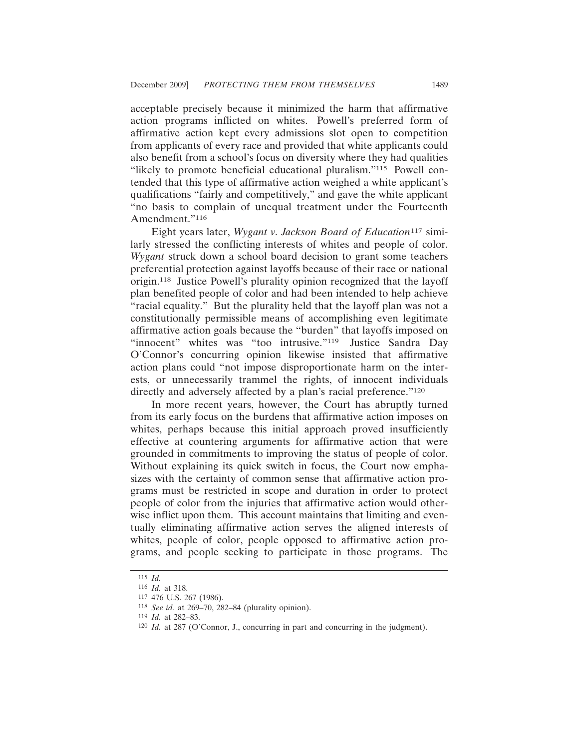acceptable precisely because it minimized the harm that affirmative action programs inflicted on whites. Powell's preferred form of affirmative action kept every admissions slot open to competition from applicants of every race and provided that white applicants could also benefit from a school's focus on diversity where they had qualities "likely to promote beneficial educational pluralism."[115] Powell contended that this type of affirmative action weighed a white applicant's qualifications "fairly and competitively," and gave the white applicant "no basis to complain of unequal treatment under the Fourteenth Amendment."[116]

Eight years later, *Wygant v. Jackson Board of Education*[117] similarly stressed the conflicting interests of whites and people of color. *Wygant* struck down a school board decision to grant some teachers preferential protection against layoffs because of their race or national origin.[118] Justice Powell's plurality opinion recognized that the layoff plan benefited people of color and had been intended to help achieve "racial equality." But the plurality held that the layoff plan was not a constitutionally permissible means of accomplishing even legitimate affirmative action goals because the "burden" that layoffs imposed on "innocent" whites was "too intrusive."[119] Justice Sandra Day O'Connor's concurring opinion likewise insisted that affirmative action plans could "not impose disproportionate harm on the interests, or unnecessarily trammel the rights, of innocent individuals directly and adversely affected by a plan's racial preference."[120]

In more recent years, however, the Court has abruptly turned from its early focus on the burdens that affirmative action imposes on whites, perhaps because this initial approach proved insufficiently effective at countering arguments for affirmative action that were grounded in commitments to improving the status of people of color. Without explaining its quick switch in focus, the Court now emphasizes with the certainty of common sense that affirmative action programs must be restricted in scope and duration in order to protect people of color from the injuries that affirmative action would otherwise inflict upon them. This account maintains that limiting and eventually eliminating affirmative action serves the aligned interests of whites, people of color, people opposed to affirmative action programs, and people seeking to participate in those programs. The

[115] *Id.*

[116] *Id.* at 318.

[117] 476 U.S. 267 (1986).

[118] *See id.* at 269–70, 282–84 (plurality opinion).

[119] *Id.* at 282–83.

[120] *Id.* at 287 (O'Connor, J., concurring in part and concurring in the judgment).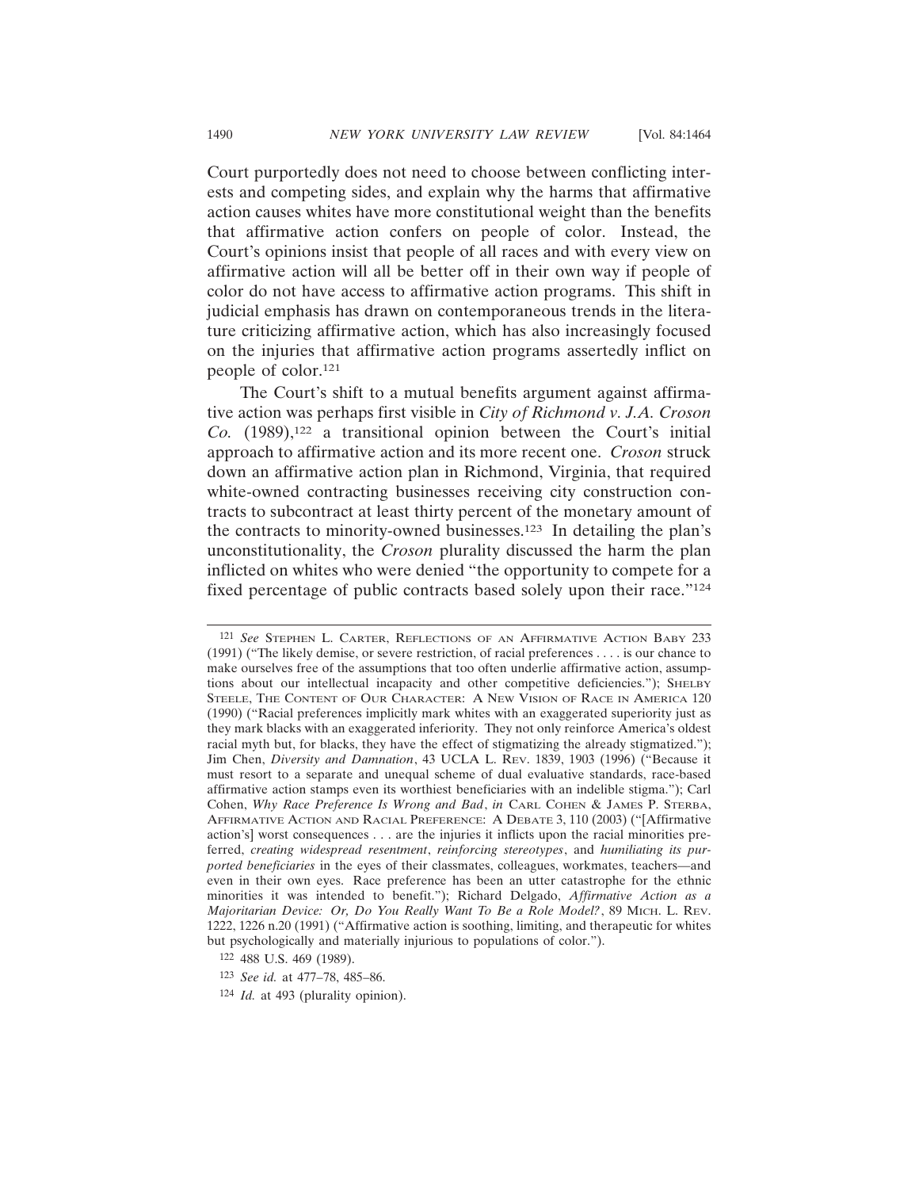Court purportedly does not need to choose between conflicting interests and competing sides, and explain why the harms that affirmative action causes whites have more constitutional weight than the benefits that affirmative action confers on people of color. Instead, the Court's opinions insist that people of all races and with every view on affirmative action will all be better off in their own way if people of color do not have access to affirmative action programs. This shift in judicial emphasis has drawn on contemporaneous trends in the literature criticizing affirmative action, which has also increasingly focused on the injuries that affirmative action programs assertedly inflict on people of color.[121]

The Court's shift to a mutual benefits argument against affirmative action was perhaps first visible in *City of Richmond v. J.A. Croson Co.* (1989),[122] a transitional opinion between the Court's initial approach to affirmative action and its more recent one. *Croson* struck down an affirmative action plan in Richmond, Virginia, that required white-owned contracting businesses receiving city construction contracts to subcontract at least thirty percent of the monetary amount of the contracts to minority-owned businesses.[123] In detailing the plan's unconstitutionality, the *Croson* plurality discussed the harm the plan inflicted on whites who were denied "the opportunity to compete for a fixed percentage of public contracts based solely upon their race."[124]

---

[121] *See* STEPHEN L. CARTER, REFLECTIONS OF AN AFFIRMATIVE ACTION BABY 233 (1991) ("The likely demise, or severe restriction, of racial preferences . . . . is our chance to make ourselves free of the assumptions that too often underlie affirmative action, assumptions about our intellectual incapacity and other competitive deficiencies."); SHELBY STEELE, THE CONTENT OF OUR CHARACTER: A NEW VISION OF RACE IN AMERICA 120 (1990) ("Racial preferences implicitly mark whites with an exaggerated superiority just as they mark blacks with an exaggerated inferiority. They not only reinforce America's oldest racial myth but, for blacks, they have the effect of stigmatizing the already stigmatized."); Jim Chen, *Diversity and Damnation*, 43 UCLA L. REV. 1839, 1903 (1996) ("Because it must resort to a separate and unequal scheme of dual evaluative standards, race-based affirmative action stamps even its worthiest beneficiaries with an indelible stigma."); Carl Cohen, *Why Race Preference Is Wrong and Bad*, *in* CARL COHEN & JAMES P. STERBA, AFFIRMATIVE ACTION AND RACIAL PREFERENCE: A DEBATE 3, 110 (2003) ("[Affirmative action's] worst consequences . . . are the injuries it inflicts upon the racial minorities preferred, *creating widespread resentment*, *reinforcing stereotypes*, and *humiliating its purported beneficiaries* in the eyes of their classmates, colleagues, workmates, teachers—and even in their own eyes. Race preference has been an utter catastrophe for the ethnic minorities it was intended to benefit."); Richard Delgado, *Affirmative Action as a Majoritarian Device: Or, Do You Really Want To Be a Role Model?*, 89 MICH. L. REV. 1222, 1226 n.20 (1991) ("Affirmative action is soothing, limiting, and therapeutic for whites but psychologically and materially injurious to populations of color.").

[122] 488 U.S. 469 (1989).

[123] *See id.* at 477–78, 485–86.

[124] *Id.* at 493 (plurality opinion).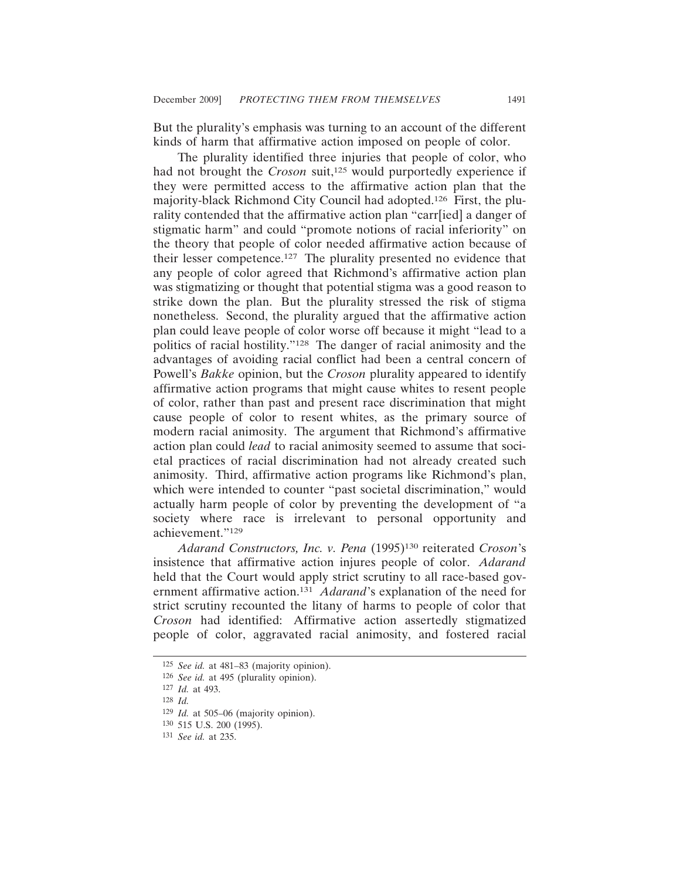But the plurality's emphasis was turning to an account of the different kinds of harm that affirmative action imposed on people of color.

The plurality identified three injuries that people of color, who had not brought the *Croson* suit,[125] would purportedly experience if they were permitted access to the affirmative action plan that the majority-black Richmond City Council had adopted.[126] First, the plurality contended that the affirmative action plan "carr[ied] a danger of stigmatic harm" and could "promote notions of racial inferiority" on the theory that people of color needed affirmative action because of their lesser competence.[127] The plurality presented no evidence that any people of color agreed that Richmond's affirmative action plan was stigmatizing or thought that potential stigma was a good reason to strike down the plan. But the plurality stressed the risk of stigma nonetheless. Second, the plurality argued that the affirmative action plan could leave people of color worse off because it might "lead to a politics of racial hostility."[128] The danger of racial animosity and the advantages of avoiding racial conflict had been a central concern of Powell's *Bakke* opinion, but the *Croson* plurality appeared to identify affirmative action programs that might cause whites to resent people of color, rather than past and present race discrimination that might cause people of color to resent whites, as the primary source of modern racial animosity. The argument that Richmond's affirmative action plan could *lead* to racial animosity seemed to assume that societal practices of racial discrimination had not already created such animosity. Third, affirmative action programs like Richmond's plan, which were intended to counter "past societal discrimination," would actually harm people of color by preventing the development of "a society where race is irrelevant to personal opportunity and achievement."[129]

*Adarand Constructors, Inc. v. Pena* (1995)[130] reiterated *Croson*'s insistence that affirmative action injures people of color. *Adarand* held that the Court would apply strict scrutiny to all race-based government affirmative action.[131] *Adarand*'s explanation of the need for strict scrutiny recounted the litany of harms to people of color that *Croson* had identified: Affirmative action assertedly stigmatized people of color, aggravated racial animosity, and fostered racial

---

[125] *See id.* at 481–83 (majority opinion).

[126] *See id.* at 495 (plurality opinion).

[127] *Id.* at 493.

[128] *Id.*

[129] *Id.* at 505–06 (majority opinion).

[130] 515 U.S. 200 (1995).

[131] *See id.* at 235.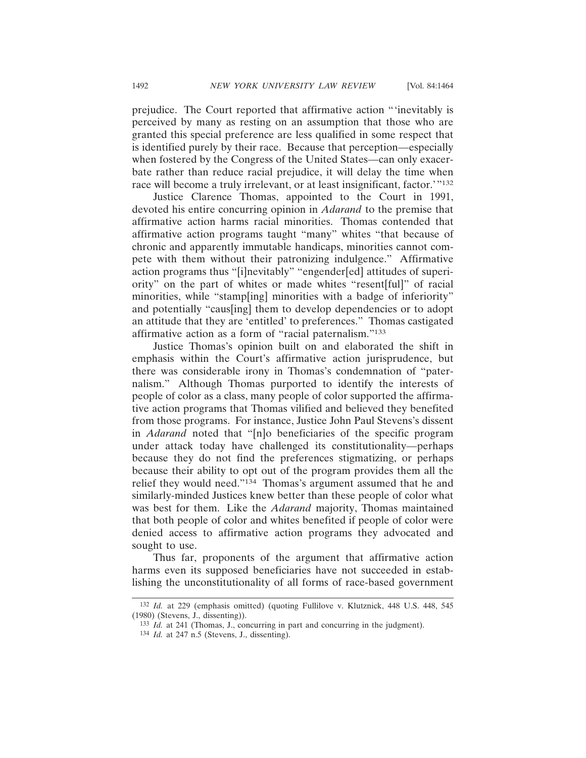prejudice. The Court reported that affirmative action "'inevitably is perceived by many as resting on an assumption that those who are granted this special preference are less qualified in some respect that is identified purely by their race. Because that perception—especially when fostered by the Congress of the United States—can only exacerbate rather than reduce racial prejudice, it will delay the time when race will become a truly irrelevant, or at least insignificant, factor.'"[132]

Justice Clarence Thomas, appointed to the Court in 1991, devoted his entire concurring opinion in *Adarand* to the premise that affirmative action harms racial minorities. Thomas contended that affirmative action programs taught "many" whites "that because of chronic and apparently immutable handicaps, minorities cannot compete with them without their patronizing indulgence." Affirmative action programs thus "[i]nevitably" "engender[ed] attitudes of superiority" on the part of whites or made whites "resent[ful]" of racial minorities, while "stamp[ing] minorities with a badge of inferiority" and potentially "caus[ing] them to develop dependencies or to adopt an attitude that they are 'entitled' to preferences." Thomas castigated affirmative action as a form of "racial paternalism."[133]

Justice Thomas's opinion built on and elaborated the shift in emphasis within the Court's affirmative action jurisprudence, but there was considerable irony in Thomas's condemnation of "paternalism." Although Thomas purported to identify the interests of people of color as a class, many people of color supported the affirmative action programs that Thomas vilified and believed they benefited from those programs. For instance, Justice John Paul Stevens's dissent in *Adarand* noted that "[n]o beneficiaries of the specific program under attack today have challenged its constitutionality—perhaps because they do not find the preferences stigmatizing, or perhaps because their ability to opt out of the program provides them all the relief they would need."[134] Thomas's argument assumed that he and similarly-minded Justices knew better than these people of color what was best for them. Like the *Adarand* majority, Thomas maintained that both people of color and whites benefited if people of color were denied access to affirmative action programs they advocated and sought to use.

Thus far, proponents of the argument that affirmative action harms even its supposed beneficiaries have not succeeded in establishing the unconstitutionality of all forms of race-based government

[132] *Id.* at 229 (emphasis omitted) (quoting Fullilove v. Klutznick, 448 U.S. 448, 545 (1980) (Stevens, J., dissenting)).

[133] *Id.* at 241 (Thomas, J., concurring in part and concurring in the judgment).

[134] *Id.* at 247 n.5 (Stevens, J., dissenting).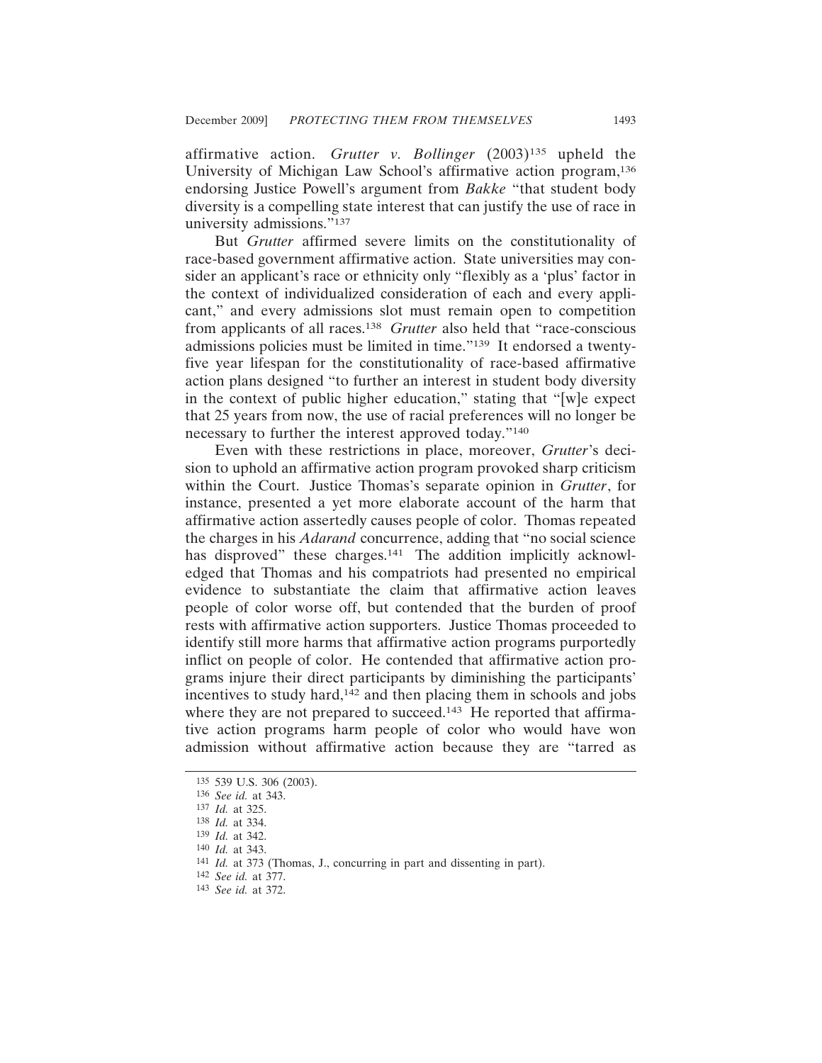affirmative action. *Grutter v. Bollinger* (2003)[135] upheld the University of Michigan Law School's affirmative action program,[136] endorsing Justice Powell's argument from *Bakke* "that student body diversity is a compelling state interest that can justify the use of race in university admissions."[137]

But *Grutter* affirmed severe limits on the constitutionality of race-based government affirmative action. State universities may consider an applicant's race or ethnicity only "flexibly as a 'plus' factor in the context of individualized consideration of each and every applicant," and every admissions slot must remain open to competition from applicants of all races.[138] *Grutter* also held that "race-conscious admissions policies must be limited in time."[139] It endorsed a twenty-five year lifespan for the constitutionality of race-based affirmative action plans designed "to further an interest in student body diversity in the context of public higher education," stating that "[w]e expect that 25 years from now, the use of racial preferences will no longer be necessary to further the interest approved today."[140]

Even with these restrictions in place, moreover, *Grutter*'s decision to uphold an affirmative action program provoked sharp criticism within the Court. Justice Thomas's separate opinion in *Grutter*, for instance, presented a yet more elaborate account of the harm that affirmative action assertedly causes people of color. Thomas repeated the charges in his *Adarand* concurrence, adding that "no social science has disproved" these charges.[141] The addition implicitly acknowledged that Thomas and his compatriots had presented no empirical evidence to substantiate the claim that affirmative action leaves people of color worse off, but contended that the burden of proof rests with affirmative action supporters. Justice Thomas proceeded to identify still more harms that affirmative action programs purportedly inflict on people of color. He contended that affirmative action programs injure their direct participants by diminishing the participants' incentives to study hard,[142] and then placing them in schools and jobs where they are not prepared to succeed.[143] He reported that affirmative action programs harm people of color who would have won admission without affirmative action because they are "tarred as

---

[135] 539 U.S. 306 (2003).

[136] *See id.* at 343.

[137] *Id.* at 325.

[138] *Id.* at 334.

[139] *Id.* at 342.

[140] *Id.* at 343.

[141] *Id.* at 373 (Thomas, J., concurring in part and dissenting in part).

[142] *See id.* at 377.

[143] *See id.* at 372.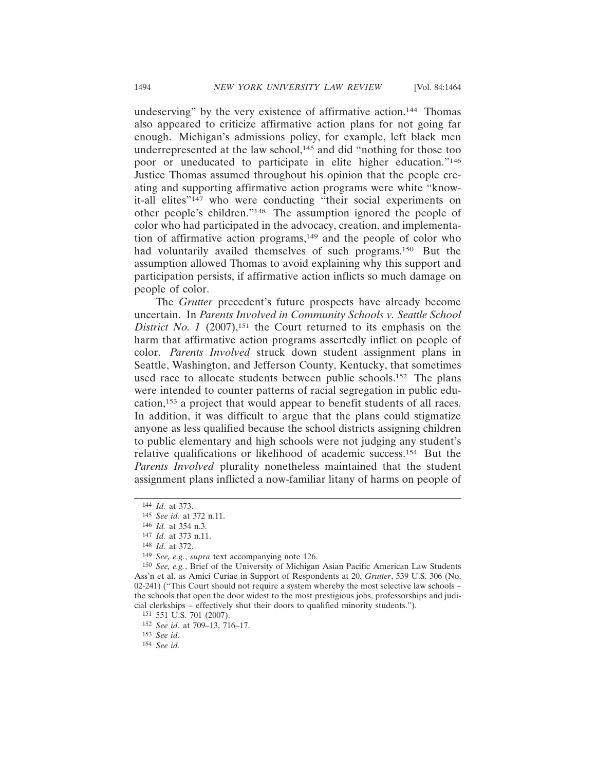undeserving" by the very existence of affirmative action.[144] Thomas also appeared to criticize affirmative action plans for not going far enough. Michigan's admissions policy, for example, left black men underrepresented at the law school,[145] and did "nothing for those too poor or uneducated to participate in elite higher education."[146] Justice Thomas assumed throughout his opinion that the people creating and supporting affirmative action programs were white "know-it-all elites"[147] who were conducting "their social experiments on other people's children."[148] The assumption ignored the people of color who had participated in the advocacy, creation, and implementation of affirmative action programs,[149] and the people of color who had voluntarily availed themselves of such programs.[150] But the assumption allowed Thomas to avoid explaining why this support and participation persists, if affirmative action inflicts so much damage on people of color.

The *Grutter* precedent's future prospects have already become uncertain. In *Parents Involved in Community Schools v. Seattle School District No. 1* (2007),[151] the Court returned to its emphasis on the harm that affirmative action programs assertedly inflict on people of color. *Parents Involved* struck down student assignment plans in Seattle, Washington, and Jefferson County, Kentucky, that sometimes used race to allocate students between public schools.[152] The plans were intended to counter patterns of racial segregation in public education,[153] a project that would appear to benefit students of all races. In addition, it was difficult to argue that the plans could stigmatize anyone as less qualified because the school districts assigning children to public elementary and high schools were not judging any student's relative qualifications or likelihood of academic success.[154] But the *Parents Involved* plurality nonetheless maintained that the student assignment plans inflicted a now-familiar litany of harms on people of

---

[144] *Id.* at 373.

[145] *See id.* at 372 n.11.

[146] *Id.* at 354 n.3.

[147] *Id.* at 373 n.11.

[148] *Id.* at 372.

[149] *See, e.g.*, *supra* text accompanying note 126.

[150] *See, e.g.*, Brief of the University of Michigan Asian Pacific American Law Students Ass'n et al. as Amici Curiae in Support of Respondents at 20, *Grutter*, 539 U.S. 306 (No. 02-241) ("This Court should not require a system whereby the most selective law schools – the schools that open the door widest to the most prestigious jobs, professorships and judicial clerkships – effectively shut their doors to qualified minority students.").

[151] 551 U.S. 701 (2007).

[152] *See id.* at 709–13, 716–17.

[153] *See id.*

[154] *See id.*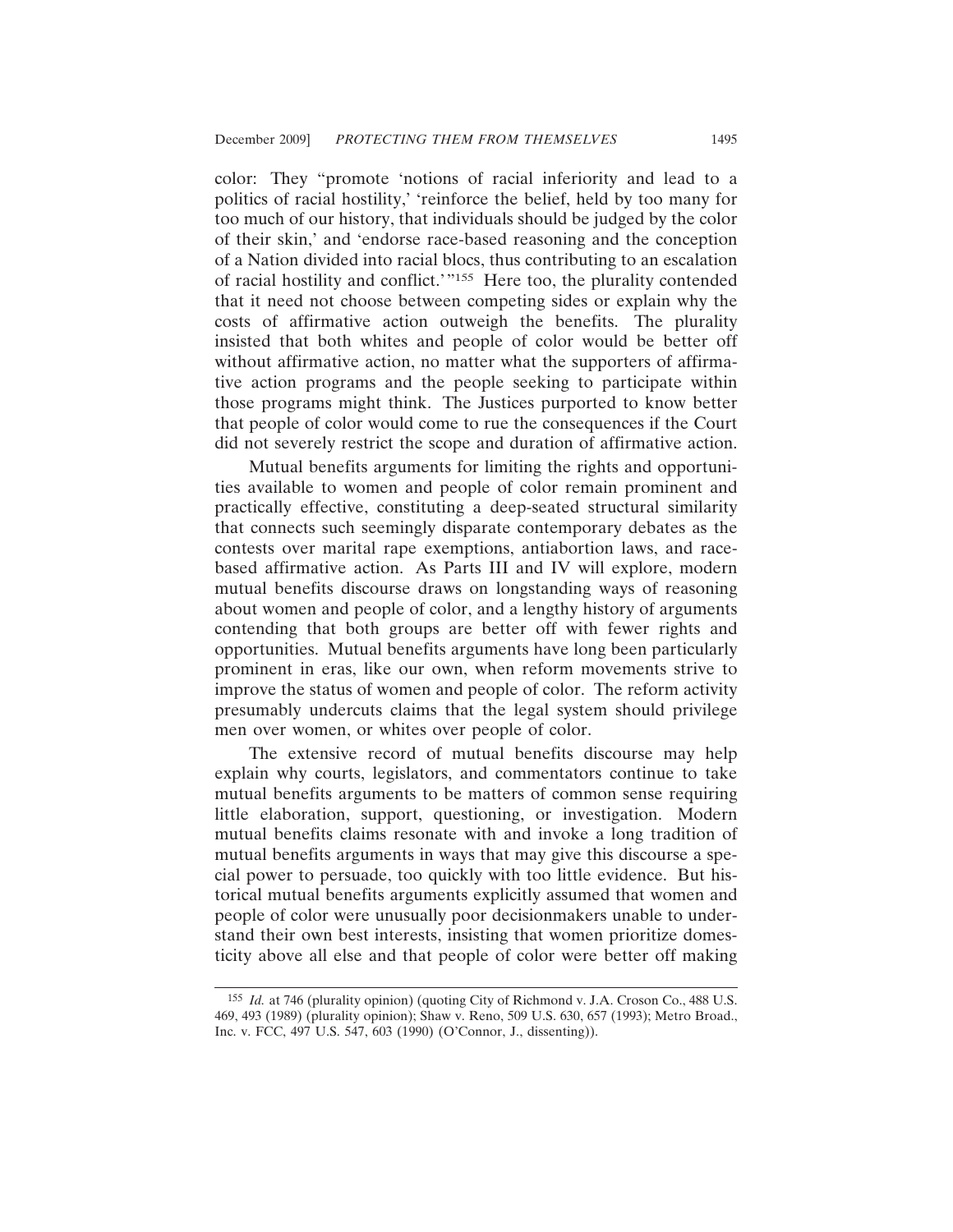color: They "promote 'notions of racial inferiority and lead to a politics of racial hostility,' 'reinforce the belief, held by too many for too much of our history, that individuals should be judged by the color of their skin,' and 'endorse race-based reasoning and the conception of a Nation divided into racial blocs, thus contributing to an escalation of racial hostility and conflict.'"[155] Here too, the plurality contended that it need not choose between competing sides or explain why the costs of affirmative action outweigh the benefits. The plurality insisted that both whites and people of color would be better off without affirmative action, no matter what the supporters of affirmative action programs and the people seeking to participate within those programs might think. The Justices purported to know better that people of color would come to rue the consequences if the Court did not severely restrict the scope and duration of affirmative action.

Mutual benefits arguments for limiting the rights and opportunities available to women and people of color remain prominent and practically effective, constituting a deep-seated structural similarity that connects such seemingly disparate contemporary debates as the contests over marital rape exemptions, antiabortion laws, and race-based affirmative action. As Parts III and IV will explore, modern mutual benefits discourse draws on longstanding ways of reasoning about women and people of color, and a lengthy history of arguments contending that both groups are better off with fewer rights and opportunities. Mutual benefits arguments have long been particularly prominent in eras, like our own, when reform movements strive to improve the status of women and people of color. The reform activity presumably undercuts claims that the legal system should privilege men over women, or whites over people of color.

The extensive record of mutual benefits discourse may help explain why courts, legislators, and commentators continue to take mutual benefits arguments to be matters of common sense requiring little elaboration, support, questioning, or investigation. Modern mutual benefits claims resonate with and invoke a long tradition of mutual benefits arguments in ways that may give this discourse a special power to persuade, too quickly with too little evidence. But historical mutual benefits arguments explicitly assumed that women and people of color were unusually poor decisionmakers unable to understand their own best interests, insisting that women prioritize domesticity above all else and that people of color were better off making

---

[155] *Id.* at 746 (plurality opinion) (quoting City of Richmond v. J.A. Croson Co., 488 U.S. 469, 493 (1989) (plurality opinion); Shaw v. Reno, 509 U.S. 630, 657 (1993); Metro Broad., Inc. v. FCC, 497 U.S. 547, 603 (1990) (O'Connor, J., dissenting)).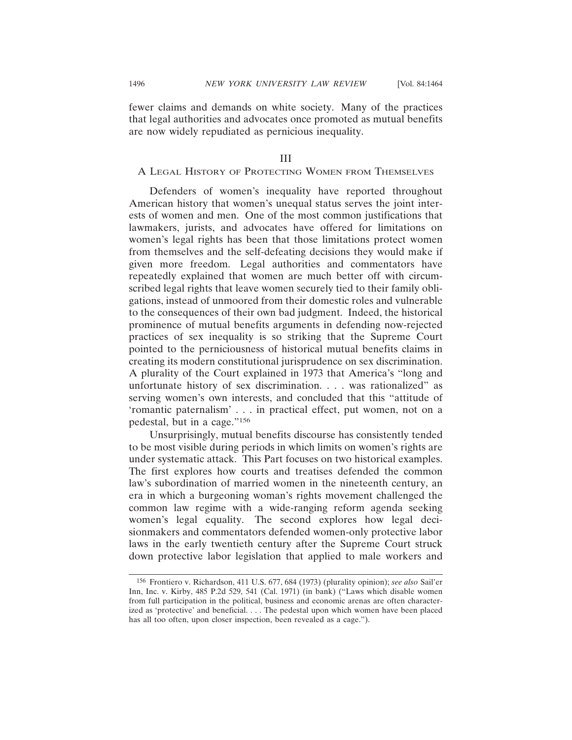fewer claims and demands on white society. Many of the practices that legal authorities and advocates once promoted as mutual benefits are now widely repudiated as pernicious inequality.

## III
## A Legal History of Protecting Women from Themselves

Defenders of women's inequality have reported throughout American history that women's unequal status serves the joint interests of women and men. One of the most common justifications that lawmakers, jurists, and advocates have offered for limitations on women's legal rights has been that those limitations protect women from themselves and the self-defeating decisions they would make if given more freedom. Legal authorities and commentators have repeatedly explained that women are much better off with circumscribed legal rights that leave women securely tied to their family obligations, instead of unmoored from their domestic roles and vulnerable to the consequences of their own bad judgment. Indeed, the historical prominence of mutual benefits arguments in defending now-rejected practices of sex inequality is so striking that the Supreme Court pointed to the perniciousness of historical mutual benefits claims in creating its modern constitutional jurisprudence on sex discrimination. A plurality of the Court explained in 1973 that America's "long and unfortunate history of sex discrimination. . . . was rationalized" as serving women's own interests, and concluded that this "attitude of 'romantic paternalism' . . . in practical effect, put women, not on a pedestal, but in a cage."[156]

Unsurprisingly, mutual benefits discourse has consistently tended to be most visible during periods in which limits on women's rights are under systematic attack. This Part focuses on two historical examples. The first explores how courts and treatises defended the common law's subordination of married women in the nineteenth century, an era in which a burgeoning woman's rights movement challenged the common law regime with a wide-ranging reform agenda seeking women's legal equality. The second explores how legal decisionmakers and commentators defended women-only protective labor laws in the early twentieth century after the Supreme Court struck down protective labor legislation that applied to male workers and

---

[156] Frontiero v. Richardson, 411 U.S. 677, 684 (1973) (plurality opinion); *see also* Sail'er Inn, Inc. v. Kirby, 485 P.2d 529, 541 (Cal. 1971) (in bank) ("Laws which disable women from full participation in the political, business and economic arenas are often characterized as 'protective' and beneficial. . . . The pedestal upon which women have been placed has all too often, upon closer inspection, been revealed as a cage.").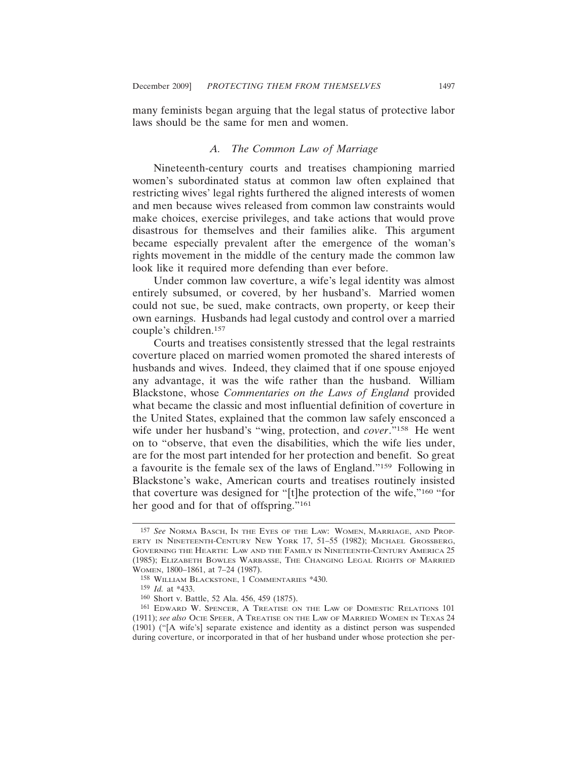many feminists began arguing that the legal status of protective labor laws should be the same for men and women.

### *A. The Common Law of Marriage*

Nineteenth-century courts and treatises championing married women's subordinated status at common law often explained that restricting wives' legal rights furthered the aligned interests of women and men because wives released from common law constraints would make choices, exercise privileges, and take actions that would prove disastrous for themselves and their families alike. This argument became especially prevalent after the emergence of the woman's rights movement in the middle of the century made the common law look like it required more defending than ever before.

Under common law coverture, a wife's legal identity was almost entirely subsumed, or covered, by her husband's. Married women could not sue, be sued, make contracts, own property, or keep their own earnings. Husbands had legal custody and control over a married couple's children.[157]

Courts and treatises consistently stressed that the legal restraints coverture placed on married women promoted the shared interests of husbands and wives. Indeed, they claimed that if one spouse enjoyed any advantage, it was the wife rather than the husband. William Blackstone, whose *Commentaries on the Laws of England* provided what became the classic and most influential definition of coverture in the United States, explained that the common law safely ensconced a wife under her husband's "wing, protection, and *cover*."[158] He went on to "observe, that even the disabilities, which the wife lies under, are for the most part intended for her protection and benefit. So great a favourite is the female sex of the laws of England."[159] Following in Blackstone's wake, American courts and treatises routinely insisted that coverture was designed for "[t]he protection of the wife,"[160] "for her good and for that of offspring."[161]

---

[157] *See* NORMA BASCH, IN THE EYES OF THE LAW: WOMEN, MARRIAGE, AND PROPERTY IN NINETEENTH-CENTURY NEW YORK 17, 51–55 (1982); MICHAEL GROSSBERG, GOVERNING THE HEARTH: LAW AND THE FAMILY IN NINETEENTH-CENTURY AMERICA 25 (1985); ELIZABETH BOWLES WARBASSE, THE CHANGING LEGAL RIGHTS OF MARRIED WOMEN, 1800–1861, at 7–24 (1987).

[158] WILLIAM BLACKSTONE, 1 COMMENTARIES *430.

[159] *Id.* at *433.

[160] Short v. Battle, 52 Ala. 456, 459 (1875).

[161] EDWARD W. SPENCER, A TREATISE ON THE LAW OF DOMESTIC RELATIONS 101 (1911); *see also* OCIE SPEER, A TREATISE ON THE LAW OF MARRIED WOMEN IN TEXAS 24 (1901) ("[A wife's] separate existence and identity as a distinct person was suspended during coverture, or incorporated in that of her husband under whose protection she per-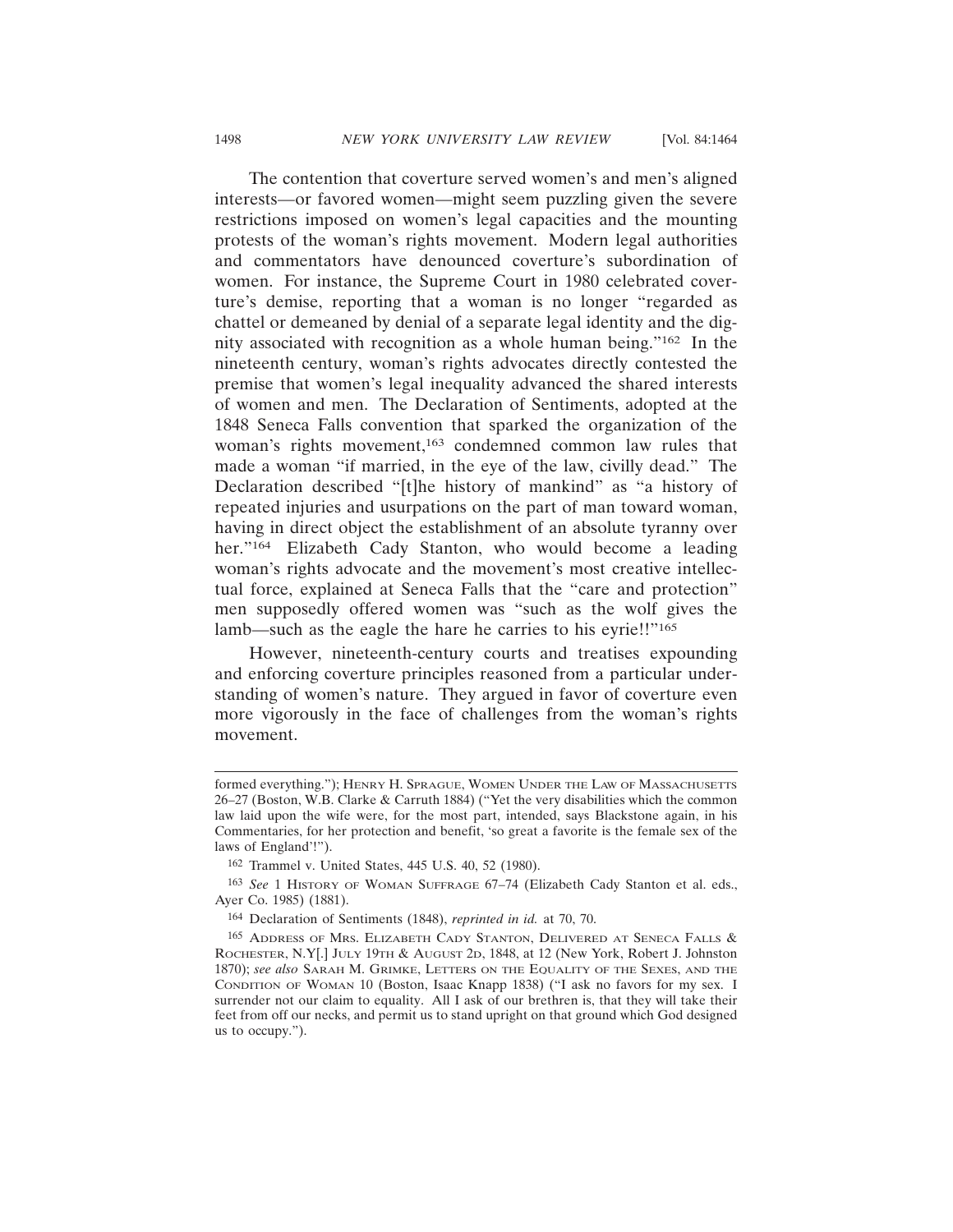The contention that coverture served women's and men's aligned interests—or favored women—might seem puzzling given the severe restrictions imposed on women's legal capacities and the mounting protests of the woman's rights movement. Modern legal authorities and commentators have denounced coverture's subordination of women. For instance, the Supreme Court in 1980 celebrated coverture's demise, reporting that a woman is no longer "regarded as chattel or demeaned by denial of a separate legal identity and the dignity associated with recognition as a whole human being."[162] In the nineteenth century, woman's rights advocates directly contested the premise that women's legal inequality advanced the shared interests of women and men. The Declaration of Sentiments, adopted at the 1848 Seneca Falls convention that sparked the organization of the woman's rights movement,[163] condemned common law rules that made a woman "if married, in the eye of the law, civilly dead." The Declaration described "[t]he history of mankind" as "a history of repeated injuries and usurpations on the part of man toward woman, having in direct object the establishment of an absolute tyranny over her."[164] Elizabeth Cady Stanton, who would become a leading woman's rights advocate and the movement's most creative intellectual force, explained at Seneca Falls that the "care and protection" men supposedly offered women was "such as the wolf gives the lamb—such as the eagle the hare he carries to his eyrie!!"[165]

However, nineteenth-century courts and treatises expounding and enforcing coverture principles reasoned from a particular understanding of women's nature. They argued in favor of coverture even more vigorously in the face of challenges from the woman's rights movement.

---

formed everything."); HENRY H. SPRAGUE, WOMEN UNDER THE LAW OF MASSACHUSETTS 26–27 (Boston, W.B. Clarke & Carruth 1884) ("Yet the very disabilities which the common law laid upon the wife were, for the most part, intended, says Blackstone again, in his Commentaries, for her protection and benefit, 'so great a favorite is the female sex of the laws of England'!").

162 Trammel v. United States, 445 U.S. 40, 52 (1980).

163 *See* 1 HISTORY OF WOMAN SUFFRAGE 67–74 (Elizabeth Cady Stanton et al. eds., Ayer Co. 1985) (1881).

164 Declaration of Sentiments (1848), *reprinted in id.* at 70, 70.

165 ADDRESS OF MRS. ELIZABETH CADY STANTON, DELIVERED AT SENECA FALLS & ROCHESTER, N.Y[.] JULY 19TH & AUGUST 2D, 1848, at 12 (New York, Robert J. Johnston 1870); *see also* SARAH M. GRIMKE, LETTERS ON THE EQUALITY OF THE SEXES, AND THE CONDITION OF WOMAN 10 (Boston, Isaac Knapp 1838) ("I ask no favors for my sex. I surrender not our claim to equality. All I ask of our brethren is, that they will take their feet from off our necks, and permit us to stand upright on that ground which God designed us to occupy.").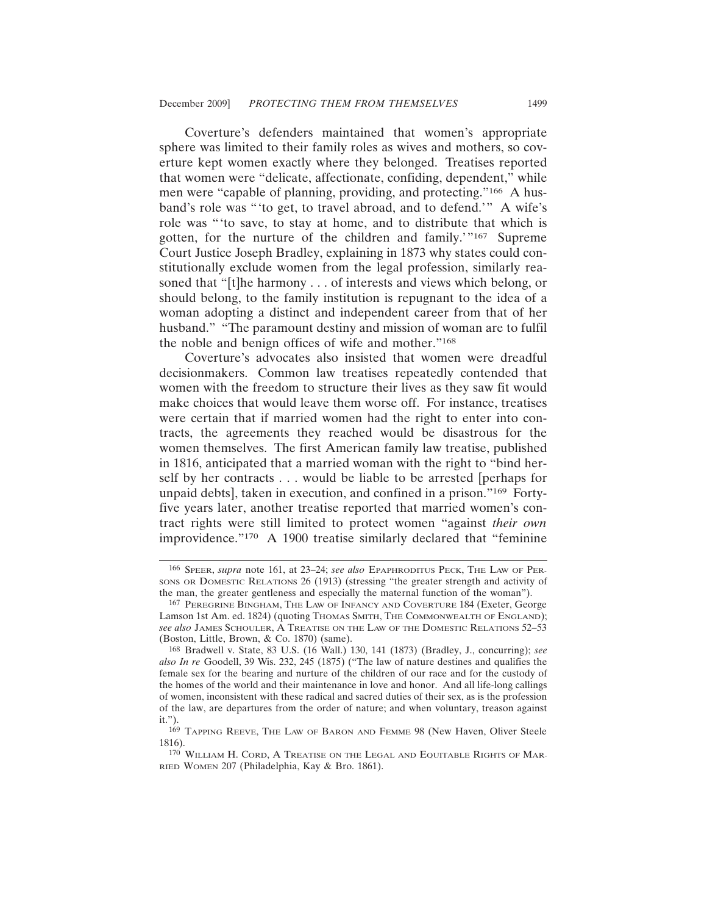Coverture's defenders maintained that women's appropriate sphere was limited to their family roles as wives and mothers, so coverture kept women exactly where they belonged. Treatises reported that women were "delicate, affectionate, confiding, dependent," while men were "capable of planning, providing, and protecting."[166] A husband's role was "'to get, to travel abroad, and to defend.'" A wife's role was "'to save, to stay at home, and to distribute that which is gotten, for the nurture of the children and family.'"[167] Supreme Court Justice Joseph Bradley, explaining in 1873 why states could constitutionally exclude women from the legal profession, similarly reasoned that "[t]he harmony . . . of interests and views which belong, or should belong, to the family institution is repugnant to the idea of a woman adopting a distinct and independent career from that of her husband." "The paramount destiny and mission of woman are to fulfil the noble and benign offices of wife and mother."[168]

Coverture's advocates also insisted that women were dreadful decisionmakers. Common law treatises repeatedly contended that women with the freedom to structure their lives as they saw fit would make choices that would leave them worse off. For instance, treatises were certain that if married women had the right to enter into contracts, the agreements they reached would be disastrous for the women themselves. The first American family law treatise, published in 1816, anticipated that a married woman with the right to "bind herself by her contracts . . . would be liable to be arrested [perhaps for unpaid debts], taken in execution, and confined in a prison."[169] Forty-five years later, another treatise reported that married women's contract rights were still limited to protect women "against *their own* improvidence."[170] A 1900 treatise similarly declared that "feminine

---

[166] SPEER, *supra* note 161, at 23–24; *see also* EPAPHRODITUS PECK, THE LAW OF PERSONS OR DOMESTIC RELATIONS 26 (1913) (stressing "the greater strength and activity of the man, the greater gentleness and especially the maternal function of the woman").

[167] PEREGRINE BINGHAM, THE LAW OF INFANCY AND COVERTURE 184 (Exeter, George Lamson 1st Am. ed. 1824) (quoting THOMAS SMITH, THE COMMONWEALTH OF ENGLAND); *see also* JAMES SCHOULER, A TREATISE ON THE LAW OF THE DOMESTIC RELATIONS 52–53 (Boston, Little, Brown, & Co. 1870) (same).

[168] Bradwell v. State, 83 U.S. (16 Wall.) 130, 141 (1873) (Bradley, J., concurring); *see also In re* Goodell, 39 Wis. 232, 245 (1875) ("The law of nature destines and qualifies the female sex for the bearing and nurture of the children of our race and for the custody of the homes of the world and their maintenance in love and honor. And all life-long callings of women, inconsistent with these radical and sacred duties of their sex, as is the profession of the law, are departures from the order of nature; and when voluntary, treason against it.").

[169] TAPPING REEVE, THE LAW OF BARON AND FEMME 98 (New Haven, Oliver Steele 1816).

[170] WILLIAM H. CORD, A TREATISE ON THE LEGAL AND EQUITABLE RIGHTS OF MARRIED WOMEN 207 (Philadelphia, Kay & Bro. 1861).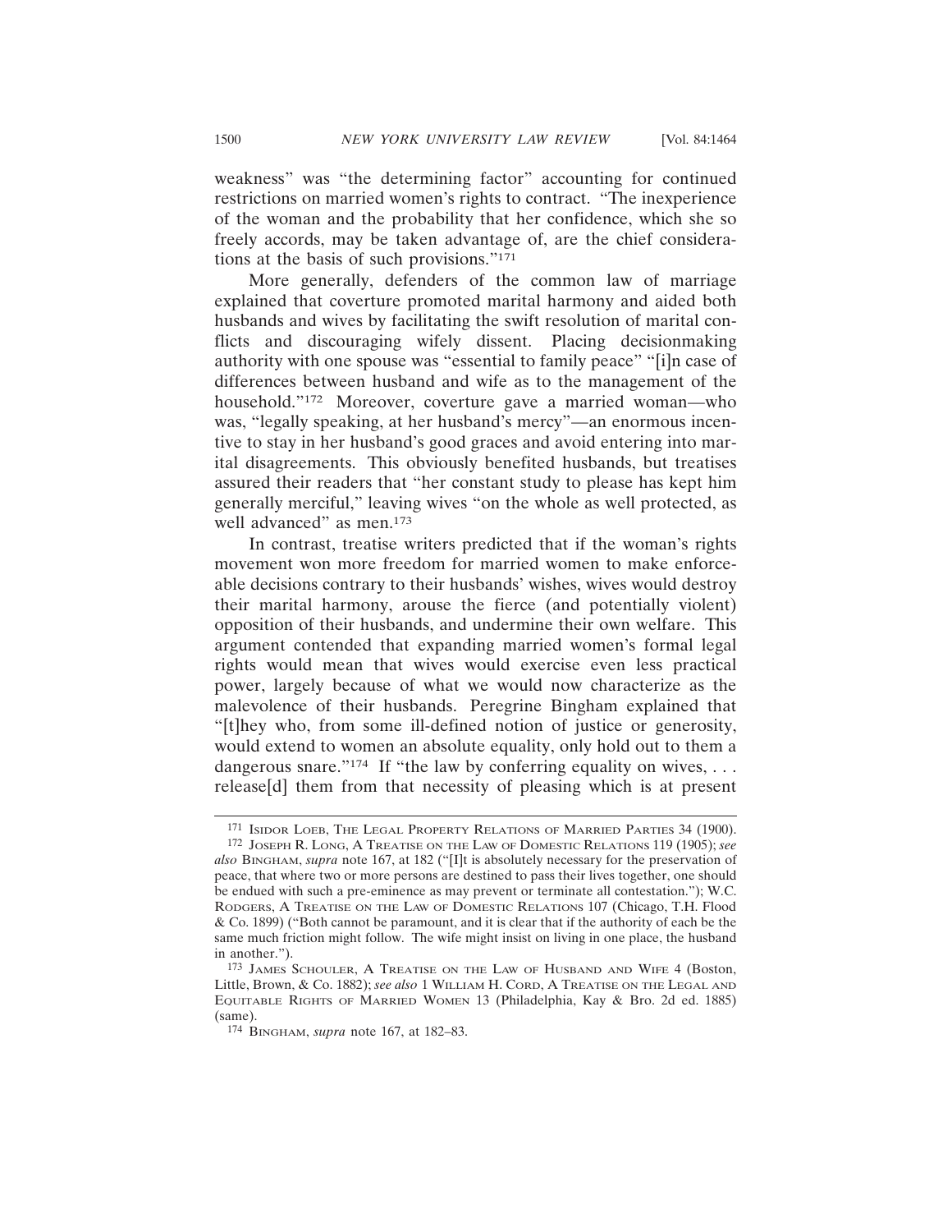weakness" was "the determining factor" accounting for continued restrictions on married women's rights to contract. "The inexperience of the woman and the probability that her confidence, which she so freely accords, may be taken advantage of, are the chief considerations at the basis of such provisions."[171]

More generally, defenders of the common law of marriage explained that coverture promoted marital harmony and aided both husbands and wives by facilitating the swift resolution of marital conflicts and discouraging wifely dissent. Placing decisionmaking authority with one spouse was "essential to family peace" "[i]n case of differences between husband and wife as to the management of the household."[172] Moreover, coverture gave a married woman—who was, "legally speaking, at her husband's mercy"—an enormous incentive to stay in her husband's good graces and avoid entering into marital disagreements. This obviously benefited husbands, but treatises assured their readers that "her constant study to please has kept him generally merciful," leaving wives "on the whole as well protected, as well advanced" as men.[173]

In contrast, treatise writers predicted that if the woman's rights movement won more freedom for married women to make enforceable decisions contrary to their husbands' wishes, wives would destroy their marital harmony, arouse the fierce (and potentially violent) opposition of their husbands, and undermine their own welfare. This argument contended that expanding married women's formal legal rights would mean that wives would exercise even less practical power, largely because of what we would now characterize as the malevolence of their husbands. Peregrine Bingham explained that "[t]hey who, from some ill-defined notion of justice or generosity, would extend to women an absolute equality, only hold out to them a dangerous snare."[174] If "the law by conferring equality on wives, . . . release[d] them from that necessity of pleasing which is at present

---

[171] Isidor Loeb, The Legal Property Relations of Married Parties 34 (1900).

[172] Joseph R. Long, A Treatise on the Law of Domestic Relations 119 (1905); *see also* Bingham, *supra* note 167, at 182 ("[I]t is absolutely necessary for the preservation of peace, that where two or more persons are destined to pass their lives together, one should be endued with such a pre-eminence as may prevent or terminate all contestation."); W.C. Rodgers, A Treatise on the Law of Domestic Relations 107 (Chicago, T.H. Flood & Co. 1899) ("Both cannot be paramount, and it is clear that if the authority of each be the same much friction might follow. The wife might insist on living in one place, the husband in another.").

[173] James Schouler, A Treatise on the Law of Husband and Wife 4 (Boston, Little, Brown, & Co. 1882); *see also* 1 William H. Cord, A Treatise on the Legal and Equitable Rights of Married Women 13 (Philadelphia, Kay & Bro. 2d ed. 1885) (same).

[174] Bingham, *supra* note 167, at 182–83.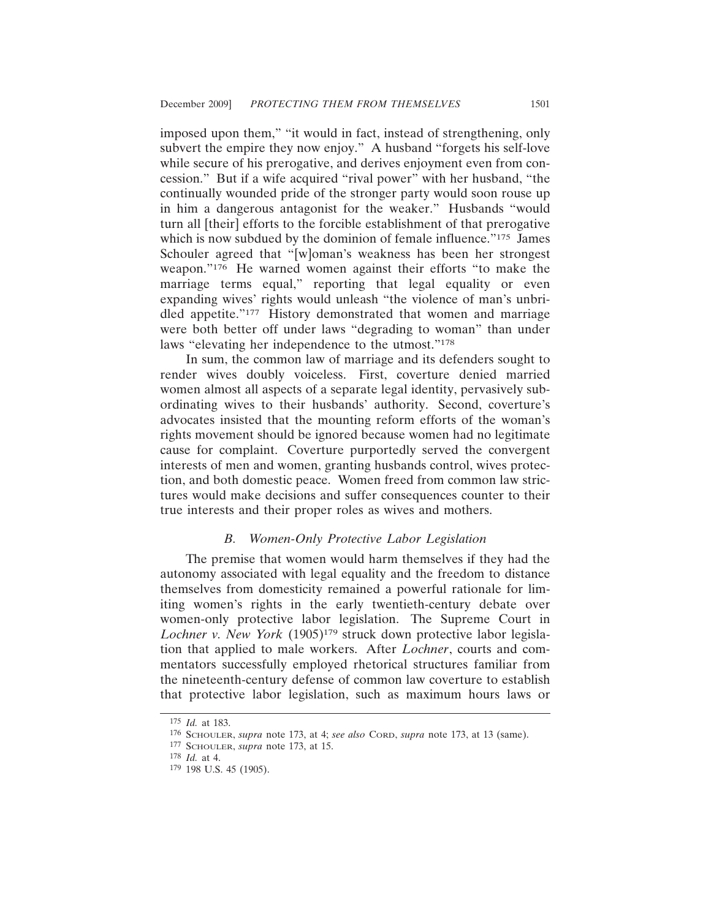imposed upon them," "it would in fact, instead of strengthening, only subvert the empire they now enjoy." A husband "forgets his self-love while secure of his prerogative, and derives enjoyment even from concession." But if a wife acquired "rival power" with her husband, "the continually wounded pride of the stronger party would soon rouse up in him a dangerous antagonist for the weaker." Husbands "would turn all [their] efforts to the forcible establishment of that prerogative which is now subdued by the dominion of female influence."[175] James Schouler agreed that "[w]oman's weakness has been her strongest weapon."[176] He warned women against their efforts "to make the marriage terms equal," reporting that legal equality or even expanding wives' rights would unleash "the violence of man's unbridled appetite."[177] History demonstrated that women and marriage were both better off under laws "degrading to woman" than under laws "elevating her independence to the utmost."[178]

In sum, the common law of marriage and its defenders sought to render wives doubly voiceless. First, coverture denied married women almost all aspects of a separate legal identity, pervasively subordinating wives to their husbands' authority. Second, coverture's advocates insisted that the mounting reform efforts of the woman's rights movement should be ignored because women had no legitimate cause for complaint. Coverture purportedly served the convergent interests of men and women, granting husbands control, wives protection, and both domestic peace. Women freed from common law strictures would make decisions and suffer consequences counter to their true interests and their proper roles as wives and mothers.

### B. *Women-Only Protective Labor Legislation*

The premise that women would harm themselves if they had the autonomy associated with legal equality and the freedom to distance themselves from domesticity remained a powerful rationale for limiting women's rights in the early twentieth-century debate over women-only protective labor legislation. The Supreme Court in *Lochner v. New York* (1905)[179] struck down protective labor legislation that applied to male workers. After *Lochner*, courts and commentators successfully employed rhetorical structures familiar from the nineteenth-century defense of common law coverture to establish that protective labor legislation, such as maximum hours laws or

---

[175] *Id.* at 183.

[176] SCHOULER, *supra* note 173, at 4; *see also* CORD, *supra* note 173, at 13 (same).

[177] SCHOULER, *supra* note 173, at 15.

[178] *Id.* at 4.

[179] 198 U.S. 45 (1905).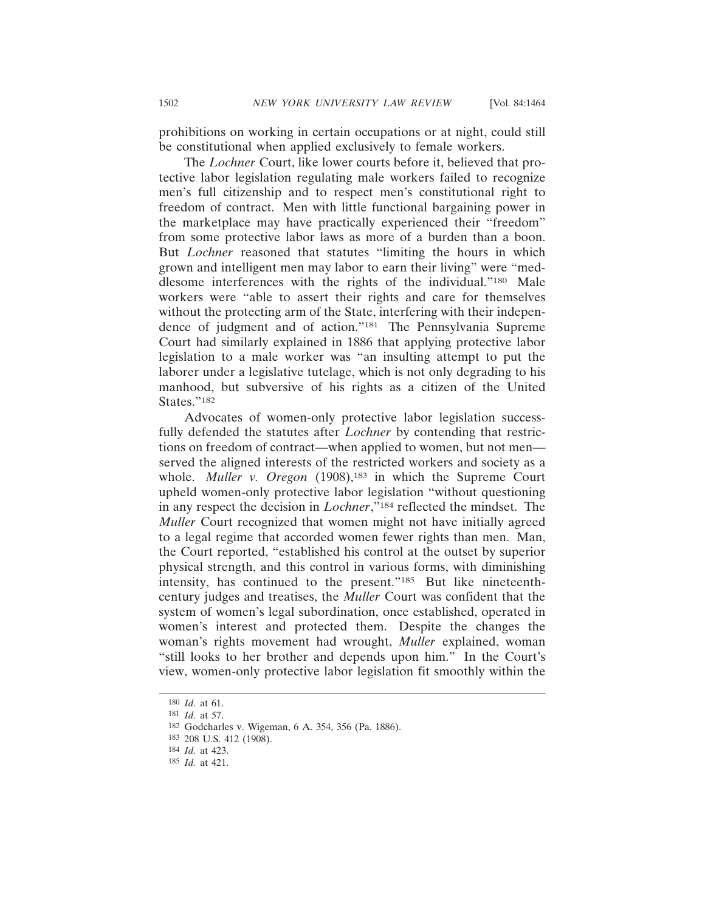prohibitions on working in certain occupations or at night, could still be constitutional when applied exclusively to female workers.

The *Lochner* Court, like lower courts before it, believed that protective labor legislation regulating male workers failed to recognize men's full citizenship and to respect men's constitutional right to freedom of contract. Men with little functional bargaining power in the marketplace may have practically experienced their "freedom" from some protective labor laws as more of a burden than a boon. But *Lochner* reasoned that statutes "limiting the hours in which grown and intelligent men may labor to earn their living" were "meddlesome interferences with the rights of the individual."[180] Male workers were "able to assert their rights and care for themselves without the protecting arm of the State, interfering with their independence of judgment and of action."[181] The Pennsylvania Supreme Court had similarly explained in 1886 that applying protective labor legislation to a male worker was "an insulting attempt to put the laborer under a legislative tutelage, which is not only degrading to his manhood, but subversive of his rights as a citizen of the United States."[182]

Advocates of women-only protective labor legislation successfully defended the statutes after *Lochner* by contending that restrictions on freedom of contract—when applied to women, but not men—served the aligned interests of the restricted workers and society as a whole. *Muller v. Oregon* (1908),[183] in which the Supreme Court upheld women-only protective labor legislation "without questioning in any respect the decision in *Lochner*,"[184] reflected the mindset. The *Muller* Court recognized that women might not have initially agreed to a legal regime that accorded women fewer rights than men. Man, the Court reported, "established his control at the outset by superior physical strength, and this control in various forms, with diminishing intensity, has continued to the present."[185] But like nineteenth-century judges and treatises, the *Muller* Court was confident that the system of women's legal subordination, once established, operated in women's interest and protected them. Despite the changes the woman's rights movement had wrought, *Muller* explained, woman "still looks to her brother and depends upon him." In the Court's view, women-only protective labor legislation fit smoothly within the

---

[180] *Id.* at 61.

[181] *Id.* at 57.

[182] Godcharles v. Wigeman, 6 A. 354, 356 (Pa. 1886).

[183] 208 U.S. 412 (1908).

[184] *Id.* at 423.

[185] *Id.* at 421.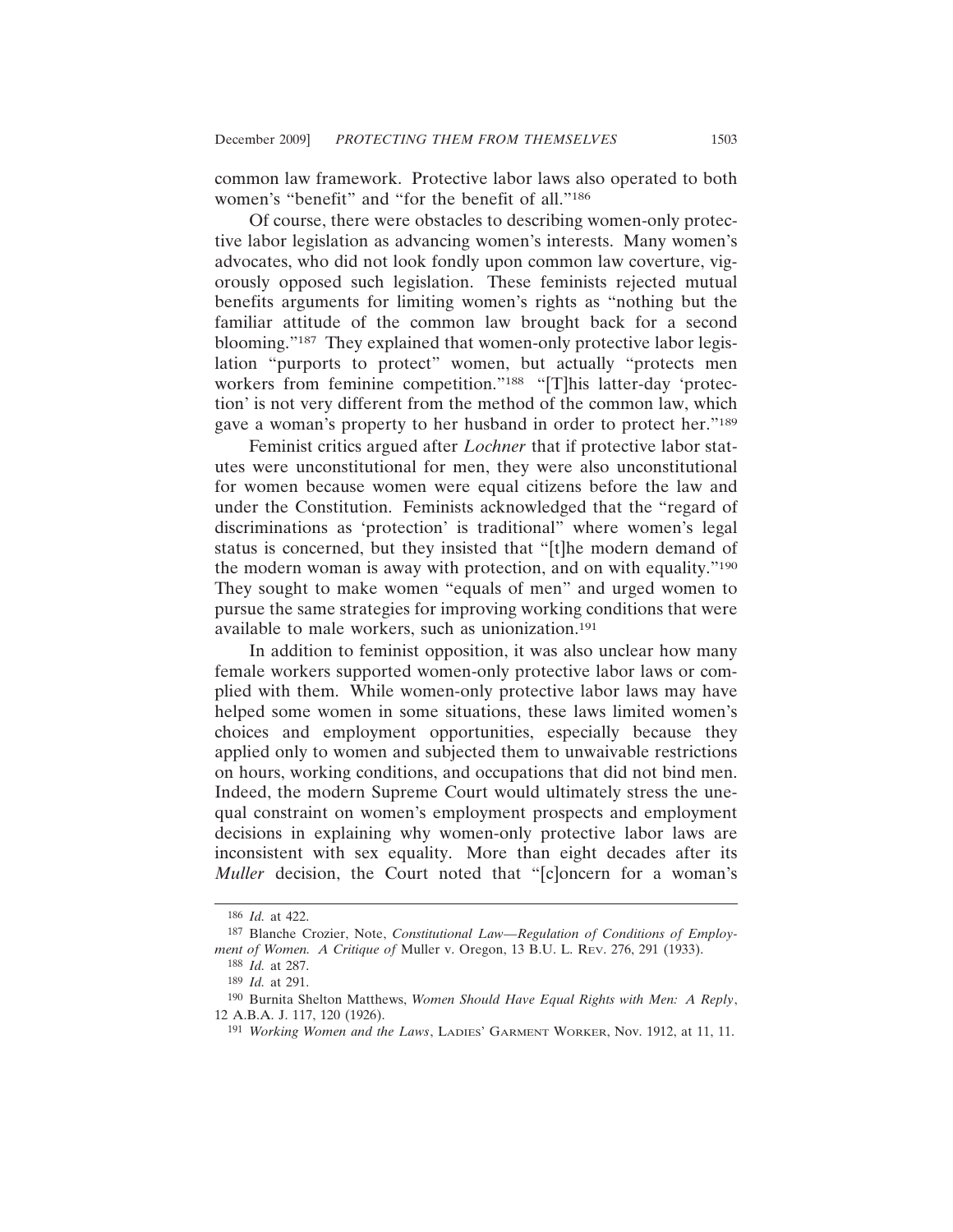common law framework. Protective labor laws also operated to both women's "benefit" and "for the benefit of all."[186]

Of course, there were obstacles to describing women-only protective labor legislation as advancing women's interests. Many women's advocates, who did not look fondly upon common law coverture, vigorously opposed such legislation. These feminists rejected mutual benefits arguments for limiting women's rights as "nothing but the familiar attitude of the common law brought back for a second blooming."[187] They explained that women-only protective labor legislation "purports to protect" women, but actually "protects men workers from feminine competition."[188] "[T]his latter-day 'protection' is not very different from the method of the common law, which gave a woman's property to her husband in order to protect her."[189]

Feminist critics argued after *Lochner* that if protective labor statutes were unconstitutional for men, they were also unconstitutional for women because women were equal citizens before the law and under the Constitution. Feminists acknowledged that the "regard of discriminations as 'protection' is traditional" where women's legal status is concerned, but they insisted that "[t]he modern demand of the modern woman is away with protection, and on with equality."[190] They sought to make women "equals of men" and urged women to pursue the same strategies for improving working conditions that were available to male workers, such as unionization.[191]

In addition to feminist opposition, it was also unclear how many female workers supported women-only protective labor laws or complied with them. While women-only protective labor laws may have helped some women in some situations, these laws limited women's choices and employment opportunities, especially because they applied only to women and subjected them to unwaivable restrictions on hours, working conditions, and occupations that did not bind men. Indeed, the modern Supreme Court would ultimately stress the unequal constraint on women's employment prospects and employment decisions in explaining why women-only protective labor laws are inconsistent with sex equality. More than eight decades after its *Muller* decision, the Court noted that "[c]oncern for a woman's

---

[186] *Id.* at 422.

[187] Blanche Crozier, Note, *Constitutional Law—Regulation of Conditions of Employment of Women. A Critique of* Muller v. Oregon, 13 B.U. L. Rev. 276, 291 (1933).

[188] *Id.* at 287.

[189] *Id.* at 291.

[190] Burnita Shelton Matthews, *Women Should Have Equal Rights with Men: A Reply*, 12 A.B.A. J. 117, 120 (1926).

[191] *Working Women and the Laws*, Ladies' Garment Worker, Nov. 1912, at 11, 11.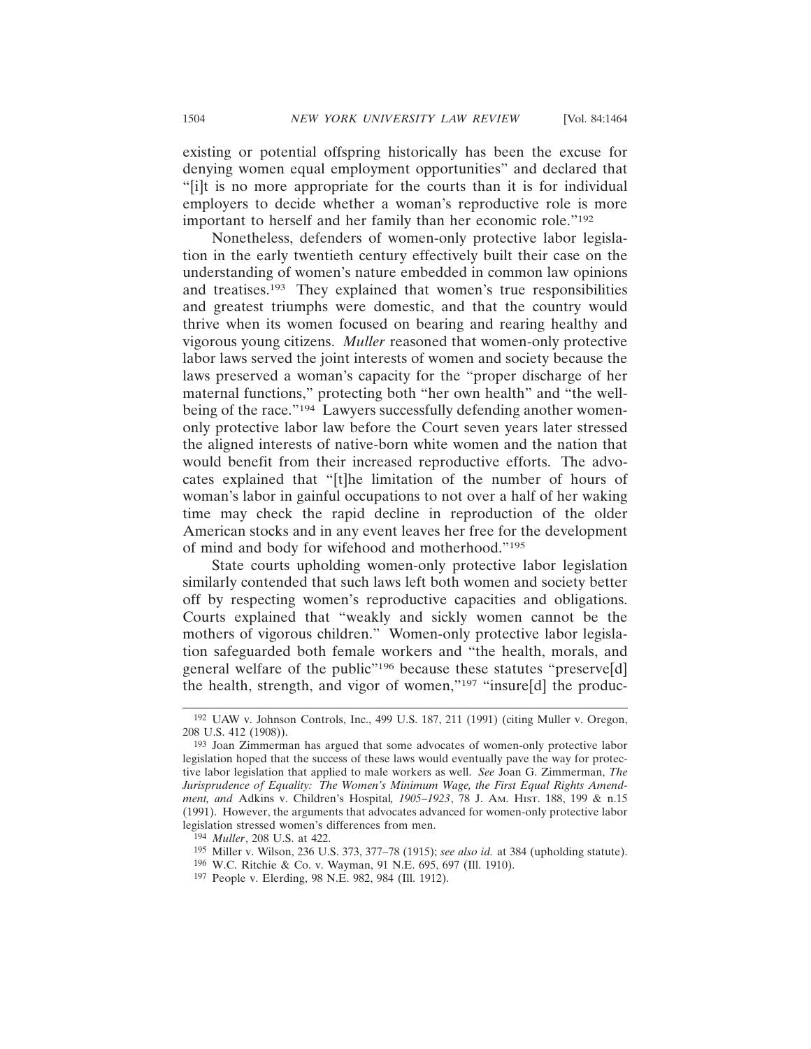existing or potential offspring historically has been the excuse for denying women equal employment opportunities" and declared that "[i]t is no more appropriate for the courts than it is for individual employers to decide whether a woman's reproductive role is more important to herself and her family than her economic role."[192]

Nonetheless, defenders of women-only protective labor legislation in the early twentieth century effectively built their case on the understanding of women's nature embedded in common law opinions and treatises.[193] They explained that women's true responsibilities and greatest triumphs were domestic, and that the country would thrive when its women focused on bearing and rearing healthy and vigorous young citizens. *Muller* reasoned that women-only protective labor laws served the joint interests of women and society because the laws preserved a woman's capacity for the "proper discharge of her maternal functions," protecting both "her own health" and "the well-being of the race."[194] Lawyers successfully defending another women-only protective labor law before the Court seven years later stressed the aligned interests of native-born white women and the nation that would benefit from their increased reproductive efforts. The advocates explained that "[t]he limitation of the number of hours of woman's labor in gainful occupations to not over a half of her waking time may check the rapid decline in reproduction of the older American stocks and in any event leaves her free for the development of mind and body for wifehood and motherhood."[195]

State courts upholding women-only protective labor legislation similarly contended that such laws left both women and society better off by respecting women's reproductive capacities and obligations. Courts explained that "weakly and sickly women cannot be the mothers of vigorous children." Women-only protective labor legislation safeguarded both female workers and "the health, morals, and general welfare of the public"[196] because these statutes "preserve[d] the health, strength, and vigor of women,"[197] "insure[d] the produc-

---

[192] UAW v. Johnson Controls, Inc., 499 U.S. 187, 211 (1991) (citing Muller v. Oregon, 208 U.S. 412 (1908)).

[193] Joan Zimmerman has argued that some advocates of women-only protective labor legislation hoped that the success of these laws would eventually pave the way for protective labor legislation that applied to male workers as well. *See* Joan G. Zimmerman, *The Jurisprudence of Equality: The Women's Minimum Wage, the First Equal Rights Amendment, and* Adkins v. Children's Hospital*, 1905–1923*, 78 J. AM. HIST. 188, 199 & n.15 (1991). However, the arguments that advocates advanced for women-only protective labor legislation stressed women's differences from men.

[194] *Muller*, 208 U.S. at 422.

[195] Miller v. Wilson, 236 U.S. 373, 377–78 (1915); *see also id.* at 384 (upholding statute).

[196] W.C. Ritchie & Co. v. Wayman, 91 N.E. 695, 697 (Ill. 1910).

[197] People v. Elerding, 98 N.E. 982, 984 (Ill. 1912).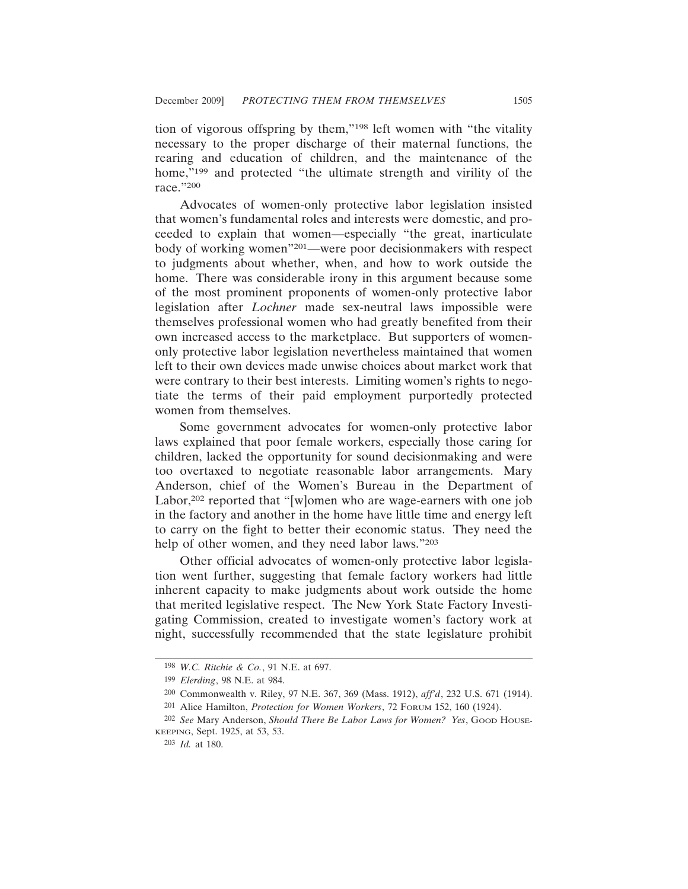tion of vigorous offspring by them,"[198] left women with "the vitality necessary to the proper discharge of their maternal functions, the rearing and education of children, and the maintenance of the home,"[199] and protected "the ultimate strength and virility of the race."[200]

Advocates of women-only protective labor legislation insisted that women's fundamental roles and interests were domestic, and proceeded to explain that women—especially "the great, inarticulate body of working women"[201]—were poor decisionmakers with respect to judgments about whether, when, and how to work outside the home. There was considerable irony in this argument because some of the most prominent proponents of women-only protective labor legislation after *Lochner* made sex-neutral laws impossible were themselves professional women who had greatly benefited from their own increased access to the marketplace. But supporters of women-only protective labor legislation nevertheless maintained that women left to their own devices made unwise choices about market work that were contrary to their best interests. Limiting women's rights to negotiate the terms of their paid employment purportedly protected women from themselves.

Some government advocates for women-only protective labor laws explained that poor female workers, especially those caring for children, lacked the opportunity for sound decisionmaking and were too overtaxed to negotiate reasonable labor arrangements. Mary Anderson, chief of the Women's Bureau in the Department of Labor,[202] reported that "[w]omen who are wage-earners with one job in the factory and another in the home have little time and energy left to carry on the fight to better their economic status. They need the help of other women, and they need labor laws."[203]

Other official advocates of women-only protective labor legislation went further, suggesting that female factory workers had little inherent capacity to make judgments about work outside the home that merited legislative respect. The New York State Factory Investigating Commission, created to investigate women's factory work at night, successfully recommended that the state legislature prohibit

---

[198] *W.C. Ritchie & Co.*, 91 N.E. at 697.

[199] *Elerding*, 98 N.E. at 984.

[200] Commonwealth v. Riley, 97 N.E. 367, 369 (Mass. 1912), *aff'd*, 232 U.S. 671 (1914).

[201] Alice Hamilton, *Protection for Women Workers*, 72 FORUM 152, 160 (1924).

[202] *See* Mary Anderson, *Should There Be Labor Laws for Women? Yes*, GOOD HOUSEKEEPING, Sept. 1925, at 53, 53.

[203] *Id.* at 180.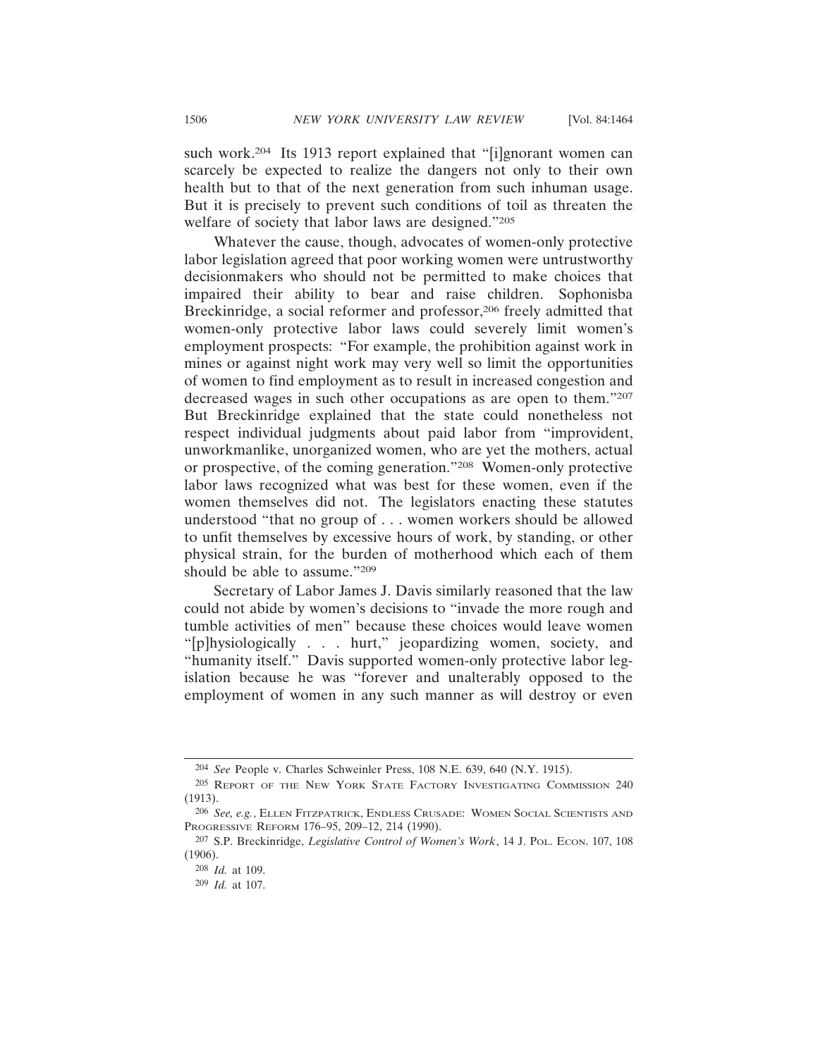such work.[204] Its 1913 report explained that "[i]gnorant women can scarcely be expected to realize the dangers not only to their own health but to that of the next generation from such inhuman usage. But it is precisely to prevent such conditions of toil as threaten the welfare of society that labor laws are designed."[205]

Whatever the cause, though, advocates of women-only protective labor legislation agreed that poor working women were untrustworthy decisionmakers who should not be permitted to make choices that impaired their ability to bear and raise children. Sophonisba Breckinridge, a social reformer and professor,[206] freely admitted that women-only protective labor laws could severely limit women's employment prospects: "For example, the prohibition against work in mines or against night work may very well so limit the opportunities of women to find employment as to result in increased congestion and decreased wages in such other occupations as are open to them."[207] But Breckinridge explained that the state could nonetheless not respect individual judgments about paid labor from "improvident, unworkmanlike, unorganized women, who are yet the mothers, actual or prospective, of the coming generation."[208] Women-only protective labor laws recognized what was best for these women, even if the women themselves did not. The legislators enacting these statutes understood "that no group of . . . women workers should be allowed to unfit themselves by excessive hours of work, by standing, or other physical strain, for the burden of motherhood which each of them should be able to assume."[209]

Secretary of Labor James J. Davis similarly reasoned that the law could not abide by women's decisions to "invade the more rough and tumble activities of men" because these choices would leave women "[p]hysiologically . . . hurt," jeopardizing women, society, and "humanity itself." Davis supported women-only protective labor legislation because he was "forever and unalterably opposed to the employment of women in any such manner as will destroy or even

---

[204] *See* People v. Charles Schweinler Press, 108 N.E. 639, 640 (N.Y. 1915).

[205] Report of the New York State Factory Investigating Commission 240 (1913).

[206] *See, e.g.*, Ellen Fitzpatrick, Endless Crusade: Women Social Scientists and Progressive Reform 176–95, 209–12, 214 (1990).

[207] S.P. Breckinridge, *Legislative Control of Women's Work*, 14 J. Pol. Econ. 107, 108 (1906).

[208] *Id.* at 109.

[209] *Id.* at 107.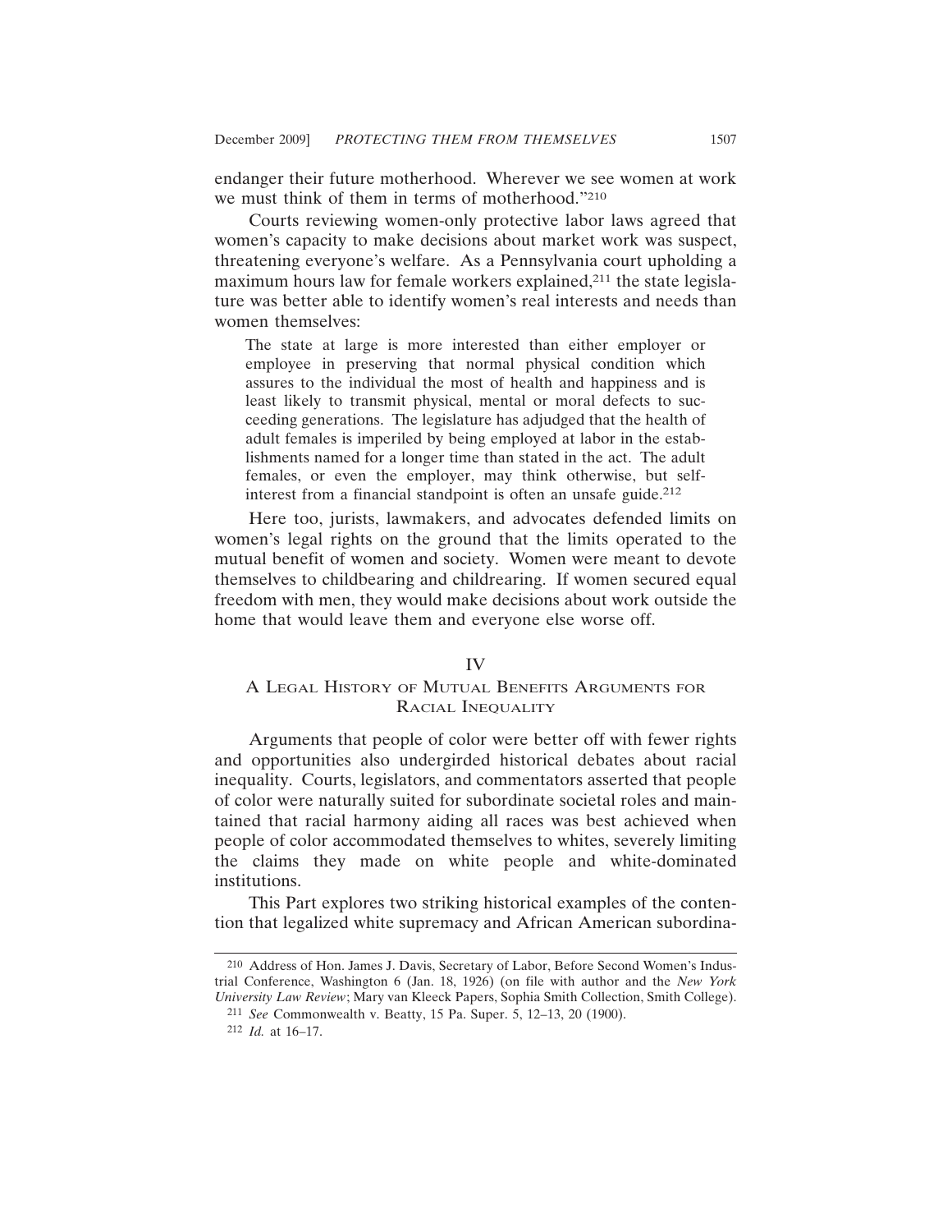endanger their future motherhood. Wherever we see women at work we must think of them in terms of motherhood."[210]

Courts reviewing women-only protective labor laws agreed that women's capacity to make decisions about market work was suspect, threatening everyone's welfare. As a Pennsylvania court upholding a maximum hours law for female workers explained,[211] the state legislature was better able to identify women's real interests and needs than women themselves:

> The state at large is more interested than either employer or employee in preserving that normal physical condition which assures to the individual the most of health and happiness and is least likely to transmit physical, mental or moral defects to succeeding generations. The legislature has adjudged that the health of adult females is imperiled by being employed at labor in the establishments named for a longer time than stated in the act. The adult females, or even the employer, may think otherwise, but self-interest from a financial standpoint is often an unsafe guide.[212]

Here too, jurists, lawmakers, and advocates defended limits on women's legal rights on the ground that the limits operated to the mutual benefit of women and society. Women were meant to devote themselves to childbearing and childrearing. If women secured equal freedom with men, they would make decisions about work outside the home that would leave them and everyone else worse off.

## IV
## A Legal History of Mutual Benefits Arguments for Racial Inequality

Arguments that people of color were better off with fewer rights and opportunities also undergirded historical debates about racial inequality. Courts, legislators, and commentators asserted that people of color were naturally suited for subordinate societal roles and maintained that racial harmony aiding all races was best achieved when people of color accommodated themselves to whites, severely limiting the claims they made on white people and white-dominated institutions.

This Part explores two striking historical examples of the contention that legalized white supremacy and African American subordina-

---

[210] Address of Hon. James J. Davis, Secretary of Labor, Before Second Women's Industrial Conference, Washington 6 (Jan. 18, 1926) (on file with author and the *New York University Law Review*; Mary van Kleeck Papers, Sophia Smith Collection, Smith College).

[211] *See* Commonwealth v. Beatty, 15 Pa. Super. 5, 12–13, 20 (1900).

[212] *Id.* at 16–17.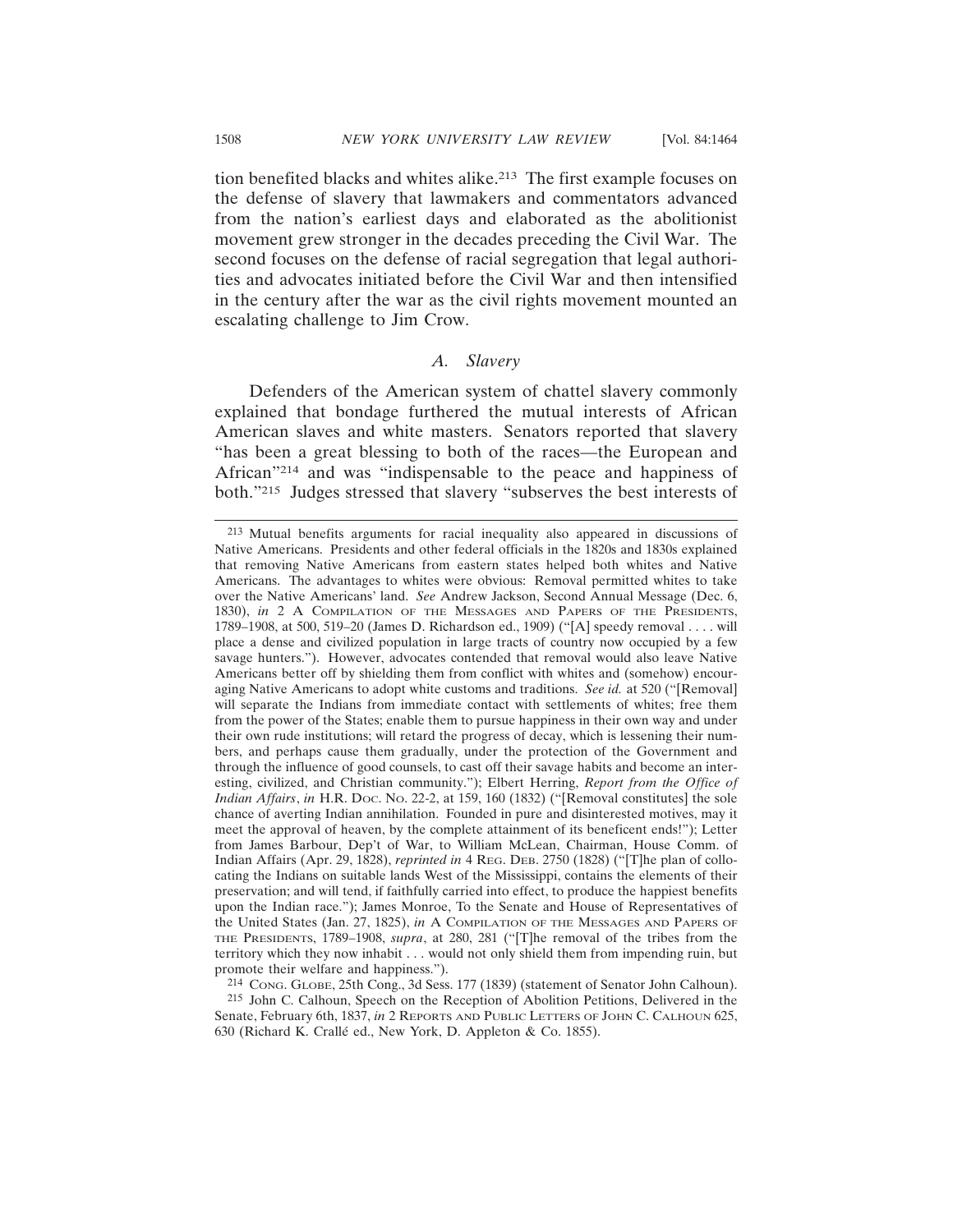tion benefited blacks and whites alike.[213] The first example focuses on the defense of slavery that lawmakers and commentators advanced from the nation's earliest days and elaborated as the abolitionist movement grew stronger in the decades preceding the Civil War. The second focuses on the defense of racial segregation that legal authorities and advocates initiated before the Civil War and then intensified in the century after the war as the civil rights movement mounted an escalating challenge to Jim Crow.

### *A. Slavery*

Defenders of the American system of chattel slavery commonly explained that bondage furthered the mutual interests of African American slaves and white masters. Senators reported that slavery "has been a great blessing to both of the races—the European and African"[214] and was "indispensable to the peace and happiness of both."[215] Judges stressed that slavery "subserves the best interests of

---

[213] Mutual benefits arguments for racial inequality also appeared in discussions of Native Americans. Presidents and other federal officials in the 1820s and 1830s explained that removing Native Americans from eastern states helped both whites and Native Americans. The advantages to whites were obvious: Removal permitted whites to take over the Native Americans' land. *See* Andrew Jackson, Second Annual Message (Dec. 6, 1830), *in* 2 A COMPILATION OF THE MESSAGES AND PAPERS OF THE PRESIDENTS, 1789–1908, at 500, 519–20 (James D. Richardson ed., 1909) ("[A] speedy removal . . . . will place a dense and civilized population in large tracts of country now occupied by a few savage hunters."). However, advocates contended that removal would also leave Native Americans better off by shielding them from conflict with whites and (somehow) encouraging Native Americans to adopt white customs and traditions. *See id.* at 520 ("[Removal] will separate the Indians from immediate contact with settlements of whites; free them from the power of the States; enable them to pursue happiness in their own way and under their own rude institutions; will retard the progress of decay, which is lessening their numbers, and perhaps cause them gradually, under the protection of the Government and through the influence of good counsels, to cast off their savage habits and become an interesting, civilized, and Christian community."); Elbert Herring, *Report from the Office of Indian Affairs*, *in* H.R. DOC. NO. 22-2, at 159, 160 (1832) ("[Removal constitutes] the sole chance of averting Indian annihilation. Founded in pure and disinterested motives, may it meet the approval of heaven, by the complete attainment of its beneficent ends!"); Letter from James Barbour, Dep't of War, to William McLean, Chairman, House Comm. of Indian Affairs (Apr. 29, 1828), *reprinted in* 4 REG. DEB. 2750 (1828) ("[T]he plan of collocating the Indians on suitable lands West of the Mississippi, contains the elements of their preservation; and will tend, if faithfully carried into effect, to produce the happiest benefits upon the Indian race."); James Monroe, To the Senate and House of Representatives of the United States (Jan. 27, 1825), *in* A COMPILATION OF THE MESSAGES AND PAPERS OF THE PRESIDENTS, 1789–1908, *supra*, at 280, 281 ("[T]he removal of the tribes from the territory which they now inhabit . . . would not only shield them from impending ruin, but promote their welfare and happiness.").

[214] CONG. GLOBE, 25th Cong., 3d Sess. 177 (1839) (statement of Senator John Calhoun).

[215] John C. Calhoun, Speech on the Reception of Abolition Petitions, Delivered in the Senate, February 6th, 1837, *in* 2 REPORTS AND PUBLIC LETTERS OF JOHN C. CALHOUN 625, 630 (Richard K. Crallé ed., New York, D. Appleton & Co. 1855).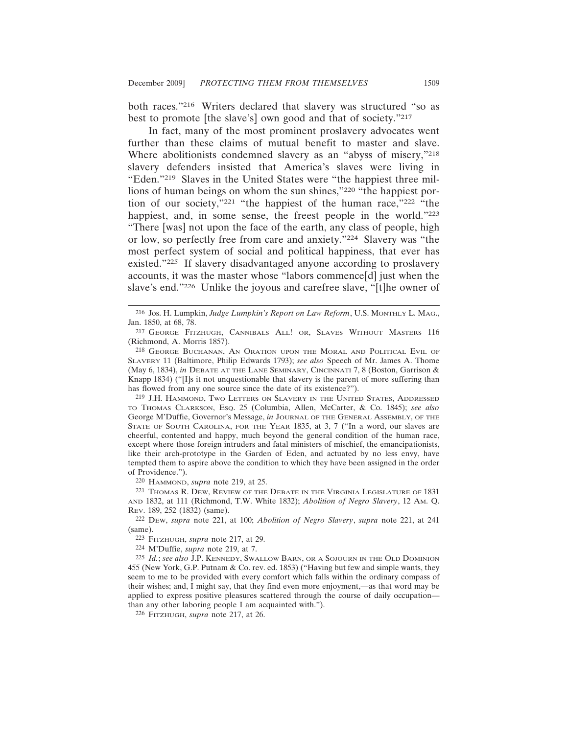both races."[216] Writers declared that slavery was structured "so as best to promote [the slave's] own good and that of society."[217]

In fact, many of the most prominent proslavery advocates went further than these claims of mutual benefit to master and slave. Where abolitionists condemned slavery as an "abyss of misery,"[218] slavery defenders insisted that America's slaves were living in "Eden."[219] Slaves in the United States were "the happiest three millions of human beings on whom the sun shines,"[220] "the happiest portion of our society,"[221] "the happiest of the human race,"[222] "the happiest, and, in some sense, the freest people in the world."[223] "There [was] not upon the face of the earth, any class of people, high or low, so perfectly free from care and anxiety."[224] Slavery was "the most perfect system of social and political happiness, that ever has existed."[225] If slavery disadvantaged anyone according to proslavery accounts, it was the master whose "labors commence[d] just when the slave's end."[226] Unlike the joyous and carefree slave, "[t]he owner of

---

[216] Jos. H. Lumpkin, *Judge Lumpkin's Report on Law Reform*, U.S. MONTHLY L. MAG., Jan. 1850, at 68, 78.

[217] GEORGE FITZHUGH, CANNIBALS ALL! OR, SLAVES WITHOUT MASTERS 116 (Richmond, A. Morris 1857).

[218] GEORGE BUCHANAN, AN ORATION UPON THE MORAL AND POLITICAL EVIL OF SLAVERY 11 (Baltimore, Philip Edwards 1793); *see also* Speech of Mr. James A. Thome (May 6, 1834), *in* DEBATE AT THE LANE SEMINARY, CINCINNATI 7, 8 (Boston, Garrison & Knapp 1834) ("[I]s it not unquestionable that slavery is the parent of more suffering than has flowed from any one source since the date of its existence?").

[219] J.H. HAMMOND, TWO LETTERS ON SLAVERY IN THE UNITED STATES, ADDRESSED TO THOMAS CLARKSON, ESQ. 25 (Columbia, Allen, McCarter, & Co. 1845); *see also* George M'Duffie, Governor's Message, *in* JOURNAL OF THE GENERAL ASSEMBLY, OF THE STATE OF SOUTH CAROLINA, FOR THE YEAR 1835, at 3, 7 ("In a word, our slaves are cheerful, contented and happy, much beyond the general condition of the human race, except where those foreign intruders and fatal ministers of mischief, the emancipationists, like their arch-prototype in the Garden of Eden, and actuated by no less envy, have tempted them to aspire above the condition to which they have been assigned in the order of Providence.").

[220] HAMMOND, *supra* note 219, at 25.

[221] THOMAS R. DEW, REVIEW OF THE DEBATE IN THE VIRGINIA LEGISLATURE OF 1831 AND 1832, at 111 (Richmond, T.W. White 1832); *Abolition of Negro Slavery*, 12 AM. Q. REV. 189, 252 (1832) (same).

[222] DEW, *supra* note 221, at 100; *Abolition of Negro Slavery*, *supra* note 221, at 241 (same).

[223] FITZHUGH, *supra* note 217, at 29.

[224] M'Duffie, *supra* note 219, at 7.

[225] *Id.*; *see also* J.P. KENNEDY, SWALLOW BARN, OR A SOJOURN IN THE OLD DOMINION 455 (New York, G.P. Putnam & Co. rev. ed. 1853) ("Having but few and simple wants, they seem to me to be provided with every comfort which falls within the ordinary compass of their wishes; and, I might say, that they find even more enjoyment,—as that word may be applied to express positive pleasures scattered through the course of daily occupation—than any other laboring people I am acquainted with.").

[226] FITZHUGH, *supra* note 217, at 26.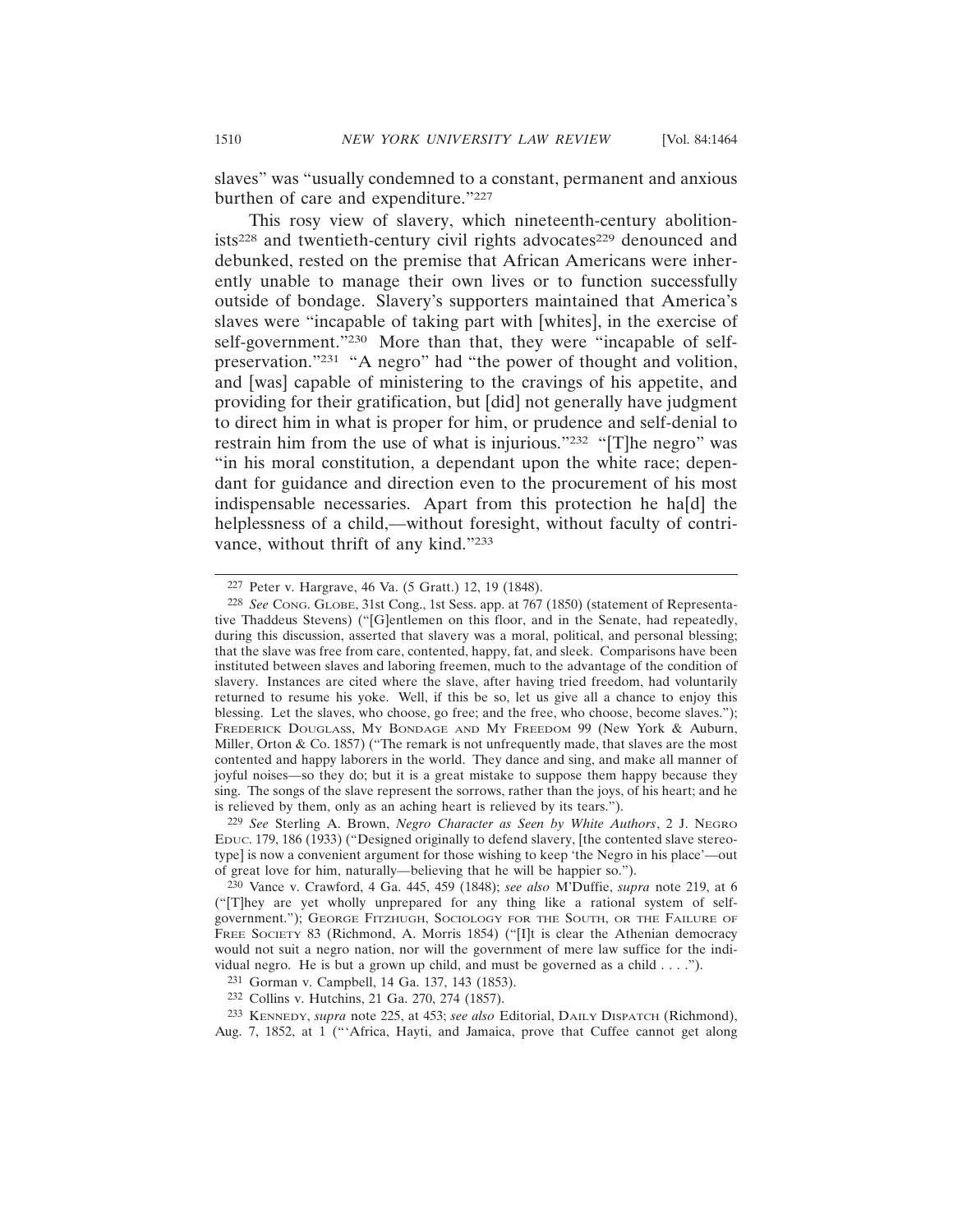slaves" was "usually condemned to a constant, permanent and anxious burthen of care and expenditure."[227]

This rosy view of slavery, which nineteenth-century abolitionists[228] and twentieth-century civil rights advocates[229] denounced and debunked, rested on the premise that African Americans were inherently unable to manage their own lives or to function successfully outside of bondage. Slavery's supporters maintained that America's slaves were "incapable of taking part with [whites], in the exercise of self-government."[230] More than that, they were "incapable of self-preservation."[231] "A negro" had "the power of thought and volition, and [was] capable of ministering to the cravings of his appetite, and providing for their gratification, but [did] not generally have judgment to direct him in what is proper for him, or prudence and self-denial to restrain him from the use of what is injurious."[232] "[T]he negro" was "in his moral constitution, a dependant upon the white race; dependant for guidance and direction even to the procurement of his most indispensable necessaries. Apart from this protection he ha[d] the helplessness of a child,—without foresight, without faculty of contrivance, without thrift of any kind."[233]

---

[227] Peter v. Hargrave, 46 Va. (5 Gratt.) 12, 19 (1848).

[228] *See* CONG. GLOBE, 31st Cong., 1st Sess. app. at 767 (1850) (statement of Representative Thaddeus Stevens) ("[G]entlemen on this floor, and in the Senate, had repeatedly, during this discussion, asserted that slavery was a moral, political, and personal blessing; that the slave was free from care, contented, happy, fat, and sleek. Comparisons have been instituted between slaves and laboring freemen, much to the advantage of the condition of slavery. Instances are cited where the slave, after having tried freedom, had voluntarily returned to resume his yoke. Well, if this be so, let us give all a chance to enjoy this blessing. Let the slaves, who choose, go free; and the free, who choose, become slaves."); FREDERICK DOUGLASS, MY BONDAGE AND MY FREEDOM 99 (New York & Auburn, Miller, Orton & Co. 1857) ("The remark is not unfrequently made, that slaves are the most contented and happy laborers in the world. They dance and sing, and make all manner of joyful noises—so they do; but it is a great mistake to suppose them happy because they sing. The songs of the slave represent the sorrows, rather than the joys, of his heart; and he is relieved by them, only as an aching heart is relieved by its tears.").

[229] *See* Sterling A. Brown, *Negro Character as Seen by White Authors*, 2 J. NEGRO EDUC. 179, 186 (1933) ("Designed originally to defend slavery, [the contented slave stereotype] is now a convenient argument for those wishing to keep 'the Negro in his place'—out of great love for him, naturally—believing that he will be happier so.").

[230] Vance v. Crawford, 4 Ga. 445, 459 (1848); *see also* M'Duffie, *supra* note 219, at 6 ("[T]hey are yet wholly unprepared for any thing like a rational system of self-government."); GEORGE FITZHUGH, SOCIOLOGY FOR THE SOUTH, OR THE FAILURE OF FREE SOCIETY 83 (Richmond, A. Morris 1854) ("[I]t is clear the Athenian democracy would not suit a negro nation, nor will the government of mere law suffice for the individual negro. He is but a grown up child, and must be governed as a child . . . .").

[231] Gorman v. Campbell, 14 Ga. 137, 143 (1853).

[232] Collins v. Hutchins, 21 Ga. 270, 274 (1857).

[233] KENNEDY, *supra* note 225, at 453; *see also* Editorial, DAILY DISPATCH (Richmond), Aug. 7, 1852, at 1 ("'Africa, Hayti, and Jamaica, prove that Cuffee cannot get along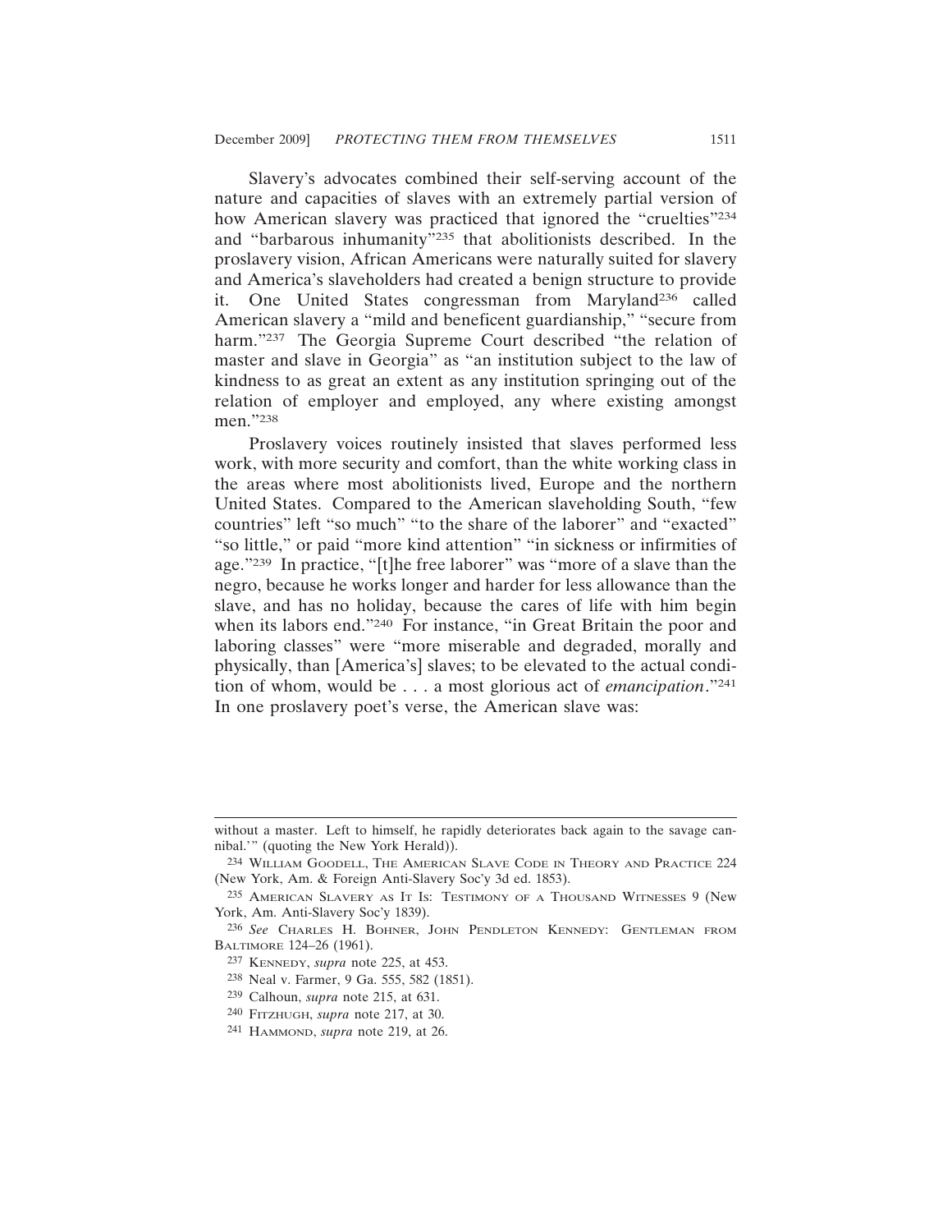Slavery's advocates combined their self-serving account of the nature and capacities of slaves with an extremely partial version of how American slavery was practiced that ignored the "cruelties"[234] and "barbarous inhumanity"[235] that abolitionists described. In the proslavery vision, African Americans were naturally suited for slavery and America's slaveholders had created a benign structure to provide it. One United States congressman from Maryland[236] called American slavery a "mild and beneficent guardianship," "secure from harm."[237] The Georgia Supreme Court described "the relation of master and slave in Georgia" as "an institution subject to the law of kindness to as great an extent as any institution springing out of the relation of employer and employed, any where existing amongst men."[238]

Proslavery voices routinely insisted that slaves performed less work, with more security and comfort, than the white working class in the areas where most abolitionists lived, Europe and the northern United States. Compared to the American slaveholding South, "few countries" left "so much" "to the share of the laborer" and "exacted" "so little," or paid "more kind attention" "in sickness or infirmities of age."[239] In practice, "[t]he free laborer" was "more of a slave than the negro, because he works longer and harder for less allowance than the slave, and has no holiday, because the cares of life with him begin when its labors end."[240] For instance, "in Great Britain the poor and laboring classes" were "more miserable and degraded, morally and physically, than [America's] slaves; to be elevated to the actual condition of whom, would be . . . a most glorious act of *emancipation*."[241] In one proslavery poet's verse, the American slave was:

---

without a master. Left to himself, he rapidly deteriorates back again to the savage cannibal.'" (quoting the New York Herald)).

234 WILLIAM GOODELL, THE AMERICAN SLAVE CODE IN THEORY AND PRACTICE 224 (New York, Am. & Foreign Anti-Slavery Soc'y 3d ed. 1853).

235 AMERICAN SLAVERY AS IT IS: TESTIMONY OF A THOUSAND WITNESSES 9 (New York, Am. Anti-Slavery Soc'y 1839).

236 *See* CHARLES H. BOHNER, JOHN PENDLETON KENNEDY: GENTLEMAN FROM BALTIMORE 124–26 (1961).

237 KENNEDY, *supra* note 225, at 453.

238 Neal v. Farmer, 9 Ga. 555, 582 (1851).

239 Calhoun, *supra* note 215, at 631.

240 FITZHUGH, *supra* note 217, at 30.

241 HAMMOND, *supra* note 219, at 26.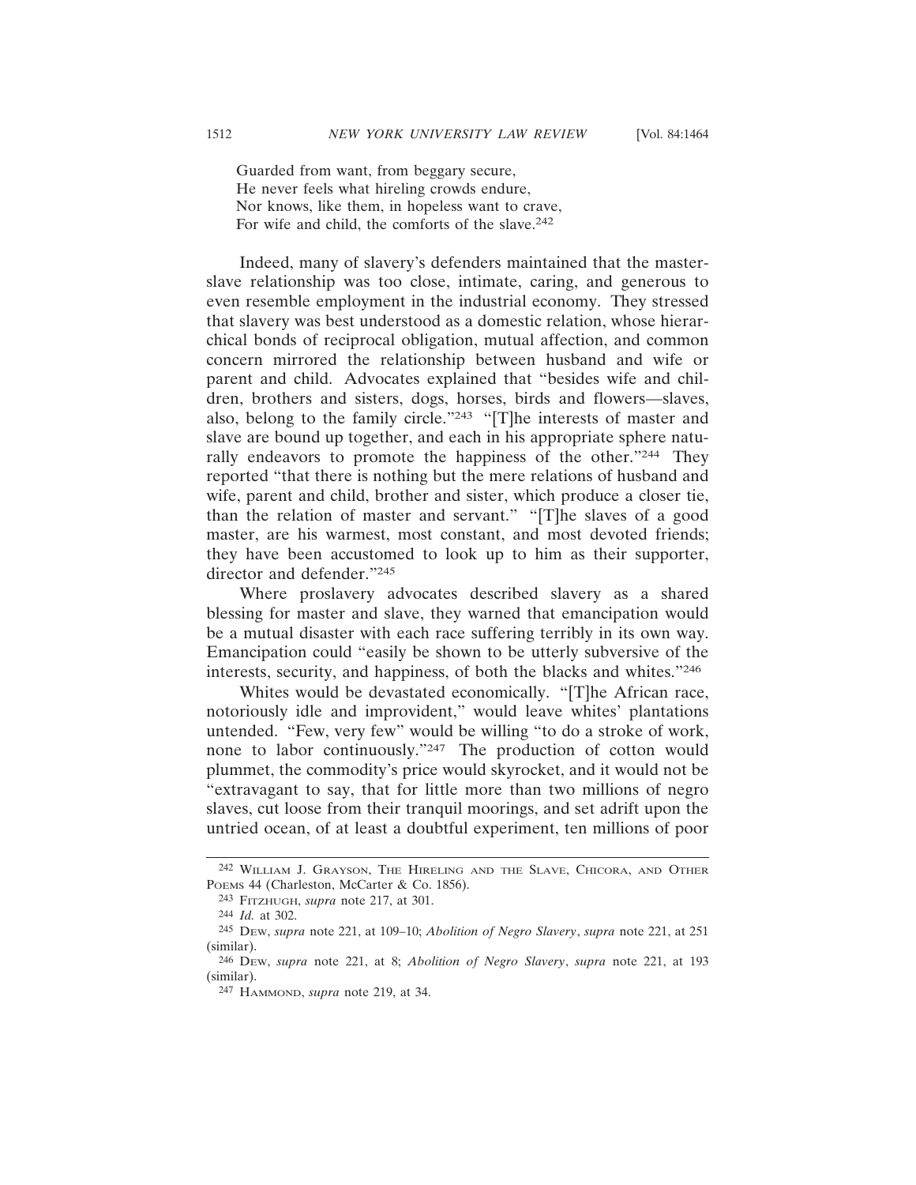Guarded from want, from beggary secure,  
He never feels what hireling crowds endure,  
Nor knows, like them, in hopeless want to crave,  
For wife and child, the comforts of the slave.[242]

Indeed, many of slavery's defenders maintained that the master-slave relationship was too close, intimate, caring, and generous to even resemble employment in the industrial economy. They stressed that slavery was best understood as a domestic relation, whose hierarchical bonds of reciprocal obligation, mutual affection, and common concern mirrored the relationship between husband and wife or parent and child. Advocates explained that "besides wife and children, brothers and sisters, dogs, horses, birds and flowers—slaves, also, belong to the family circle."[243] "[T]he interests of master and slave are bound up together, and each in his appropriate sphere naturally endeavors to promote the happiness of the other."[244] They reported "that there is nothing but the mere relations of husband and wife, parent and child, brother and sister, which produce a closer tie, than the relation of master and servant." "[T]he slaves of a good master, are his warmest, most constant, and most devoted friends; they have been accustomed to look up to him as their supporter, director and defender."[245]

Where proslavery advocates described slavery as a shared blessing for master and slave, they warned that emancipation would be a mutual disaster with each race suffering terribly in its own way. Emancipation could "easily be shown to be utterly subversive of the interests, security, and happiness, of both the blacks and whites."[246]

Whites would be devastated economically. "[T]he African race, notoriously idle and improvident," would leave whites' plantations untended. "Few, very few" would be willing "to do a stroke of work, none to labor continuously."[247] The production of cotton would plummet, the commodity's price would skyrocket, and it would not be "extravagant to say, that for little more than two millions of negro slaves, cut loose from their tranquil moorings, and set adrift upon the untried ocean, of at least a doubtful experiment, ten millions of poor

---

[242] William J. Grayson, The Hireling and the Slave, Chicora, and Other Poems 44 (Charleston, McCarter & Co. 1856).

[243] Fitzhugh, *supra* note 217, at 301.

[244] *Id.* at 302.

[245] Dew, *supra* note 221, at 109–10; *Abolition of Negro Slavery*, *supra* note 221, at 251 (similar).

[246] Dew, *supra* note 221, at 8; *Abolition of Negro Slavery*, *supra* note 221, at 193 (similar).

[247] Hammond, *supra* note 219, at 34.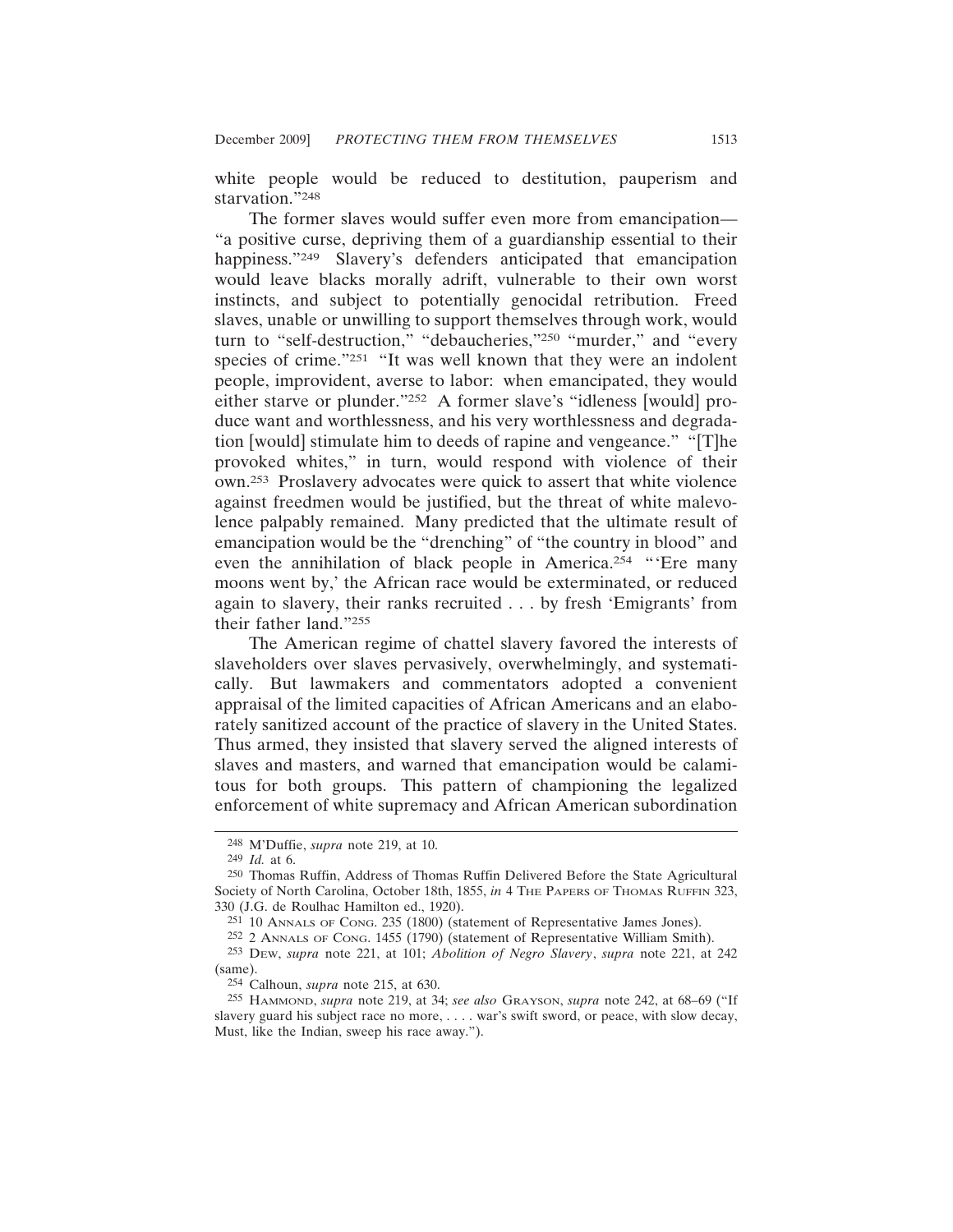white people would be reduced to destitution, pauperism and starvation."[248]

The former slaves would suffer even more from emancipation—"a positive curse, depriving them of a guardianship essential to their happiness."[249] Slavery's defenders anticipated that emancipation would leave blacks morally adrift, vulnerable to their own worst instincts, and subject to potentially genocidal retribution. Freed slaves, unable or unwilling to support themselves through work, would turn to "self-destruction," "debaucheries,"[250] "murder," and "every species of crime."[251] "It was well known that they were an indolent people, improvident, averse to labor: when emancipated, they would either starve or plunder."[252] A former slave's "idleness [would] produce want and worthlessness, and his very worthlessness and degradation [would] stimulate him to deeds of rapine and vengeance." "[T]he provoked whites," in turn, would respond with violence of their own.[253] Proslavery advocates were quick to assert that white violence against freedmen would be justified, but the threat of white malevolence palpably remained. Many predicted that the ultimate result of emancipation would be the "drenching" of "the country in blood" and even the annihilation of black people in America.[254] "'Ere many moons went by,' the African race would be exterminated, or reduced again to slavery, their ranks recruited . . . by fresh 'Emigrants' from their father land."[255]

The American regime of chattel slavery favored the interests of slaveholders over slaves pervasively, overwhelmingly, and systematically. But lawmakers and commentators adopted a convenient appraisal of the limited capacities of African Americans and an elaborately sanitized account of the practice of slavery in the United States. Thus armed, they insisted that slavery served the aligned interests of slaves and masters, and warned that emancipation would be calamitous for both groups. This pattern of championing the legalized enforcement of white supremacy and African American subordination

---

[248] M'Duffie, *supra* note 219, at 10.

[249] *Id.* at 6.

[250] Thomas Ruffin, Address of Thomas Ruffin Delivered Before the State Agricultural Society of North Carolina, October 18th, 1855, *in* 4 The Papers of Thomas Ruffin 323, 330 (J.G. de Roulhac Hamilton ed., 1920).

[251] 10 Annals of Cong. 235 (1800) (statement of Representative James Jones).

[252] 2 Annals of Cong. 1455 (1790) (statement of Representative William Smith).

[253] Dew, *supra* note 221, at 101; *Abolition of Negro Slavery*, *supra* note 221, at 242 (same).

[254] Calhoun, *supra* note 215, at 630.

[255] Hammond, *supra* note 219, at 34; *see also* Grayson, *supra* note 242, at 68–69 ("If slavery guard his subject race no more, . . . . war's swift sword, or peace, with slow decay, Must, like the Indian, sweep his race away.").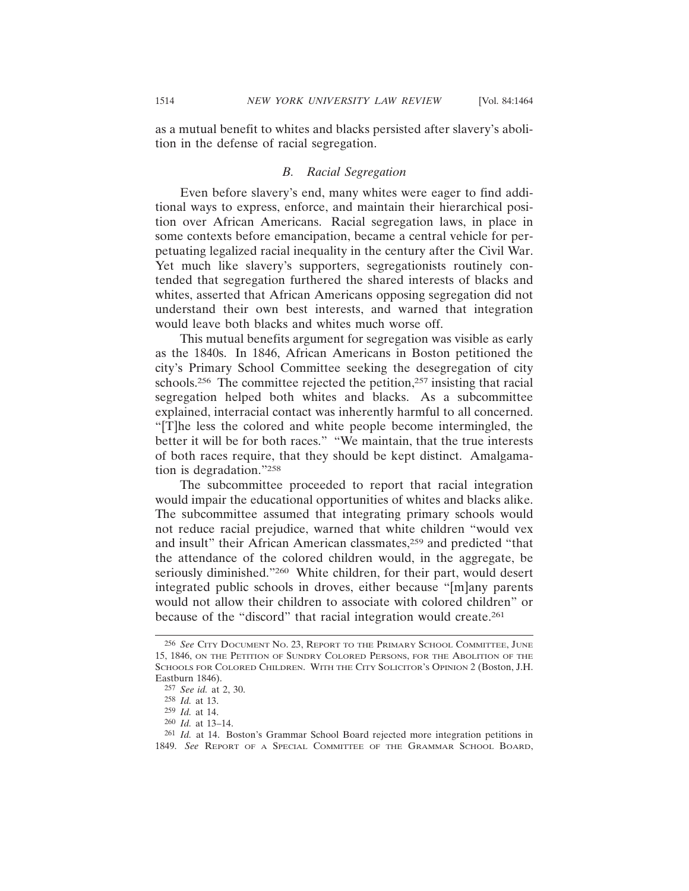as a mutual benefit to whites and blacks persisted after slavery's abolition in the defense of racial segregation.

### *B. Racial Segregation*

Even before slavery's end, many whites were eager to find additional ways to express, enforce, and maintain their hierarchical position over African Americans. Racial segregation laws, in place in some contexts before emancipation, became a central vehicle for perpetuating legalized racial inequality in the century after the Civil War. Yet much like slavery's supporters, segregationists routinely contended that segregation furthered the shared interests of blacks and whites, asserted that African Americans opposing segregation did not understand their own best interests, and warned that integration would leave both blacks and whites much worse off.

This mutual benefits argument for segregation was visible as early as the 1840s. In 1846, African Americans in Boston petitioned the city's Primary School Committee seeking the desegregation of city schools.[256] The committee rejected the petition,[257] insisting that racial segregation helped both whites and blacks. As a subcommittee explained, interracial contact was inherently harmful to all concerned. "[T]he less the colored and white people become intermingled, the better it will be for both races." "We maintain, that the true interests of both races require, that they should be kept distinct. Amalgamation is degradation."[258]

The subcommittee proceeded to report that racial integration would impair the educational opportunities of whites and blacks alike. The subcommittee assumed that integrating primary schools would not reduce racial prejudice, warned that white children "would vex and insult" their African American classmates,[259] and predicted "that the attendance of the colored children would, in the aggregate, be seriously diminished."[260] White children, for their part, would desert integrated public schools in droves, either because "[m]any parents would not allow their children to associate with colored children" or because of the "discord" that racial integration would create.[261]

---

[256] *See* CITY DOCUMENT NO. 23, REPORT TO THE PRIMARY SCHOOL COMMITTEE, JUNE 15, 1846, ON THE PETITION OF SUNDRY COLORED PERSONS, FOR THE ABOLITION OF THE SCHOOLS FOR COLORED CHILDREN. WITH THE CITY SOLICITOR'S OPINION 2 (Boston, J.H. Eastburn 1846).

[257] *See id.* at 2, 30.

[258] *Id.* at 13.

[259] *Id.* at 14.

[260] *Id.* at 13–14.

[261] *Id.* at 14. Boston's Grammar School Board rejected more integration petitions in 1849. *See* REPORT OF A SPECIAL COMMITTEE OF THE GRAMMAR SCHOOL BOARD,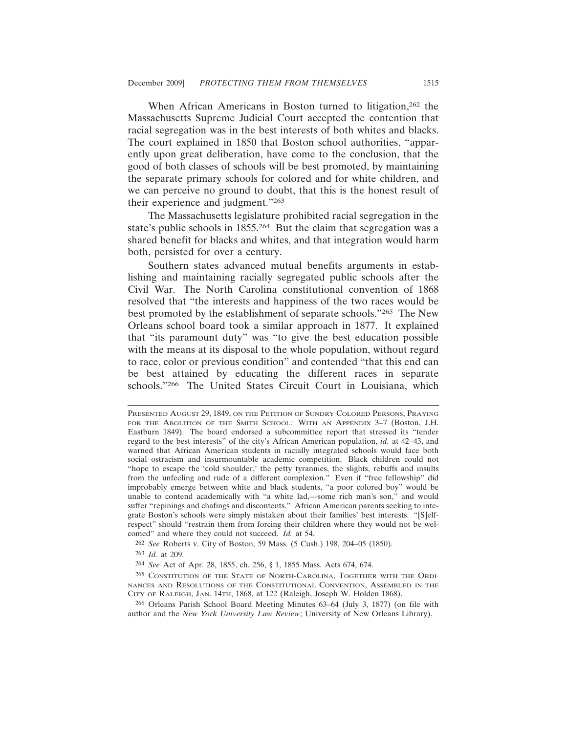When African Americans in Boston turned to litigation,[262] the Massachusetts Supreme Judicial Court accepted the contention that racial segregation was in the best interests of both whites and blacks. The court explained in 1850 that Boston school authorities, "apparently upon great deliberation, have come to the conclusion, that the good of both classes of schools will be best promoted, by maintaining the separate primary schools for colored and for white children, and we can perceive no ground to doubt, that this is the honest result of their experience and judgment."[263]

The Massachusetts legislature prohibited racial segregation in the state's public schools in 1855.[264] But the claim that segregation was a shared benefit for blacks and whites, and that integration would harm both, persisted for over a century.

Southern states advanced mutual benefits arguments in establishing and maintaining racially segregated public schools after the Civil War. The North Carolina constitutional convention of 1868 resolved that "the interests and happiness of the two races would be best promoted by the establishment of separate schools."[265] The New Orleans school board took a similar approach in 1877. It explained that "its paramount duty" was "to give the best education possible with the means at its disposal to the whole population, without regard to race, color or previous condition" and contended "that this end can be best attained by educating the different races in separate schools."[266] The United States Circuit Court in Louisiana, which

---

PRESENTED AUGUST 29, 1849, ON THE PETITION OF SUNDRY COLORED PERSONS, PRAYING FOR THE ABOLITION OF THE SMITH SCHOOL: WITH AN APPENDIX 3–7 (Boston, J.H. Eastburn 1849). The board endorsed a subcommittee report that stressed its "tender regard to the best interests" of the city's African American population, *id.* at 42–43, and warned that African American students in racially integrated schools would face both social ostracism and insurmountable academic competition. Black children could not "hope to escape the 'cold shoulder,' the petty tyrannies, the slights, rebuffs and insults from the unfeeling and rude of a different complexion." Even if "free fellowship" did improbably emerge between white and black students, "a poor colored boy" would be unable to contend academically with "a white lad,—some rich man's son," and would suffer "repinings and chafings and discontents." African American parents seeking to integrate Boston's schools were simply mistaken about their families' best interests. "[S]elf-respect" should "restrain them from forcing their children where they would not be welcomed" and where they could not succeed. *Id.* at 54.

[262] *See* Roberts v. City of Boston, 59 Mass. (5 Cush.) 198, 204–05 (1850).

[263] *Id.* at 209.

[264] *See* Act of Apr. 28, 1855, ch. 256, § 1, 1855 Mass. Acts 674, 674.

[265] CONSTITUTION OF THE STATE OF NORTH-CAROLINA, TOGETHER WITH THE ORDINANCES AND RESOLUTIONS OF THE CONSTITUTIONAL CONVENTION, ASSEMBLED IN THE CITY OF RALEIGH, JAN. 14TH, 1868, at 122 (Raleigh, Joseph W. Holden 1868).

[266] Orleans Parish School Board Meeting Minutes 63–64 (July 3, 1877) (on file with author and the *New York University Law Review*; University of New Orleans Library).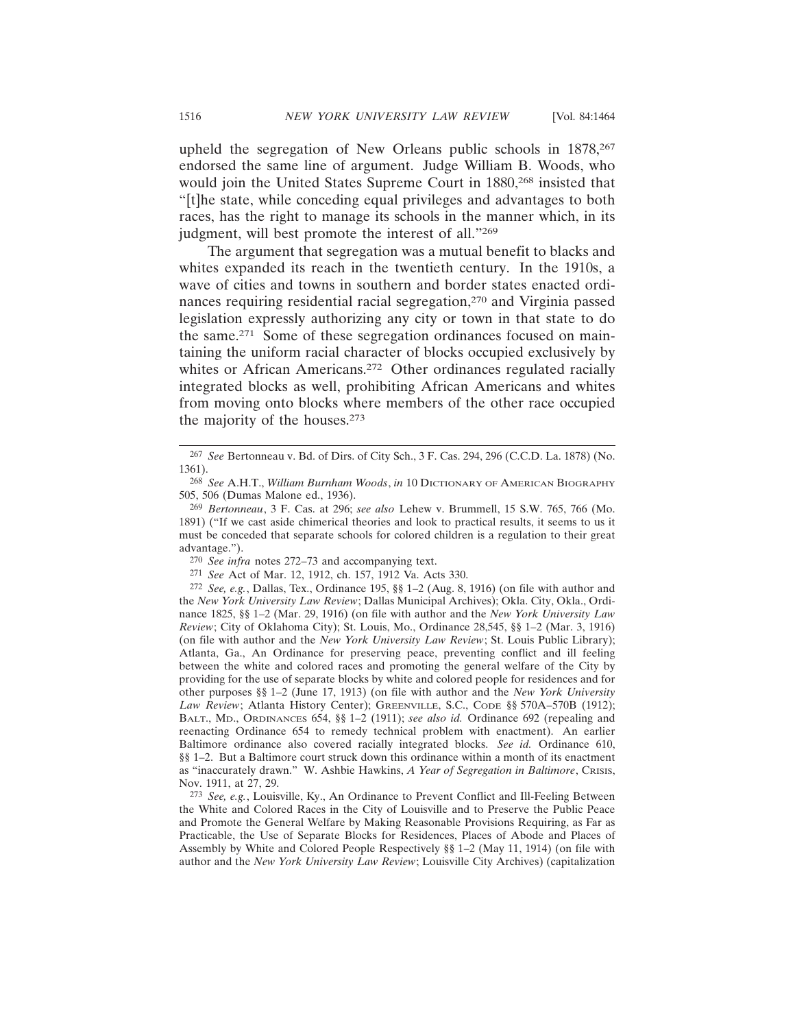upheld the segregation of New Orleans public schools in 1878,[267] endorsed the same line of argument. Judge William B. Woods, who would join the United States Supreme Court in 1880,[268] insisted that "[t]he state, while conceding equal privileges and advantages to both races, has the right to manage its schools in the manner which, in its judgment, will best promote the interest of all."[269]

The argument that segregation was a mutual benefit to blacks and whites expanded its reach in the twentieth century. In the 1910s, a wave of cities and towns in southern and border states enacted ordinances requiring residential racial segregation,[270] and Virginia passed legislation expressly authorizing any city or town in that state to do the same.[271] Some of these segregation ordinances focused on maintaining the uniform racial character of blocks occupied exclusively by whites or African Americans.[272] Other ordinances regulated racially integrated blocks as well, prohibiting African Americans and whites from moving onto blocks where members of the other race occupied the majority of the houses.[273]

---

267 *See* Bertonneau v. Bd. of Dirs. of City Sch., 3 F. Cas. 294, 296 (C.C.D. La. 1878) (No. 1361).

268 *See* A.H.T., *William Burnham Woods*, *in* 10 DICTIONARY OF AMERICAN BIOGRAPHY 505, 506 (Dumas Malone ed., 1936).

269 *Bertonneau*, 3 F. Cas. at 296; *see also* Lehew v. Brummell, 15 S.W. 765, 766 (Mo. 1891) ("If we cast aside chimerical theories and look to practical results, it seems to us it must be conceded that separate schools for colored children is a regulation to their great advantage.").

270 *See infra* notes 272–73 and accompanying text.

271 *See* Act of Mar. 12, 1912, ch. 157, 1912 Va. Acts 330.

272 *See, e.g.*, Dallas, Tex., Ordinance 195, §§ 1–2 (Aug. 8, 1916) (on file with author and the *New York University Law Review*; Dallas Municipal Archives); Okla. City, Okla., Ordinance 1825, §§ 1–2 (Mar. 29, 1916) (on file with author and the *New York University Law Review*; City of Oklahoma City); St. Louis, Mo., Ordinance 28,545, §§ 1–2 (Mar. 3, 1916) (on file with author and the *New York University Law Review*; St. Louis Public Library); Atlanta, Ga., An Ordinance for preserving peace, preventing conflict and ill feeling between the white and colored races and promoting the general welfare of the City by providing for the use of separate blocks by white and colored people for residences and for other purposes §§ 1–2 (June 17, 1913) (on file with author and the *New York University Law Review*; Atlanta History Center); GREENVILLE, S.C., CODE §§ 570A–570B (1912); BALT., MD., ORDINANCES 654, §§ 1–2 (1911); *see also id.* Ordinance 692 (repealing and reenacting Ordinance 654 to remedy technical problem with enactment). An earlier Baltimore ordinance also covered racially integrated blocks. *See id.* Ordinance 610, §§ 1–2. But a Baltimore court struck down this ordinance within a month of its enactment as "inaccurately drawn." W. Ashbie Hawkins, *A Year of Segregation in Baltimore*, CRISIS, Nov. 1911, at 27, 29.

273 *See, e.g.*, Louisville, Ky., An Ordinance to Prevent Conflict and Ill-Feeling Between the White and Colored Races in the City of Louisville and to Preserve the Public Peace and Promote the General Welfare by Making Reasonable Provisions Requiring, as Far as Practicable, the Use of Separate Blocks for Residences, Places of Abode and Places of Assembly by White and Colored People Respectively §§ 1–2 (May 11, 1914) (on file with author and the *New York University Law Review*; Louisville City Archives) (capitalization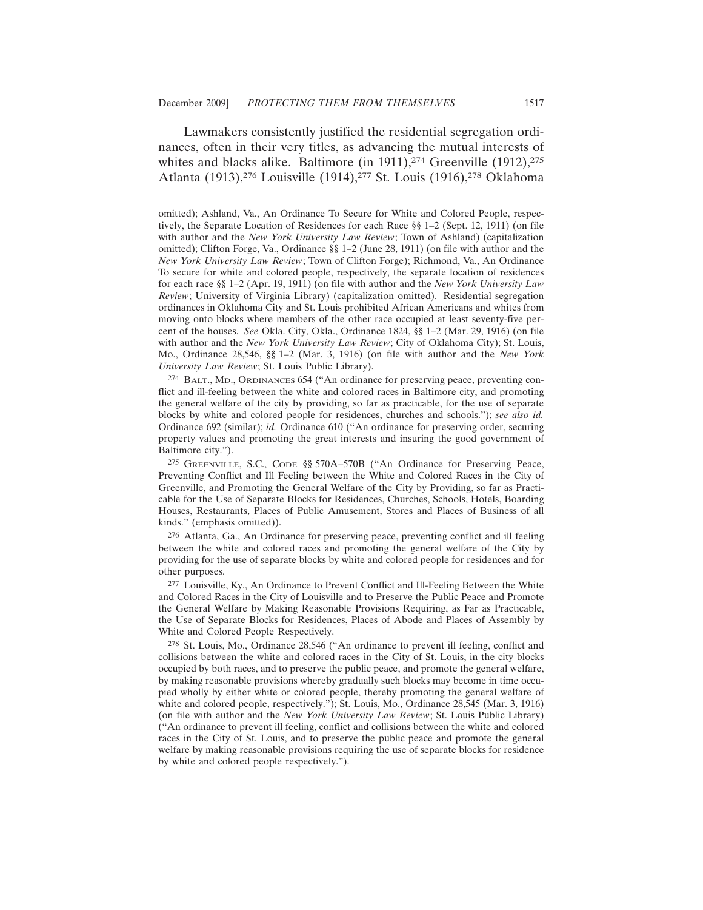Lawmakers consistently justified the residential segregation ordinances, often in their very titles, as advancing the mutual interests of whites and blacks alike. Baltimore (in 1911),[274] Greenville (1912),[275] Atlanta (1913),[276] Louisville (1914),[277] St. Louis (1916),[278] Oklahoma

---

omitted); Ashland, Va., An Ordinance To Secure for White and Colored People, respectively, the Separate Location of Residences for each Race §§ 1–2 (Sept. 12, 1911) (on file with author and the *New York University Law Review*; Town of Ashland) (capitalization omitted); Clifton Forge, Va., Ordinance §§ 1–2 (June 28, 1911) (on file with author and the *New York University Law Review*; Town of Clifton Forge); Richmond, Va., An Ordinance To secure for white and colored people, respectively, the separate location of residences for each race §§ 1–2 (Apr. 19, 1911) (on file with author and the *New York University Law Review*; University of Virginia Library) (capitalization omitted). Residential segregation ordinances in Oklahoma City and St. Louis prohibited African Americans and whites from moving onto blocks where members of the other race occupied at least seventy-five percent of the houses. *See* Okla. City, Okla., Ordinance 1824, §§ 1–2 (Mar. 29, 1916) (on file with author and the *New York University Law Review*; City of Oklahoma City); St. Louis, Mo., Ordinance 28,546, §§ 1–2 (Mar. 3, 1916) (on file with author and the *New York University Law Review*; St. Louis Public Library).

[274] Balt., Md., Ordinances 654 ("An ordinance for preserving peace, preventing conflict and ill-feeling between the white and colored races in Baltimore city, and promoting the general welfare of the city by providing, so far as practicable, for the use of separate blocks by white and colored people for residences, churches and schools."); *see also id.* Ordinance 692 (similar); *id.* Ordinance 610 ("An ordinance for preserving order, securing property values and promoting the great interests and insuring the good government of Baltimore city.").

[275] Greenville, S.C., Code §§ 570A–570B ("An Ordinance for Preserving Peace, Preventing Conflict and Ill Feeling between the White and Colored Races in the City of Greenville, and Promoting the General Welfare of the City by Providing, so far as Practicable for the Use of Separate Blocks for Residences, Churches, Schools, Hotels, Boarding Houses, Restaurants, Places of Public Amusement, Stores and Places of Business of all kinds." (emphasis omitted)).

[276] Atlanta, Ga., An Ordinance for preserving peace, preventing conflict and ill feeling between the white and colored races and promoting the general welfare of the City by providing for the use of separate blocks by white and colored people for residences and for other purposes.

[277] Louisville, Ky., An Ordinance to Prevent Conflict and Ill-Feeling Between the White and Colored Races in the City of Louisville and to Preserve the Public Peace and Promote the General Welfare by Making Reasonable Provisions Requiring, as Far as Practicable, the Use of Separate Blocks for Residences, Places of Abode and Places of Assembly by White and Colored People Respectively.

[278] St. Louis, Mo., Ordinance 28,546 ("An ordinance to prevent ill feeling, conflict and collisions between the white and colored races in the City of St. Louis, in the city blocks occupied by both races, and to preserve the public peace, and promote the general welfare, by making reasonable provisions whereby gradually such blocks may become in time occupied wholly by either white or colored people, thereby promoting the general welfare of white and colored people, respectively."); St. Louis, Mo., Ordinance 28,545 (Mar. 3, 1916) (on file with author and the *New York University Law Review*; St. Louis Public Library) ("An ordinance to prevent ill feeling, conflict and collisions between the white and colored races in the City of St. Louis, and to preserve the public peace and promote the general welfare by making reasonable provisions requiring the use of separate blocks for residence by white and colored people respectively.").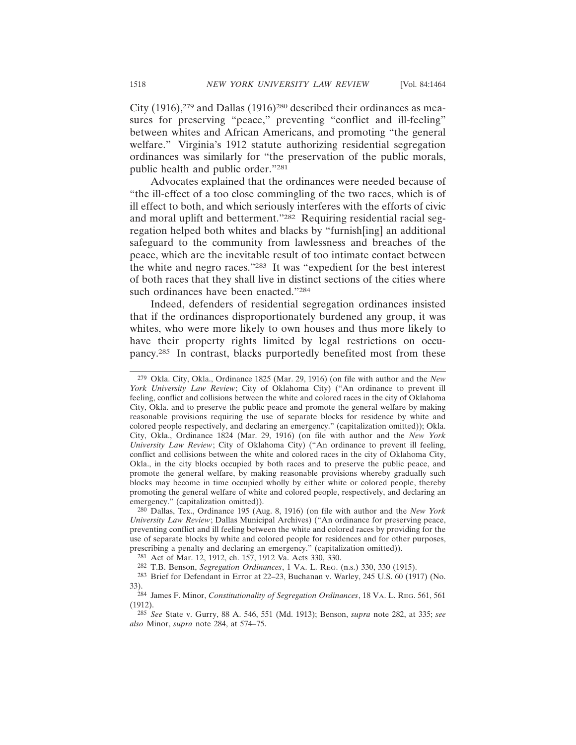City (1916),[279] and Dallas (1916)[280] described their ordinances as measures for preserving "peace," preventing "conflict and ill-feeling" between whites and African Americans, and promoting "the general welfare." Virginia's 1912 statute authorizing residential segregation ordinances was similarly for "the preservation of the public morals, public health and public order."[281]

Advocates explained that the ordinances were needed because of "the ill-effect of a too close commingling of the two races, which is of ill effect to both, and which seriously interferes with the efforts of civic and moral uplift and betterment."[282] Requiring residential racial segregation helped both whites and blacks by "furnish[ing] an additional safeguard to the community from lawlessness and breaches of the peace, which are the inevitable result of too intimate contact between the white and negro races."[283] It was "expedient for the best interest of both races that they shall live in distinct sections of the cities where such ordinances have been enacted."[284]

Indeed, defenders of residential segregation ordinances insisted that if the ordinances disproportionately burdened any group, it was whites, who were more likely to own houses and thus more likely to have their property rights limited by legal restrictions on occupancy.[285] In contrast, blacks purportedly benefited most from these

---

279 Okla. City, Okla., Ordinance 1825 (Mar. 29, 1916) (on file with author and the *New York University Law Review*; City of Oklahoma City) ("An ordinance to prevent ill feeling, conflict and collisions between the white and colored races in the city of Oklahoma City, Okla. and to preserve the public peace and promote the general welfare by making reasonable provisions requiring the use of separate blocks for residence by white and colored people respectively, and declaring an emergency." (capitalization omitted)); Okla. City, Okla., Ordinance 1824 (Mar. 29, 1916) (on file with author and the *New York University Law Review*; City of Oklahoma City) ("An ordinance to prevent ill feeling, conflict and collisions between the white and colored races in the city of Oklahoma City, Okla., in the city blocks occupied by both races and to preserve the public peace, and promote the general welfare, by making reasonable provisions whereby gradually such blocks may become in time occupied wholly by either white or colored people, thereby promoting the general welfare of white and colored people, respectively, and declaring an emergency." (capitalization omitted)).

280 Dallas, Tex., Ordinance 195 (Aug. 8, 1916) (on file with author and the *New York University Law Review*; Dallas Municipal Archives) ("An ordinance for preserving peace, preventing conflict and ill feeling between the white and colored races by providing for the use of separate blocks by white and colored people for residences and for other purposes, prescribing a penalty and declaring an emergency." (capitalization omitted)).

281 Act of Mar. 12, 1912, ch. 157, 1912 Va. Acts 330, 330.

282 T.B. Benson, *Segregation Ordinances*, 1 VA. L. REG. (n.s.) 330, 330 (1915).

283 Brief for Defendant in Error at 22–23, Buchanan v. Warley, 245 U.S. 60 (1917) (No. 33).

284 James F. Minor, *Constitutionality of Segregation Ordinances*, 18 VA. L. REG. 561, 561 (1912).

285 *See* State v. Gurry, 88 A. 546, 551 (Md. 1913); Benson, *supra* note 282, at 335; *see also* Minor, *supra* note 284, at 574–75.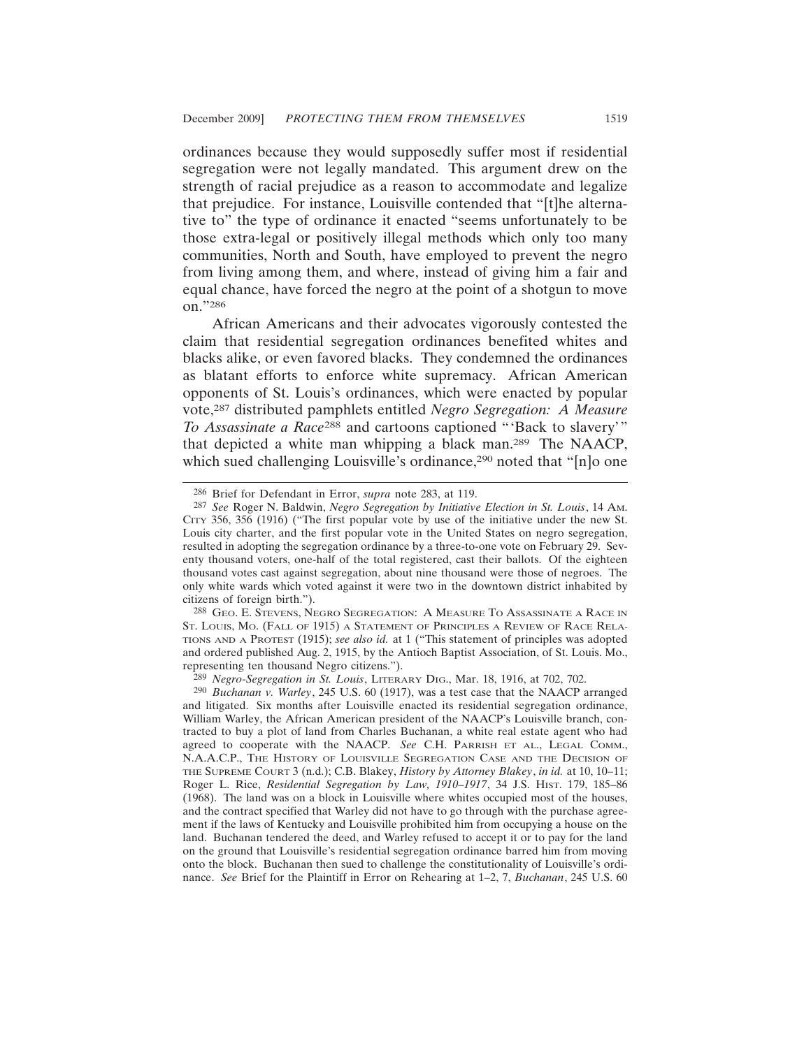ordinances because they would supposedly suffer most if residential segregation were not legally mandated. This argument drew on the strength of racial prejudice as a reason to accommodate and legalize that prejudice. For instance, Louisville contended that "[t]he alternative to" the type of ordinance it enacted "seems unfortunately to be those extra-legal or positively illegal methods which only too many communities, North and South, have employed to prevent the negro from living among them, and where, instead of giving him a fair and equal chance, have forced the negro at the point of a shotgun to move on."[286]

African Americans and their advocates vigorously contested the claim that residential segregation ordinances benefited whites and blacks alike, or even favored blacks. They condemned the ordinances as blatant efforts to enforce white supremacy. African American opponents of St. Louis's ordinances, which were enacted by popular vote,[287] distributed pamphlets entitled *Negro Segregation: A Measure To Assassinate a Race*[288] and cartoons captioned "'Back to slavery'" that depicted a white man whipping a black man.[289] The NAACP, which sued challenging Louisville's ordinance,[290] noted that "[n]o one

---

[286] Brief for Defendant in Error, *supra* note 283, at 119.

[287] *See* Roger N. Baldwin, *Negro Segregation by Initiative Election in St. Louis*, 14 Am. City 356, 356 (1916) ("The first popular vote by use of the initiative under the new St. Louis city charter, and the first popular vote in the United States on negro segregation, resulted in adopting the segregation ordinance by a three-to-one vote on February 29. Seventy thousand voters, one-half of the total registered, cast their ballots. Of the eighteen thousand votes cast against segregation, about nine thousand were those of negroes. The only white wards which voted against it were two in the downtown district inhabited by citizens of foreign birth.").

[288] Geo. E. Stevens, Negro Segregation: A Measure To Assassinate a Race in St. Louis, Mo. (Fall of 1915) a Statement of Principles a Review of Race Relations and a Protest (1915); *see also id.* at 1 ("This statement of principles was adopted and ordered published Aug. 2, 1915, by the Antioch Baptist Association, of St. Louis. Mo., representing ten thousand Negro citizens.").

[289] *Negro-Segregation in St. Louis*, Literary Dig., Mar. 18, 1916, at 702, 702.

[290] *Buchanan v. Warley*, 245 U.S. 60 (1917), was a test case that the NAACP arranged and litigated. Six months after Louisville enacted its residential segregation ordinance, William Warley, the African American president of the NAACP's Louisville branch, contracted to buy a plot of land from Charles Buchanan, a white real estate agent who had agreed to cooperate with the NAACP. *See* C.H. Parrish et al., Legal Comm., N.A.A.C.P., The History of Louisville Segregation Case and the Decision of the Supreme Court 3 (n.d.); C.B. Blakey, *History by Attorney Blakey*, *in id.* at 10, 10–11; Roger L. Rice, *Residential Segregation by Law, 1910–1917*, 34 J.S. Hist. 179, 185–86 (1968). The land was on a block in Louisville where whites occupied most of the houses, and the contract specified that Warley did not have to go through with the purchase agreement if the laws of Kentucky and Louisville prohibited him from occupying a house on the land. Buchanan tendered the deed, and Warley refused to accept it or to pay for the land on the ground that Louisville's residential segregation ordinance barred him from moving onto the block. Buchanan then sued to challenge the constitutionality of Louisville's ordinance. *See* Brief for the Plaintiff in Error on Rehearing at 1–2, 7, *Buchanan*, 245 U.S. 60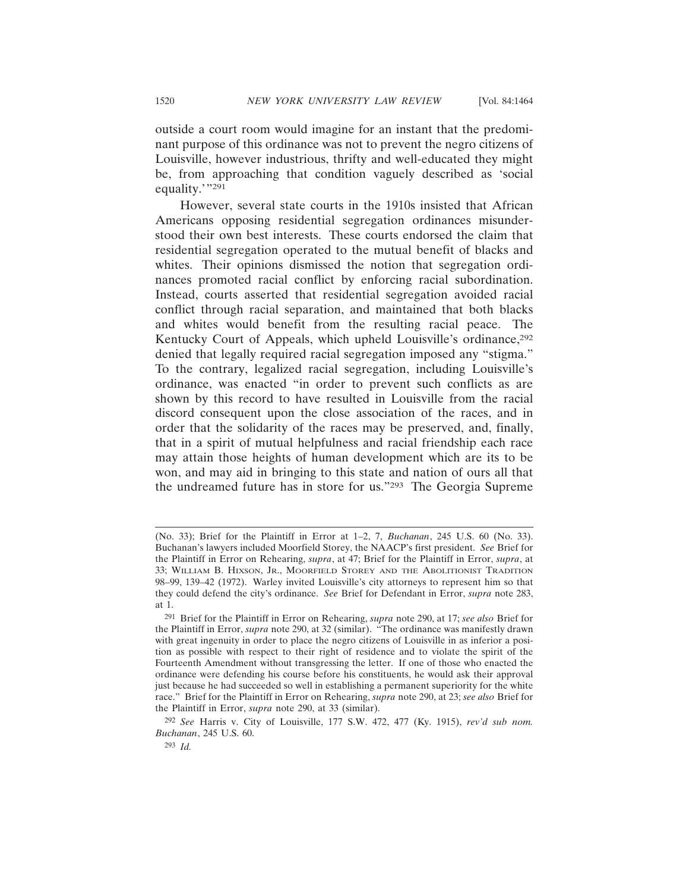outside a court room would imagine for an instant that the predominant purpose of this ordinance was not to prevent the negro citizens of Louisville, however industrious, thrifty and well-educated they might be, from approaching that condition vaguely described as 'social equality.'"[291]

However, several state courts in the 1910s insisted that African Americans opposing residential segregation ordinances misunderstood their own best interests. These courts endorsed the claim that residential segregation operated to the mutual benefit of blacks and whites. Their opinions dismissed the notion that segregation ordinances promoted racial conflict by enforcing racial subordination. Instead, courts asserted that residential segregation avoided racial conflict through racial separation, and maintained that both blacks and whites would benefit from the resulting racial peace. The Kentucky Court of Appeals, which upheld Louisville's ordinance,[292] denied that legally required racial segregation imposed any "stigma." To the contrary, legalized racial segregation, including Louisville's ordinance, was enacted "in order to prevent such conflicts as are shown by this record to have resulted in Louisville from the racial discord consequent upon the close association of the races, and in order that the solidarity of the races may be preserved, and, finally, that in a spirit of mutual helpfulness and racial friendship each race may attain those heights of human development which are its to be won, and may aid in bringing to this state and nation of ours all that the undreamed future has in store for us."[293] The Georgia Supreme

---

(No. 33); Brief for the Plaintiff in Error at 1–2, 7, *Buchanan*, 245 U.S. 60 (No. 33). Buchanan's lawyers included Moorfield Storey, the NAACP's first president. *See* Brief for the Plaintiff in Error on Rehearing, *supra*, at 47; Brief for the Plaintiff in Error, *supra*, at 33; William B. Hixson, Jr., Moorfield Storey and the Abolitionist Tradition 98–99, 139–42 (1972). Warley invited Louisville's city attorneys to represent him so that they could defend the city's ordinance. *See* Brief for Defendant in Error, *supra* note 283, at 1.

[291] Brief for the Plaintiff in Error on Rehearing, *supra* note 290, at 17; *see also* Brief for the Plaintiff in Error, *supra* note 290, at 32 (similar). "The ordinance was manifestly drawn with great ingenuity in order to place the negro citizens of Louisville in as inferior a position as possible with respect to their right of residence and to violate the spirit of the Fourteenth Amendment without transgressing the letter. If one of those who enacted the ordinance were defending his course before his constituents, he would ask their approval just because he had succeeded so well in establishing a permanent superiority for the white race." Brief for the Plaintiff in Error on Rehearing, *supra* note 290, at 23; *see also* Brief for the Plaintiff in Error, *supra* note 290, at 33 (similar).

[292] *See* Harris v. City of Louisville, 177 S.W. 472, 477 (Ky. 1915), *rev'd sub nom. Buchanan*, 245 U.S. 60.

[293] *Id.*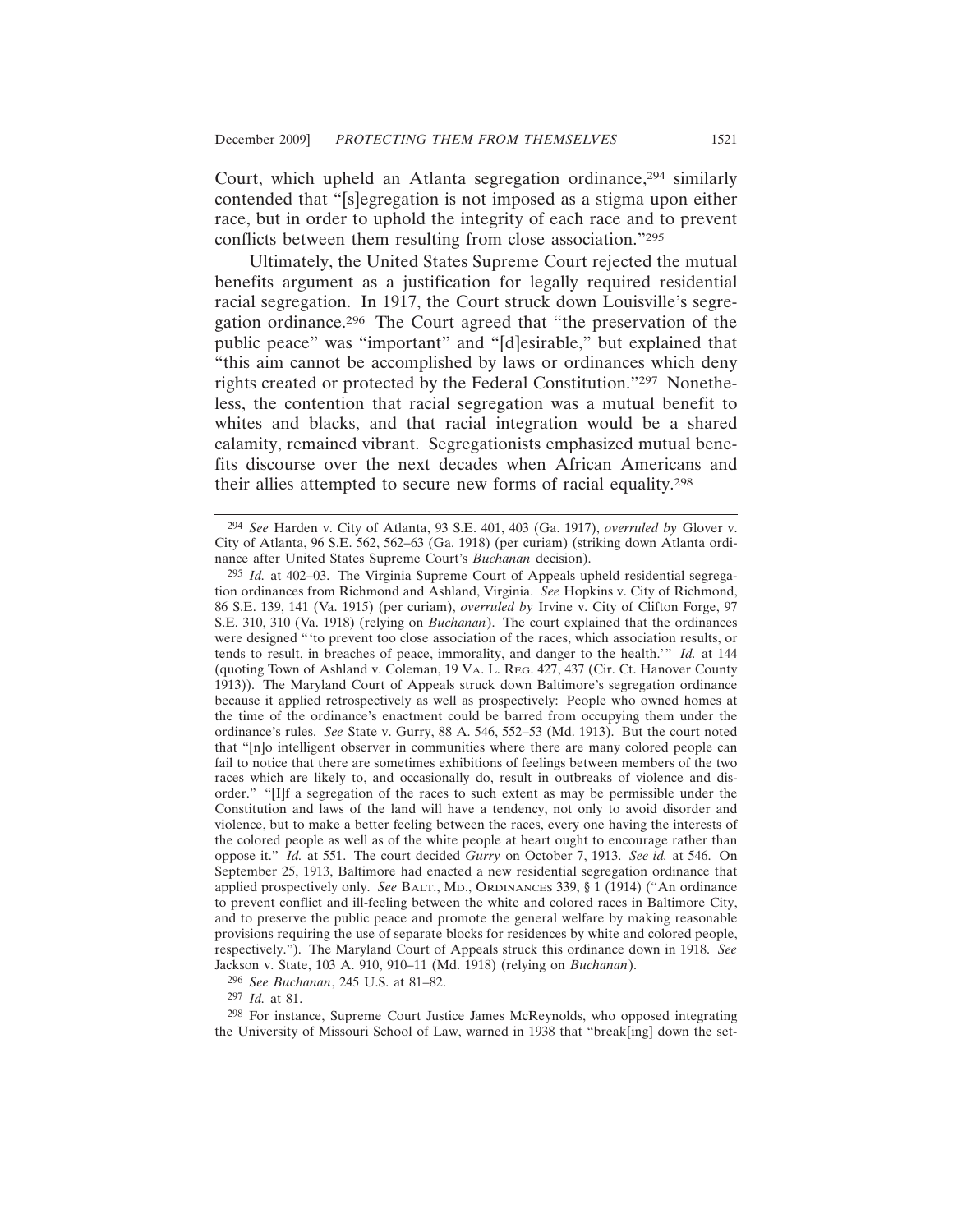Court, which upheld an Atlanta segregation ordinance,[294] similarly contended that "[s]egregation is not imposed as a stigma upon either race, but in order to uphold the integrity of each race and to prevent conflicts between them resulting from close association."[295]

Ultimately, the United States Supreme Court rejected the mutual benefits argument as a justification for legally required residential racial segregation. In 1917, the Court struck down Louisville's segregation ordinance.[296] The Court agreed that "the preservation of the public peace" was "important" and "[d]esirable," but explained that "this aim cannot be accomplished by laws or ordinances which deny rights created or protected by the Federal Constitution."[297] Nonetheless, the contention that racial segregation was a mutual benefit to whites and blacks, and that racial integration would be a shared calamity, remained vibrant. Segregationists emphasized mutual benefits discourse over the next decades when African Americans and their allies attempted to secure new forms of racial equality.[298]

---

[294] *See* Harden v. City of Atlanta, 93 S.E. 401, 403 (Ga. 1917), *overruled by* Glover v. City of Atlanta, 96 S.E. 562, 562–63 (Ga. 1918) (per curiam) (striking down Atlanta ordinance after United States Supreme Court's *Buchanan* decision).

[295] *Id.* at 402–03. The Virginia Supreme Court of Appeals upheld residential segregation ordinances from Richmond and Ashland, Virginia. *See* Hopkins v. City of Richmond, 86 S.E. 139, 141 (Va. 1915) (per curiam), *overruled by* Irvine v. City of Clifton Forge, 97 S.E. 310, 310 (Va. 1918) (relying on *Buchanan*). The court explained that the ordinances were designed "'to prevent too close association of the races, which association results, or tends to result, in breaches of peace, immorality, and danger to the health.'" *Id.* at 144 (quoting Town of Ashland v. Coleman, 19 VA. L. REG. 427, 437 (Cir. Ct. Hanover County 1913)). The Maryland Court of Appeals struck down Baltimore's segregation ordinance because it applied retrospectively as well as prospectively: People who owned homes at the time of the ordinance's enactment could be barred from occupying them under the ordinance's rules. *See* State v. Gurry, 88 A. 546, 552–53 (Md. 1913). But the court noted that "[n]o intelligent observer in communities where there are many colored people can fail to notice that there are sometimes exhibitions of feelings between members of the two races which are likely to, and occasionally do, result in outbreaks of violence and disorder." "[I]f a segregation of the races to such extent as may be permissible under the Constitution and laws of the land will have a tendency, not only to avoid disorder and violence, but to make a better feeling between the races, every one having the interests of the colored people as well as of the white people at heart ought to encourage rather than oppose it." *Id.* at 551. The court decided *Gurry* on October 7, 1913. *See id.* at 546. On September 25, 1913, Baltimore had enacted a new residential segregation ordinance that applied prospectively only. *See* BALT., MD., ORDINANCES 339, § 1 (1914) ("An ordinance to prevent conflict and ill-feeling between the white and colored races in Baltimore City, and to preserve the public peace and promote the general welfare by making reasonable provisions requiring the use of separate blocks for residences by white and colored people, respectively."). The Maryland Court of Appeals struck this ordinance down in 1918. *See* Jackson v. State, 103 A. 910, 910–11 (Md. 1918) (relying on *Buchanan*).

[296] *See Buchanan*, 245 U.S. at 81–82.

[297] *Id.* at 81.

[298] For instance, Supreme Court Justice James McReynolds, who opposed integrating the University of Missouri School of Law, warned in 1938 that "break[ing] down the set-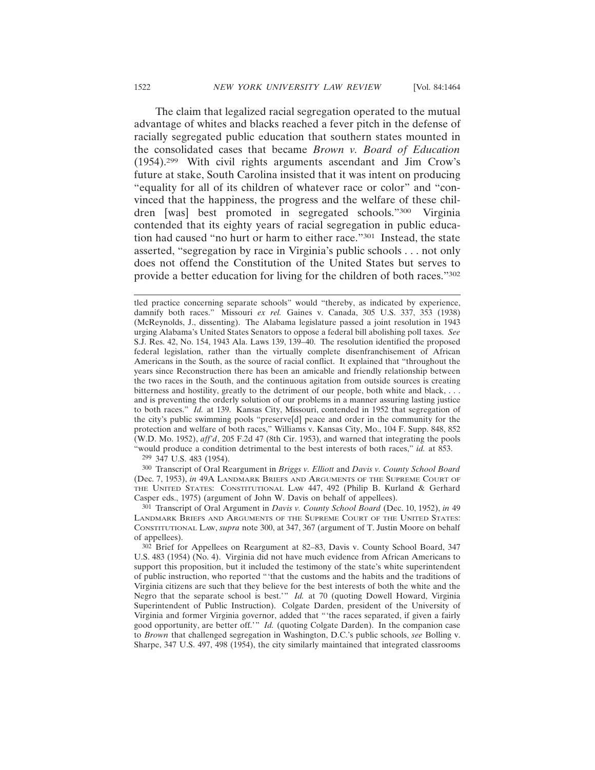The claim that legalized racial segregation operated to the mutual advantage of whites and blacks reached a fever pitch in the defense of racially segregated public education that southern states mounted in the consolidated cases that became *Brown v. Board of Education* (1954).[299] With civil rights arguments ascendant and Jim Crow's future at stake, South Carolina insisted that it was intent on producing "equality for all of its children of whatever race or color" and "convinced that the happiness, the progress and the welfare of these children [was] best promoted in segregated schools."[300] Virginia contended that its eighty years of racial segregation in public education had caused "no hurt or harm to either race."[301] Instead, the state asserted, "segregation by race in Virginia's public schools . . . not only does not offend the Constitution of the United States but serves to provide a better education for living for the children of both races."[302]

---

tled practice concerning separate schools" would "thereby, as indicated by experience, damnify both races." Missouri *ex rel.* Gaines v. Canada, 305 U.S. 337, 353 (1938) (McReynolds, J., dissenting). The Alabama legislature passed a joint resolution in 1943 urging Alabama's United States Senators to oppose a federal bill abolishing poll taxes. *See* S.J. Res. 42, No. 154, 1943 Ala. Laws 139, 139–40. The resolution identified the proposed federal legislation, rather than the virtually complete disenfranchisement of African Americans in the South, as the source of racial conflict. It explained that "throughout the years since Reconstruction there has been an amicable and friendly relationship between the two races in the South, and the continuous agitation from outside sources is creating bitterness and hostility, greatly to the detriment of our people, both white and black, . . . and is preventing the orderly solution of our problems in a manner assuring lasting justice to both races." *Id.* at 139. Kansas City, Missouri, contended in 1952 that segregation of the city's public swimming pools "preserve[d] peace and order in the community for the protection and welfare of both races," Williams v. Kansas City, Mo., 104 F. Supp. 848, 852 (W.D. Mo. 1952), *aff'd*, 205 F.2d 47 (8th Cir. 1953), and warned that integrating the pools "would produce a condition detrimental to the best interests of both races," *id.* at 853.

[299] 347 U.S. 483 (1954).

[300] Transcript of Oral Reargument in *Briggs v. Elliott* and *Davis v. County School Board* (Dec. 7, 1953), *in* 49A LANDMARK BRIEFS AND ARGUMENTS OF THE SUPREME COURT OF THE UNITED STATES: CONSTITUTIONAL LAW 447, 492 (Philip B. Kurland & Gerhard Casper eds., 1975) (argument of John W. Davis on behalf of appellees).

[301] Transcript of Oral Argument in *Davis v. County School Board* (Dec. 10, 1952), *in* 49 LANDMARK BRIEFS AND ARGUMENTS OF THE SUPREME COURT OF THE UNITED STATES: CONSTITUTIONAL LAW, *supra* note 300, at 347, 367 (argument of T. Justin Moore on behalf of appellees).

[302] Brief for Appellees on Reargument at 82–83, Davis v. County School Board, 347 U.S. 483 (1954) (No. 4). Virginia did not have much evidence from African Americans to support this proposition, but it included the testimony of the state's white superintendent of public instruction, who reported "'that the customs and the habits and the traditions of Virginia citizens are such that they believe for the best interests of both the white and the Negro that the separate school is best.'" *Id.* at 70 (quoting Dowell Howard, Virginia Superintendent of Public Instruction). Colgate Darden, president of the University of Virginia and former Virginia governor, added that "'the races separated, if given a fairly good opportunity, are better off.'" *Id.* (quoting Colgate Darden). In the companion case to *Brown* that challenged segregation in Washington, D.C.'s public schools, *see* Bolling v. Sharpe, 347 U.S. 497, 498 (1954), the city similarly maintained that integrated classrooms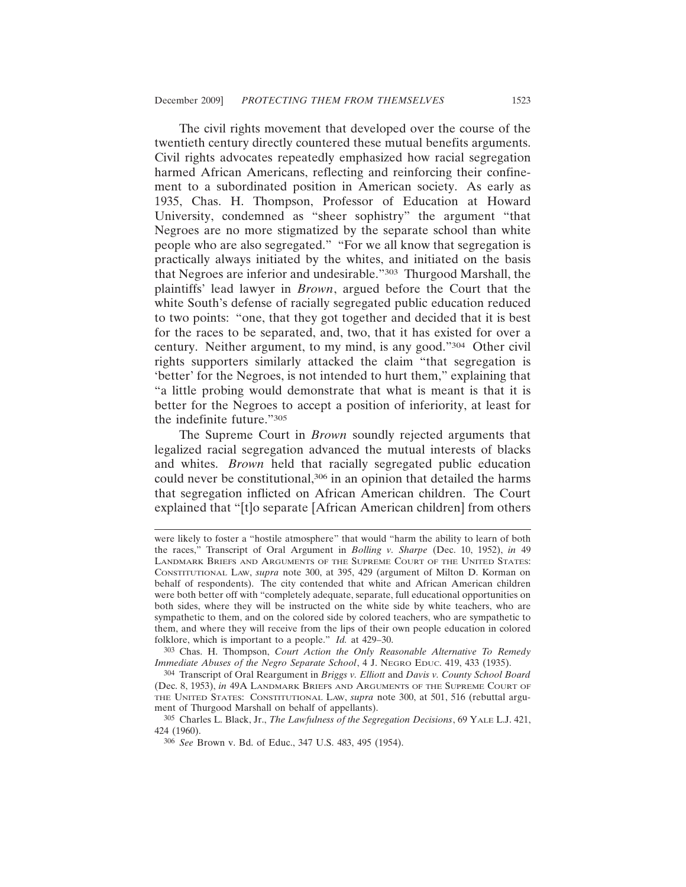The civil rights movement that developed over the course of the twentieth century directly countered these mutual benefits arguments. Civil rights advocates repeatedly emphasized how racial segregation harmed African Americans, reflecting and reinforcing their confinement to a subordinated position in American society. As early as 1935, Chas. H. Thompson, Professor of Education at Howard University, condemned as "sheer sophistry" the argument "that Negroes are no more stigmatized by the separate school than white people who are also segregated." "For we all know that segregation is practically always initiated by the whites, and initiated on the basis that Negroes are inferior and undesirable."[303] Thurgood Marshall, the plaintiffs' lead lawyer in *Brown*, argued before the Court that the white South's defense of racially segregated public education reduced to two points: "one, that they got together and decided that it is best for the races to be separated, and, two, that it has existed for over a century. Neither argument, to my mind, is any good."[304] Other civil rights supporters similarly attacked the claim "that segregation is 'better' for the Negroes, is not intended to hurt them," explaining that "a little probing would demonstrate that what is meant is that it is better for the Negroes to accept a position of inferiority, at least for the indefinite future."[305]

The Supreme Court in *Brown* soundly rejected arguments that legalized racial segregation advanced the mutual interests of blacks and whites. *Brown* held that racially segregated public education could never be constitutional,[306] in an opinion that detailed the harms that segregation inflicted on African American children. The Court explained that "[t]o separate [African American children] from others

---

were likely to foster a "hostile atmosphere" that would "harm the ability to learn of both the races," Transcript of Oral Argument in *Bolling v. Sharpe* (Dec. 10, 1952), *in* 49 LANDMARK BRIEFS AND ARGUMENTS OF THE SUPREME COURT OF THE UNITED STATES: CONSTITUTIONAL LAW, *supra* note 300, at 395, 429 (argument of Milton D. Korman on behalf of respondents). The city contended that white and African American children were both better off with "completely adequate, separate, full educational opportunities on both sides, where they will be instructed on the white side by white teachers, who are sympathetic to them, and on the colored side by colored teachers, who are sympathetic to them, and where they will receive from the lips of their own people education in colored folklore, which is important to a people." *Id.* at 429–30.

[303] Chas. H. Thompson, *Court Action the Only Reasonable Alternative To Remedy Immediate Abuses of the Negro Separate School*, 4 J. NEGRO EDUC. 419, 433 (1935).

[304] Transcript of Oral Reargument in *Briggs v. Elliott* and *Davis v. County School Board* (Dec. 8, 1953), *in* 49A LANDMARK BRIEFS AND ARGUMENTS OF THE SUPREME COURT OF THE UNITED STATES: CONSTITUTIONAL LAW, *supra* note 300, at 501, 516 (rebuttal argument of Thurgood Marshall on behalf of appellants).

[305] Charles L. Black, Jr., *The Lawfulness of the Segregation Decisions*, 69 YALE L.J. 421, 424 (1960).

[306] *See* Brown v. Bd. of Educ., 347 U.S. 483, 495 (1954).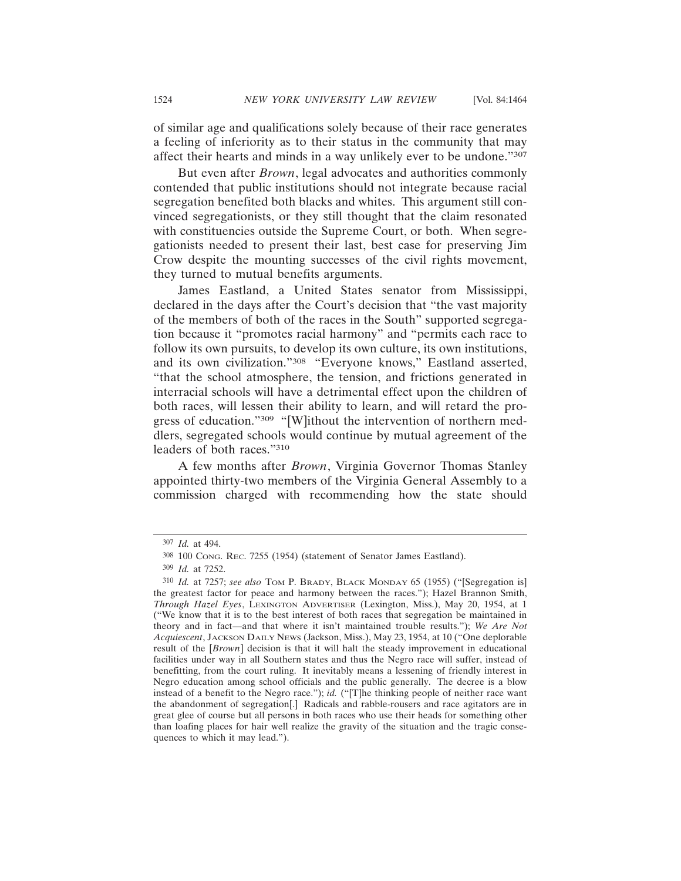of similar age and qualifications solely because of their race generates a feeling of inferiority as to their status in the community that may affect their hearts and minds in a way unlikely ever to be undone."[307]

But even after *Brown*, legal advocates and authorities commonly contended that public institutions should not integrate because racial segregation benefited both blacks and whites. This argument still convinced segregationists, or they still thought that the claim resonated with constituencies outside the Supreme Court, or both. When segregationists needed to present their last, best case for preserving Jim Crow despite the mounting successes of the civil rights movement, they turned to mutual benefits arguments.

James Eastland, a United States senator from Mississippi, declared in the days after the Court's decision that "the vast majority of the members of both of the races in the South" supported segregation because it "promotes racial harmony" and "permits each race to follow its own pursuits, to develop its own culture, its own institutions, and its own civilization."[308] "Everyone knows," Eastland asserted, "that the school atmosphere, the tension, and frictions generated in interracial schools will have a detrimental effect upon the children of both races, will lessen their ability to learn, and will retard the progress of education."[309] "[W]ithout the intervention of northern meddlers, segregated schools would continue by mutual agreement of the leaders of both races."[310]

A few months after *Brown*, Virginia Governor Thomas Stanley appointed thirty-two members of the Virginia General Assembly to a commission charged with recommending how the state should

---

[307] *Id.* at 494.

[308] 100 CONG. REC. 7255 (1954) (statement of Senator James Eastland).

[309] *Id.* at 7252.

[310] *Id.* at 7257; *see also* TOM P. BRADY, BLACK MONDAY 65 (1955) ("[Segregation is] the greatest factor for peace and harmony between the races."); Hazel Brannon Smith, *Through Hazel Eyes*, LEXINGTON ADVERTISER (Lexington, Miss.), May 20, 1954, at 1 ("We know that it is to the best interest of both races that segregation be maintained in theory and in fact—and that where it isn't maintained trouble results."); *We Are Not Acquiescent*, JACKSON DAILY NEWS (Jackson, Miss.), May 23, 1954, at 10 ("One deplorable result of the [*Brown*] decision is that it will halt the steady improvement in educational facilities under way in all Southern states and thus the Negro race will suffer, instead of benefitting, from the court ruling. It inevitably means a lessening of friendly interest in Negro education among school officials and the public generally. The decree is a blow instead of a benefit to the Negro race."); *id.* ("[T]he thinking people of neither race want the abandonment of segregation[.] Radicals and rabble-rousers and race agitators are in great glee of course but all persons in both races who use their heads for something other than loafing places for hair well realize the gravity of the situation and the tragic consequences to which it may lead.").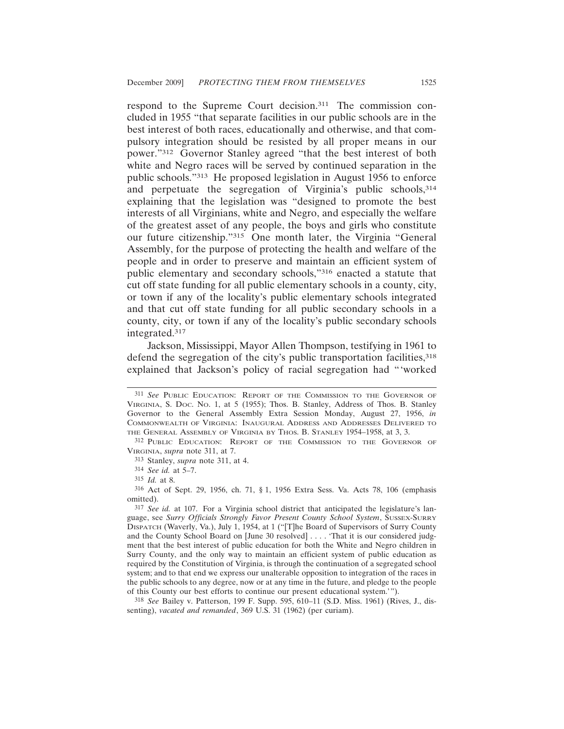respond to the Supreme Court decision.[311] The commission concluded in 1955 "that separate facilities in our public schools are in the best interest of both races, educationally and otherwise, and that compulsory integration should be resisted by all proper means in our power."[312] Governor Stanley agreed "that the best interest of both white and Negro races will be served by continued separation in the public schools."[313] He proposed legislation in August 1956 to enforce and perpetuate the segregation of Virginia's public schools,[314] explaining that the legislation was "designed to promote the best interests of all Virginians, white and Negro, and especially the welfare of the greatest asset of any people, the boys and girls who constitute our future citizenship."[315] One month later, the Virginia "General Assembly, for the purpose of protecting the health and welfare of the people and in order to preserve and maintain an efficient system of public elementary and secondary schools,"[316] enacted a statute that cut off state funding for all public elementary schools in a county, city, or town if any of the locality's public elementary schools integrated and that cut off state funding for all public secondary schools in a county, city, or town if any of the locality's public secondary schools integrated.[317]

Jackson, Mississippi, Mayor Allen Thompson, testifying in 1961 to defend the segregation of the city's public transportation facilities,[318] explained that Jackson's policy of racial segregation had "'worked

---

[311] *See* Public Education: Report of the Commission to the Governor of Virginia, S. Doc. No. 1, at 5 (1955); Thos. B. Stanley, Address of Thos. B. Stanley Governor to the General Assembly Extra Session Monday, August 27, 1956, *in* Commonwealth of Virginia: Inaugural Address and Addresses Delivered to the General Assembly of Virginia by Thos. B. Stanley 1954–1958, at 3, 3.

[312] Public Education: Report of the Commission to the Governor of Virginia, *supra* note 311, at 7.

[313] Stanley, *supra* note 311, at 4.

[314] *See id.* at 5–7.

[315] *Id.* at 8.

[316] Act of Sept. 29, 1956, ch. 71, § 1, 1956 Extra Sess. Va. Acts 78, 106 (emphasis omitted).

[317] *See id.* at 107. For a Virginia school district that anticipated the legislature's language, see *Surry Officials Strongly Favor Present County School System*, Sussex-Surry Dispatch (Waverly, Va.), July 1, 1954, at 1 ("[T]he Board of Supervisors of Surry County and the County School Board on [June 30 resolved] . . . . 'That it is our considered judgment that the best interest of public education for both the White and Negro children in Surry County, and the only way to maintain an efficient system of public education as required by the Constitution of Virginia, is through the continuation of a segregated school system; and to that end we express our unalterable opposition to integration of the races in the public schools to any degree, now or at any time in the future, and pledge to the people of this County our best efforts to continue our present educational system.'").

[318] *See* Bailey v. Patterson, 199 F. Supp. 595, 610–11 (S.D. Miss. 1961) (Rives, J., dissenting), *vacated and remanded*, 369 U.S. 31 (1962) (per curiam).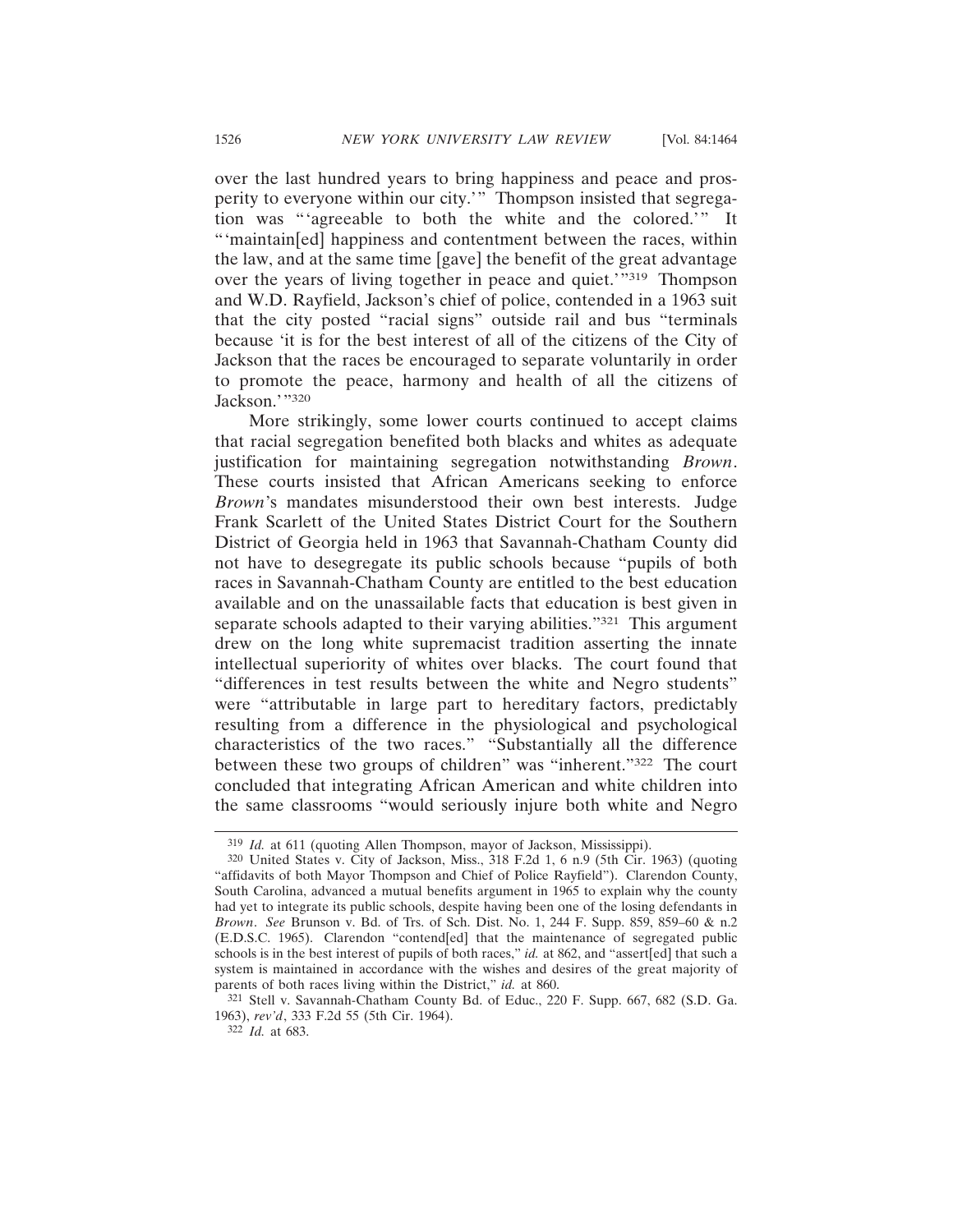over the last hundred years to bring happiness and peace and prosperity to everyone within our city.'" Thompson insisted that segregation was "'agreeable to both the white and the colored.'" It "'maintain[ed] happiness and contentment between the races, within the law, and at the same time [gave] the benefit of the great advantage over the years of living together in peace and quiet.'"[319] Thompson and W.D. Rayfield, Jackson's chief of police, contended in a 1963 suit that the city posted "racial signs" outside rail and bus "terminals because 'it is for the best interest of all of the citizens of the City of Jackson that the races be encouraged to separate voluntarily in order to promote the peace, harmony and health of all the citizens of Jackson.'"[320]

More strikingly, some lower courts continued to accept claims that racial segregation benefited both blacks and whites as adequate justification for maintaining segregation notwithstanding *Brown*. These courts insisted that African Americans seeking to enforce *Brown*'s mandates misunderstood their own best interests. Judge Frank Scarlett of the United States District Court for the Southern District of Georgia held in 1963 that Savannah-Chatham County did not have to desegregate its public schools because "pupils of both races in Savannah-Chatham County are entitled to the best education available and on the unassailable facts that education is best given in separate schools adapted to their varying abilities."[321] This argument drew on the long white supremacist tradition asserting the innate intellectual superiority of whites over blacks. The court found that "differences in test results between the white and Negro students" were "attributable in large part to hereditary factors, predictably resulting from a difference in the physiological and psychological characteristics of the two races." "Substantially all the difference between these two groups of children" was "inherent."[322] The court concluded that integrating African American and white children into the same classrooms "would seriously injure both white and Negro

---

[319] *Id.* at 611 (quoting Allen Thompson, mayor of Jackson, Mississippi).

[320] United States v. City of Jackson, Miss., 318 F.2d 1, 6 n.9 (5th Cir. 1963) (quoting "affidavits of both Mayor Thompson and Chief of Police Rayfield"). Clarendon County, South Carolina, advanced a mutual benefits argument in 1965 to explain why the county had yet to integrate its public schools, despite having been one of the losing defendants in *Brown*. *See* Brunson v. Bd. of Trs. of Sch. Dist. No. 1, 244 F. Supp. 859, 859–60 & n.2 (E.D.S.C. 1965). Clarendon "contend[ed] that the maintenance of segregated public schools is in the best interest of pupils of both races," *id.* at 862, and "assert[ed] that such a system is maintained in accordance with the wishes and desires of the great majority of parents of both races living within the District," *id.* at 860.

[321] Stell v. Savannah-Chatham County Bd. of Educ., 220 F. Supp. 667, 682 (S.D. Ga. 1963), *rev'd*, 333 F.2d 55 (5th Cir. 1964).

[322] *Id.* at 683.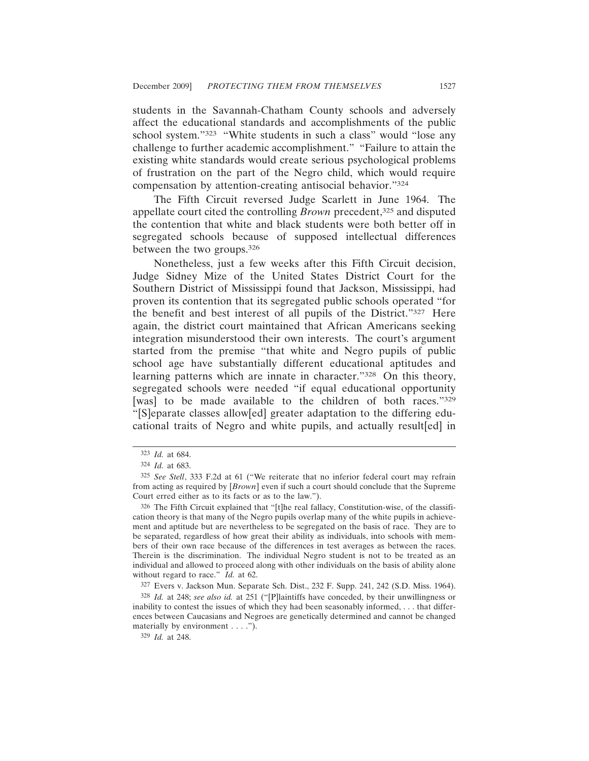students in the Savannah-Chatham County schools and adversely affect the educational standards and accomplishments of the public school system."[323] "White students in such a class" would "lose any challenge to further academic accomplishment." "Failure to attain the existing white standards would create serious psychological problems of frustration on the part of the Negro child, which would require compensation by attention-creating antisocial behavior."[324]

The Fifth Circuit reversed Judge Scarlett in June 1964. The appellate court cited the controlling *Brown* precedent,[325] and disputed the contention that white and black students were both better off in segregated schools because of supposed intellectual differences between the two groups.[326]

Nonetheless, just a few weeks after this Fifth Circuit decision, Judge Sidney Mize of the United States District Court for the Southern District of Mississippi found that Jackson, Mississippi, had proven its contention that its segregated public schools operated "for the benefit and best interest of all pupils of the District."[327] Here again, the district court maintained that African Americans seeking integration misunderstood their own interests. The court's argument started from the premise "that white and Negro pupils of public school age have substantially different educational aptitudes and learning patterns which are innate in character."[328] On this theory, segregated schools were needed "if equal educational opportunity [was] to be made available to the children of both races."[329] "[S]eparate classes allow[ed] greater adaptation to the differing educational traits of Negro and white pupils, and actually result[ed] in

---

[323] *Id.* at 684.

[324] *Id.* at 683.

[325] *See Stell*, 333 F.2d at 61 ("We reiterate that no inferior federal court may refrain from acting as required by [*Brown*] even if such a court should conclude that the Supreme Court erred either as to its facts or as to the law.").

[326] The Fifth Circuit explained that "[t]he real fallacy, Constitution-wise, of the classification theory is that many of the Negro pupils overlap many of the white pupils in achievement and aptitude but are nevertheless to be segregated on the basis of race. They are to be separated, regardless of how great their ability as individuals, into schools with members of their own race because of the differences in test averages as between the races. Therein is the discrimination. The individual Negro student is not to be treated as an individual and allowed to proceed along with other individuals on the basis of ability alone without regard to race." *Id.* at 62.

[327] Evers v. Jackson Mun. Separate Sch. Dist., 232 F. Supp. 241, 242 (S.D. Miss. 1964).

[328] *Id.* at 248; *see also id.* at 251 ("[P]laintiffs have conceded, by their unwillingness or inability to contest the issues of which they had been seasonably informed, . . . that differences between Caucasians and Negroes are genetically determined and cannot be changed materially by environment . . . .").

[329] *Id.* at 248.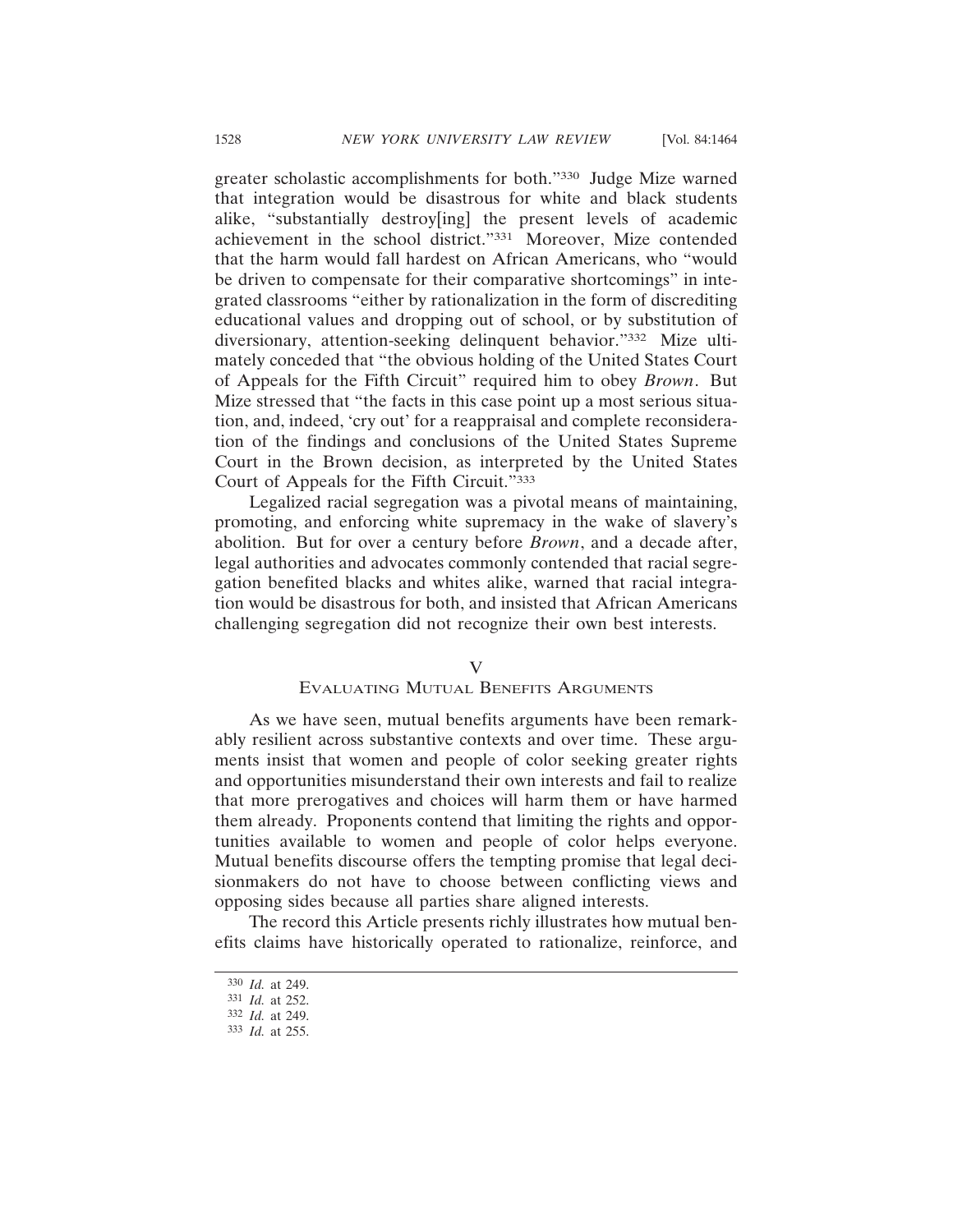greater scholastic accomplishments for both."[330] Judge Mize warned that integration would be disastrous for white and black students alike, "substantially destroy[ing] the present levels of academic achievement in the school district."[331] Moreover, Mize contended that the harm would fall hardest on African Americans, who "would be driven to compensate for their comparative shortcomings" in integrated classrooms "either by rationalization in the form of discrediting educational values and dropping out of school, or by substitution of diversionary, attention-seeking delinquent behavior."[332] Mize ultimately conceded that "the obvious holding of the United States Court of Appeals for the Fifth Circuit" required him to obey *Brown*. But Mize stressed that "the facts in this case point up a most serious situation, and, indeed, 'cry out' for a reappraisal and complete reconsideration of the findings and conclusions of the United States Supreme Court in the Brown decision, as interpreted by the United States Court of Appeals for the Fifth Circuit."[333]

Legalized racial segregation was a pivotal means of maintaining, promoting, and enforcing white supremacy in the wake of slavery's abolition. But for over a century before *Brown*, and a decade after, legal authorities and advocates commonly contended that racial segregation benefited blacks and whites alike, warned that racial integration would be disastrous for both, and insisted that African Americans challenging segregation did not recognize their own best interests.

## V
## Evaluating Mutual Benefits Arguments

As we have seen, mutual benefits arguments have been remarkably resilient across substantive contexts and over time. These arguments insist that women and people of color seeking greater rights and opportunities misunderstand their own interests and fail to realize that more prerogatives and choices will harm them or have harmed them already. Proponents contend that limiting the rights and opportunities available to women and people of color helps everyone. Mutual benefits discourse offers the tempting promise that legal decisionmakers do not have to choose between conflicting views and opposing sides because all parties share aligned interests.

The record this Article presents richly illustrates how mutual benefits claims have historically operated to rationalize, reinforce, and

---

[330] *Id.* at 249.

[331] *Id.* at 252.

[332] *Id.* at 249.

[333] *Id.* at 255.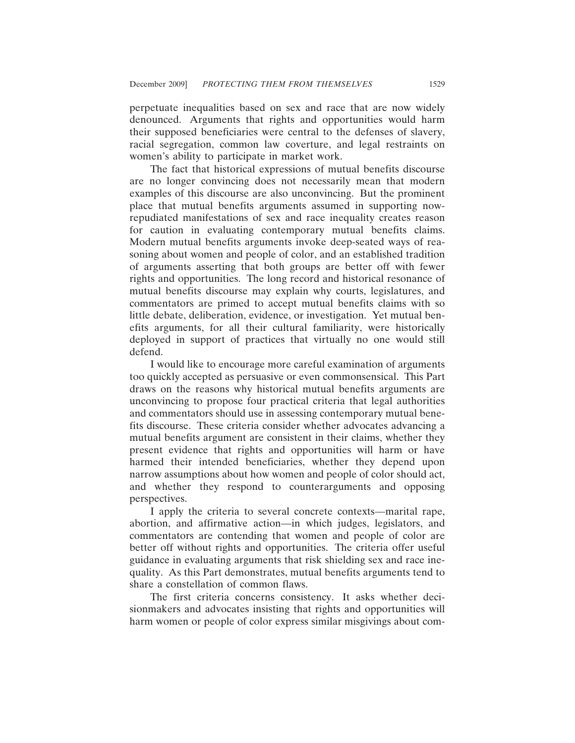perpetuate inequalities based on sex and race that are now widely denounced. Arguments that rights and opportunities would harm their supposed beneficiaries were central to the defenses of slavery, racial segregation, common law coverture, and legal restraints on women's ability to participate in market work.

The fact that historical expressions of mutual benefits discourse are no longer convincing does not necessarily mean that modern examples of this discourse are also unconvincing. But the prominent place that mutual benefits arguments assumed in supporting now-repudiated manifestations of sex and race inequality creates reason for caution in evaluating contemporary mutual benefits claims. Modern mutual benefits arguments invoke deep-seated ways of reasoning about women and people of color, and an established tradition of arguments asserting that both groups are better off with fewer rights and opportunities. The long record and historical resonance of mutual benefits discourse may explain why courts, legislatures, and commentators are primed to accept mutual benefits claims with so little debate, deliberation, evidence, or investigation. Yet mutual benefits arguments, for all their cultural familiarity, were historically deployed in support of practices that virtually no one would still defend.

I would like to encourage more careful examination of arguments too quickly accepted as persuasive or even commonsensical. This Part draws on the reasons why historical mutual benefits arguments are unconvincing to propose four practical criteria that legal authorities and commentators should use in assessing contemporary mutual benefits discourse. These criteria consider whether advocates advancing a mutual benefits argument are consistent in their claims, whether they present evidence that rights and opportunities will harm or have harmed their intended beneficiaries, whether they depend upon narrow assumptions about how women and people of color should act, and whether they respond to counterarguments and opposing perspectives.

I apply the criteria to several concrete contexts—marital rape, abortion, and affirmative action—in which judges, legislators, and commentators are contending that women and people of color are better off without rights and opportunities. The criteria offer useful guidance in evaluating arguments that risk shielding sex and race inequality. As this Part demonstrates, mutual benefits arguments tend to share a constellation of common flaws.

The first criteria concerns consistency. It asks whether decisionmakers and advocates insisting that rights and opportunities will harm women or people of color express similar misgivings about com-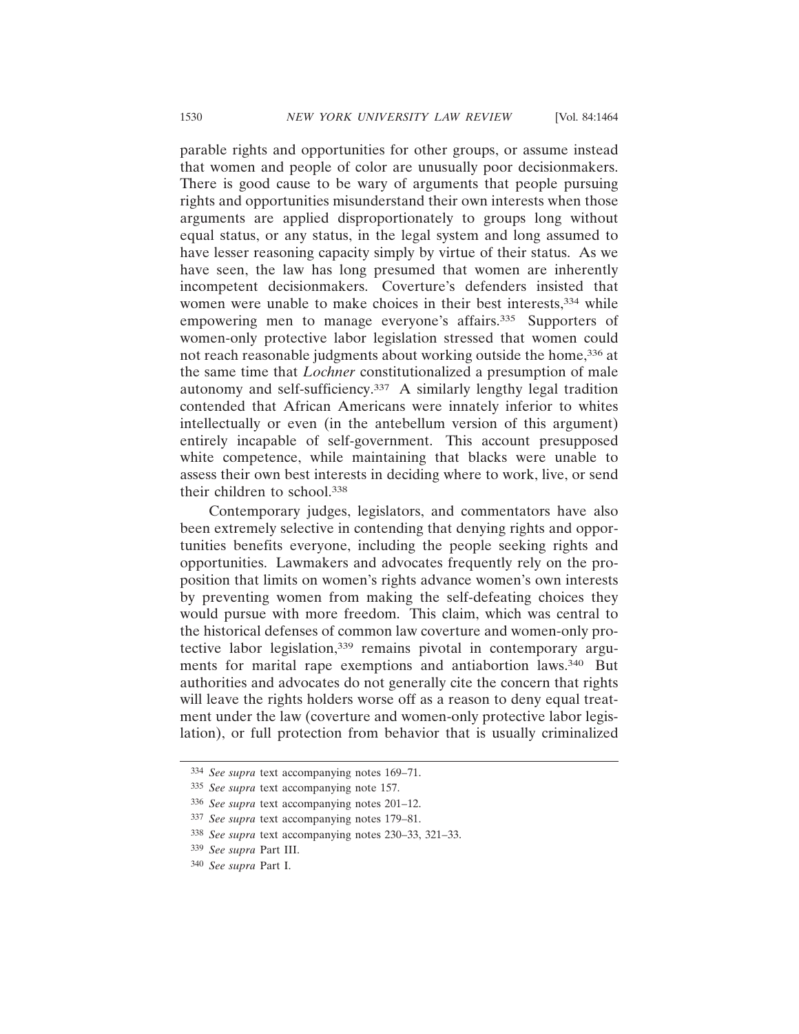parable rights and opportunities for other groups, or assume instead that women and people of color are unusually poor decisionmakers. There is good cause to be wary of arguments that people pursuing rights and opportunities misunderstand their own interests when those arguments are applied disproportionately to groups long without equal status, or any status, in the legal system and long assumed to have lesser reasoning capacity simply by virtue of their status. As we have seen, the law has long presumed that women are inherently incompetent decisionmakers. Coverture's defenders insisted that women were unable to make choices in their best interests,[334] while empowering men to manage everyone's affairs.[335] Supporters of women-only protective labor legislation stressed that women could not reach reasonable judgments about working outside the home,[336] at the same time that *Lochner* constitutionalized a presumption of male autonomy and self-sufficiency.[337] A similarly lengthy legal tradition contended that African Americans were innately inferior to whites intellectually or even (in the antebellum version of this argument) entirely incapable of self-government. This account presupposed white competence, while maintaining that blacks were unable to assess their own best interests in deciding where to work, live, or send their children to school.[338]

Contemporary judges, legislators, and commentators have also been extremely selective in contending that denying rights and opportunities benefits everyone, including the people seeking rights and opportunities. Lawmakers and advocates frequently rely on the proposition that limits on women's rights advance women's own interests by preventing women from making the self-defeating choices they would pursue with more freedom. This claim, which was central to the historical defenses of common law coverture and women-only protective labor legislation,[339] remains pivotal in contemporary arguments for marital rape exemptions and antiabortion laws.[340] But authorities and advocates do not generally cite the concern that rights will leave the rights holders worse off as a reason to deny equal treatment under the law (coverture and women-only protective labor legislation), or full protection from behavior that is usually criminalized

---

[334] *See supra* text accompanying notes 169–71.

[335] *See supra* text accompanying note 157.

[336] *See supra* text accompanying notes 201–12.

[337] *See supra* text accompanying notes 179–81.

[338] *See supra* text accompanying notes 230–33, 321–33.

[339] *See supra* Part III.

[340] *See supra* Part I.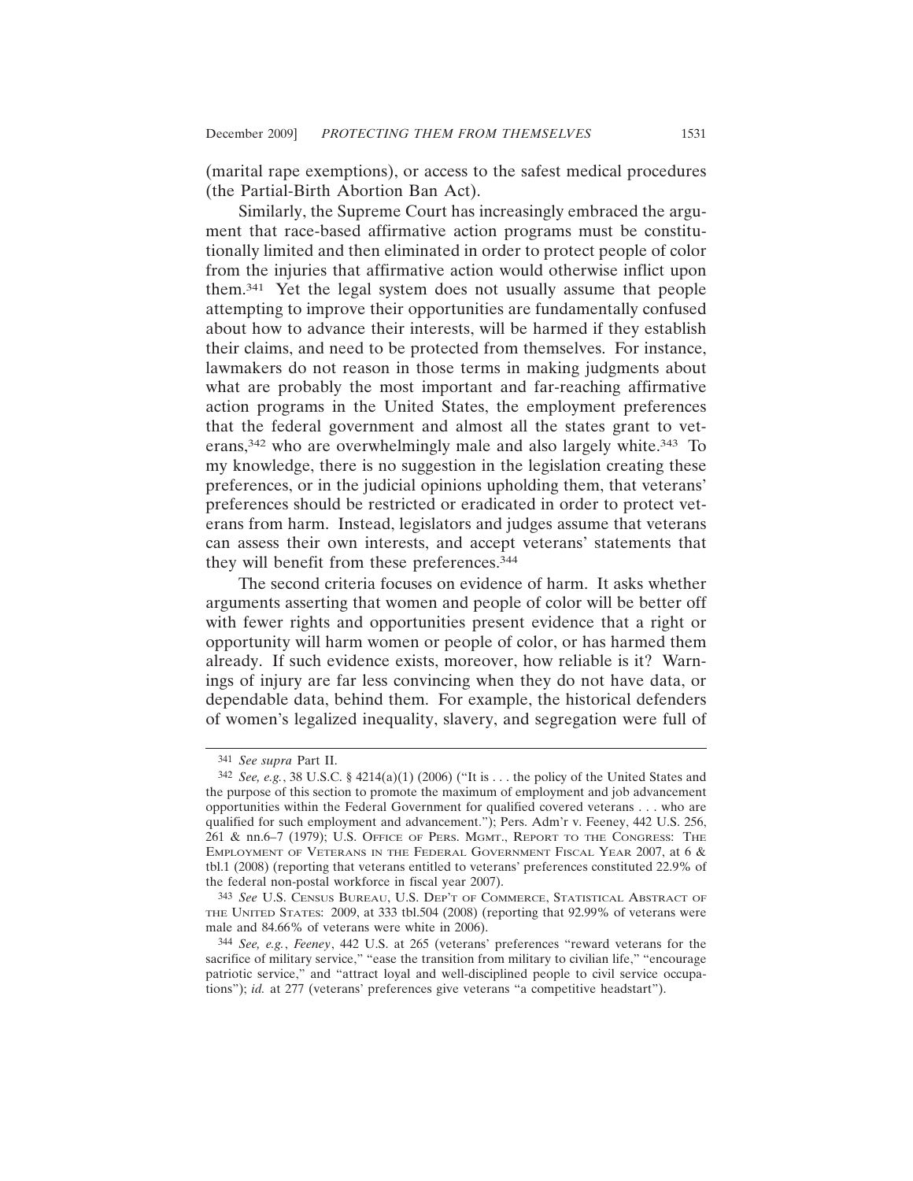(marital rape exemptions), or access to the safest medical procedures (the Partial-Birth Abortion Ban Act).

Similarly, the Supreme Court has increasingly embraced the argument that race-based affirmative action programs must be constitutionally limited and then eliminated in order to protect people of color from the injuries that affirmative action would otherwise inflict upon them.[341] Yet the legal system does not usually assume that people attempting to improve their opportunities are fundamentally confused about how to advance their interests, will be harmed if they establish their claims, and need to be protected from themselves. For instance, lawmakers do not reason in those terms in making judgments about what are probably the most important and far-reaching affirmative action programs in the United States, the employment preferences that the federal government and almost all the states grant to veterans,[342] who are overwhelmingly male and also largely white.[343] To my knowledge, there is no suggestion in the legislation creating these preferences, or in the judicial opinions upholding them, that veterans' preferences should be restricted or eradicated in order to protect veterans from harm. Instead, legislators and judges assume that veterans can assess their own interests, and accept veterans' statements that they will benefit from these preferences.[344]

The second criteria focuses on evidence of harm. It asks whether arguments asserting that women and people of color will be better off with fewer rights and opportunities present evidence that a right or opportunity will harm women or people of color, or has harmed them already. If such evidence exists, moreover, how reliable is it? Warnings of injury are far less convincing when they do not have data, or dependable data, behind them. For example, the historical defenders of women's legalized inequality, slavery, and segregation were full of

---

[341] *See supra* Part II.

[342] *See, e.g.*, 38 U.S.C. § 4214(a)(1) (2006) ("It is . . . the policy of the United States and the purpose of this section to promote the maximum of employment and job advancement opportunities within the Federal Government for qualified covered veterans . . . who are qualified for such employment and advancement."); Pers. Adm'r v. Feeney, 442 U.S. 256, 261 & nn.6–7 (1979); U.S. Office of Pers. Mgmt., Report to the Congress: The Employment of Veterans in the Federal Government Fiscal Year 2007, at 6 & tbl.1 (2008) (reporting that veterans entitled to veterans' preferences constituted 22.9% of the federal non-postal workforce in fiscal year 2007).

[343] *See* U.S. Census Bureau, U.S. Dep't of Commerce, Statistical Abstract of the United States: 2009, at 333 tbl.504 (2008) (reporting that 92.99% of veterans were male and 84.66% of veterans were white in 2006).

[344] *See, e.g.*, *Feeney*, 442 U.S. at 265 (veterans' preferences "reward veterans for the sacrifice of military service," "ease the transition from military to civilian life," "encourage patriotic service," and "attract loyal and well-disciplined people to civil service occupations"); *id.* at 277 (veterans' preferences give veterans "a competitive headstart").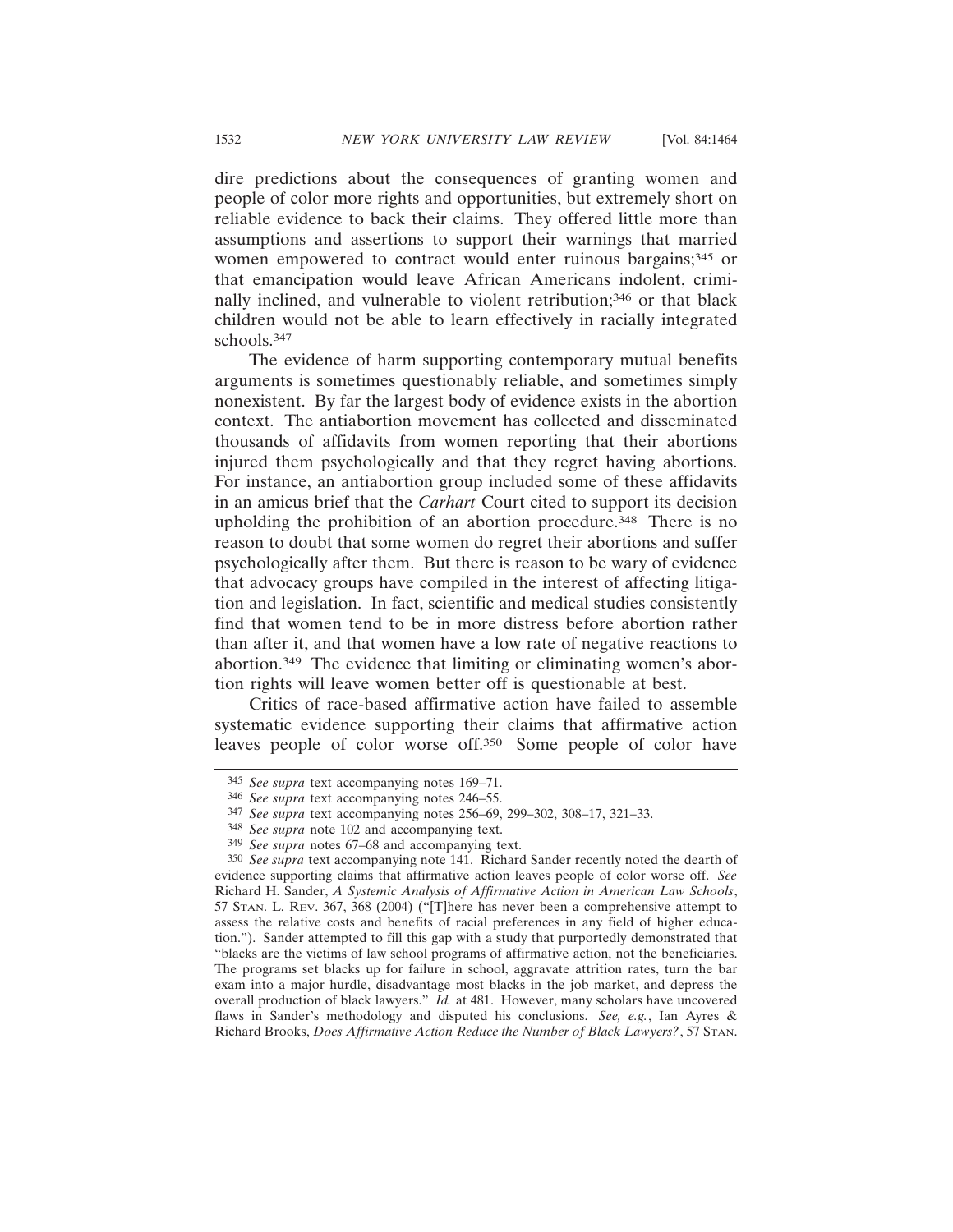dire predictions about the consequences of granting women and people of color more rights and opportunities, but extremely short on reliable evidence to back their claims. They offered little more than assumptions and assertions to support their warnings that married women empowered to contract would enter ruinous bargains;[345] or that emancipation would leave African Americans indolent, criminally inclined, and vulnerable to violent retribution;[346] or that black children would not be able to learn effectively in racially integrated schools.[347]

The evidence of harm supporting contemporary mutual benefits arguments is sometimes questionably reliable, and sometimes simply nonexistent. By far the largest body of evidence exists in the abortion context. The antiabortion movement has collected and disseminated thousands of affidavits from women reporting that their abortions injured them psychologically and that they regret having abortions. For instance, an antiabortion group included some of these affidavits in an amicus brief that the *Carhart* Court cited to support its decision upholding the prohibition of an abortion procedure.[348] There is no reason to doubt that some women do regret their abortions and suffer psychologically after them. But there is reason to be wary of evidence that advocacy groups have compiled in the interest of affecting litigation and legislation. In fact, scientific and medical studies consistently find that women tend to be in more distress before abortion rather than after it, and that women have a low rate of negative reactions to abortion.[349] The evidence that limiting or eliminating women's abortion rights will leave women better off is questionable at best.

Critics of race-based affirmative action have failed to assemble systematic evidence supporting their claims that affirmative action leaves people of color worse off.[350] Some people of color have

---

[345] *See supra* text accompanying notes 169–71.

[346] *See supra* text accompanying notes 246–55.

[347] *See supra* text accompanying notes 256–69, 299–302, 308–17, 321–33.

[348] *See supra* note 102 and accompanying text.

[349] *See supra* notes 67–68 and accompanying text.

[350] *See supra* text accompanying note 141. Richard Sander recently noted the dearth of evidence supporting claims that affirmative action leaves people of color worse off. *See* Richard H. Sander, *A Systemic Analysis of Affirmative Action in American Law Schools*, 57 STAN. L. REV. 367, 368 (2004) ("[T]here has never been a comprehensive attempt to assess the relative costs and benefits of racial preferences in any field of higher education."). Sander attempted to fill this gap with a study that purportedly demonstrated that "blacks are the victims of law school programs of affirmative action, not the beneficiaries. The programs set blacks up for failure in school, aggravate attrition rates, turn the bar exam into a major hurdle, disadvantage most blacks in the job market, and depress the overall production of black lawyers." *Id.* at 481. However, many scholars have uncovered flaws in Sander's methodology and disputed his conclusions. *See, e.g.*, Ian Ayres & Richard Brooks, *Does Affirmative Action Reduce the Number of Black Lawyers?*, 57 STAN.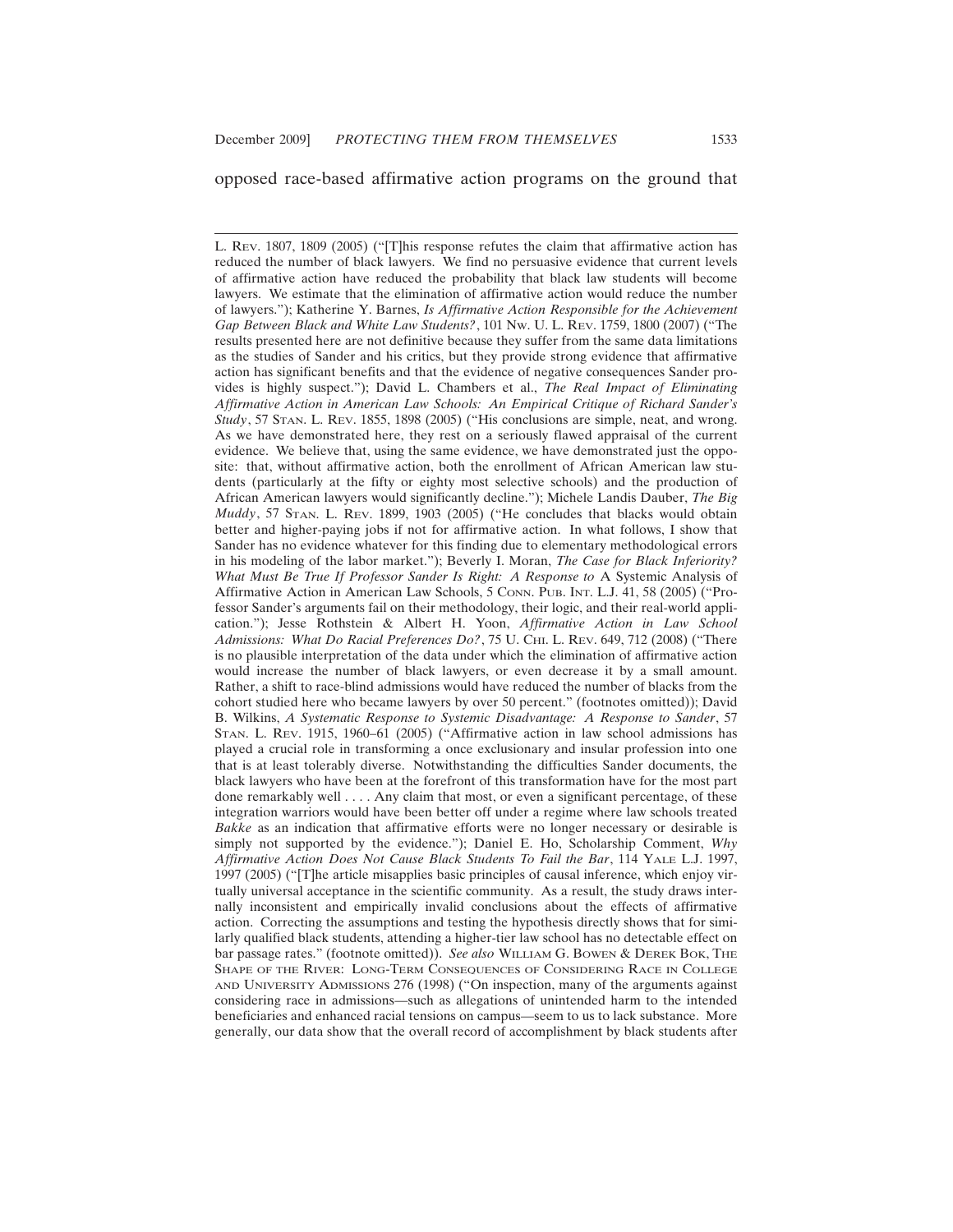opposed race-based affirmative action programs on the ground that

---

L. REV. 1807, 1809 (2005) ("[T]his response refutes the claim that affirmative action has reduced the number of black lawyers. We find no persuasive evidence that current levels of affirmative action have reduced the probability that black law students will become lawyers. We estimate that the elimination of affirmative action would reduce the number of lawyers."); Katherine Y. Barnes, *Is Affirmative Action Responsible for the Achievement Gap Between Black and White Law Students?*, 101 NW. U. L. REV. 1759, 1800 (2007) ("The results presented here are not definitive because they suffer from the same data limitations as the studies of Sander and his critics, but they provide strong evidence that affirmative action has significant benefits and that the evidence of negative consequences Sander provides is highly suspect."); David L. Chambers et al., *The Real Impact of Eliminating Affirmative Action in American Law Schools: An Empirical Critique of Richard Sander's Study*, 57 STAN. L. REV. 1855, 1898 (2005) ("His conclusions are simple, neat, and wrong. As we have demonstrated here, they rest on a seriously flawed appraisal of the current evidence. We believe that, using the same evidence, we have demonstrated just the opposite: that, without affirmative action, both the enrollment of African American law students (particularly at the fifty or eighty most selective schools) and the production of African American lawyers would significantly decline."); Michele Landis Dauber, *The Big Muddy*, 57 STAN. L. REV. 1899, 1903 (2005) ("He concludes that blacks would obtain better and higher-paying jobs if not for affirmative action. In what follows, I show that Sander has no evidence whatever for this finding due to elementary methodological errors in his modeling of the labor market."); Beverly I. Moran, *The Case for Black Inferiority? What Must Be True If Professor Sander Is Right: A Response to* A Systemic Analysis of Affirmative Action in American Law Schools, 5 CONN. PUB. INT. L.J. 41, 58 (2005) ("Professor Sander's arguments fail on their methodology, their logic, and their real-world application."); Jesse Rothstein & Albert H. Yoon, *Affirmative Action in Law School Admissions: What Do Racial Preferences Do?*, 75 U. CHI. L. REV. 649, 712 (2008) ("There is no plausible interpretation of the data under which the elimination of affirmative action would increase the number of black lawyers, or even decrease it by a small amount. Rather, a shift to race-blind admissions would have reduced the number of blacks from the cohort studied here who became lawyers by over 50 percent." (footnotes omitted)); David B. Wilkins, *A Systematic Response to Systemic Disadvantage: A Response to Sander*, 57 STAN. L. REV. 1915, 1960–61 (2005) ("Affirmative action in law school admissions has played a crucial role in transforming a once exclusionary and insular profession into one that is at least tolerably diverse. Notwithstanding the difficulties Sander documents, the black lawyers who have been at the forefront of this transformation have for the most part done remarkably well . . . . Any claim that most, or even a significant percentage, of these integration warriors would have been better off under a regime where law schools treated *Bakke* as an indication that affirmative efforts were no longer necessary or desirable is simply not supported by the evidence."); Daniel E. Ho, Scholarship Comment, *Why Affirmative Action Does Not Cause Black Students To Fail the Bar*, 114 YALE L.J. 1997, 1997 (2005) ("[T]he article misapplies basic principles of causal inference, which enjoy virtually universal acceptance in the scientific community. As a result, the study draws internally inconsistent and empirically invalid conclusions about the effects of affirmative action. Correcting the assumptions and testing the hypothesis directly shows that for similarly qualified black students, attending a higher-tier law school has no detectable effect on bar passage rates." (footnote omitted)). *See also* WILLIAM G. BOWEN & DEREK BOK, THE SHAPE OF THE RIVER: LONG-TERM CONSEQUENCES OF CONSIDERING RACE IN COLLEGE AND UNIVERSITY ADMISSIONS 276 (1998) ("On inspection, many of the arguments against considering race in admissions—such as allegations of unintended harm to the intended beneficiaries and enhanced racial tensions on campus—seem to us to lack substance. More generally, our data show that the overall record of accomplishment by black students after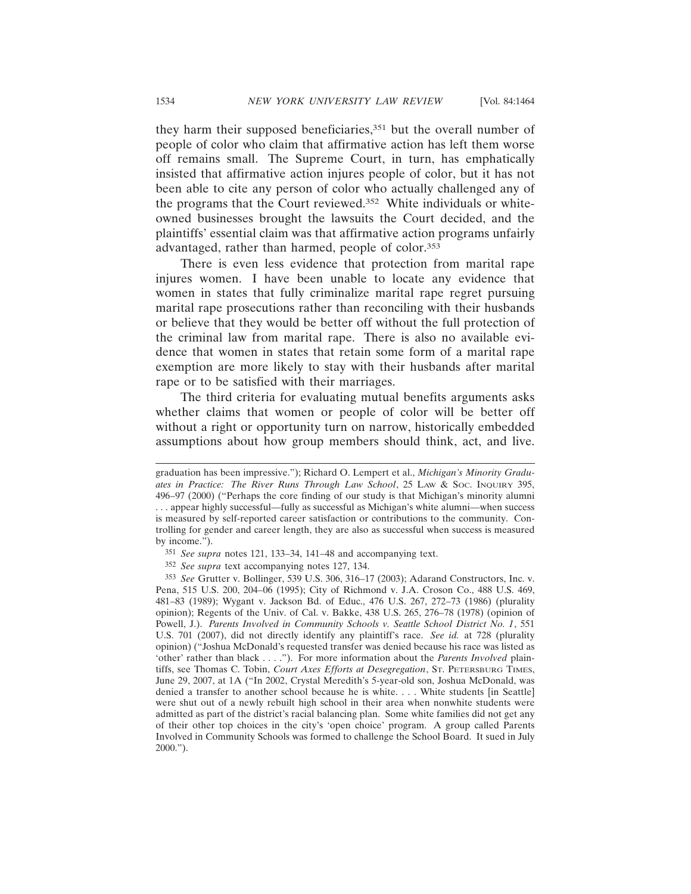they harm their supposed beneficiaries,[351] but the overall number of people of color who claim that affirmative action has left them worse off remains small. The Supreme Court, in turn, has emphatically insisted that affirmative action injures people of color, but it has not been able to cite any person of color who actually challenged any of the programs that the Court reviewed.[352] White individuals or white-owned businesses brought the lawsuits the Court decided, and the plaintiffs' essential claim was that affirmative action programs unfairly advantaged, rather than harmed, people of color.[353]

There is even less evidence that protection from marital rape injures women. I have been unable to locate any evidence that women in states that fully criminalize marital rape regret pursuing marital rape prosecutions rather than reconciling with their husbands or believe that they would be better off without the full protection of the criminal law from marital rape. There is also no available evidence that women in states that retain some form of a marital rape exemption are more likely to stay with their husbands after marital rape or to be satisfied with their marriages.

The third criteria for evaluating mutual benefits arguments asks whether claims that women or people of color will be better off without a right or opportunity turn on narrow, historically embedded assumptions about how group members should think, act, and live.

---

graduation has been impressive."); Richard O. Lempert et al., *Michigan's Minority Graduates in Practice: The River Runs Through Law School*, 25 LAW & SOC. INQUIRY 395, 496–97 (2000) ("Perhaps the core finding of our study is that Michigan's minority alumni . . . appear highly successful—fully as successful as Michigan's white alumni—when success is measured by self-reported career satisfaction or contributions to the community. Controlling for gender and career length, they are also as successful when success is measured by income.").

[351] *See supra* notes 121, 133–34, 141–48 and accompanying text.

[352] *See supra* text accompanying notes 127, 134.

[353] *See* Grutter v. Bollinger, 539 U.S. 306, 316–17 (2003); Adarand Constructors, Inc. v. Pena, 515 U.S. 200, 204–06 (1995); City of Richmond v. J.A. Croson Co., 488 U.S. 469, 481–83 (1989); Wygant v. Jackson Bd. of Educ., 476 U.S. 267, 272–73 (1986) (plurality opinion); Regents of the Univ. of Cal. v. Bakke, 438 U.S. 265, 276–78 (1978) (opinion of Powell, J.). *Parents Involved in Community Schools v. Seattle School District No. 1*, 551 U.S. 701 (2007), did not directly identify any plaintiff's race. *See id.* at 728 (plurality opinion) ("Joshua McDonald's requested transfer was denied because his race was listed as 'other' rather than black . . . ."). For more information about the *Parents Involved* plaintiffs, see Thomas C. Tobin, *Court Axes Efforts at Desegregation*, ST. PETERSBURG TIMES, June 29, 2007, at 1A ("In 2002, Crystal Meredith's 5-year-old son, Joshua McDonald, was denied a transfer to another school because he is white. . . . White students [in Seattle] were shut out of a newly rebuilt high school in their area when nonwhite students were admitted as part of the district's racial balancing plan. Some white families did not get any of their other top choices in the city's 'open choice' program. A group called Parents Involved in Community Schools was formed to challenge the School Board. It sued in July 2000.").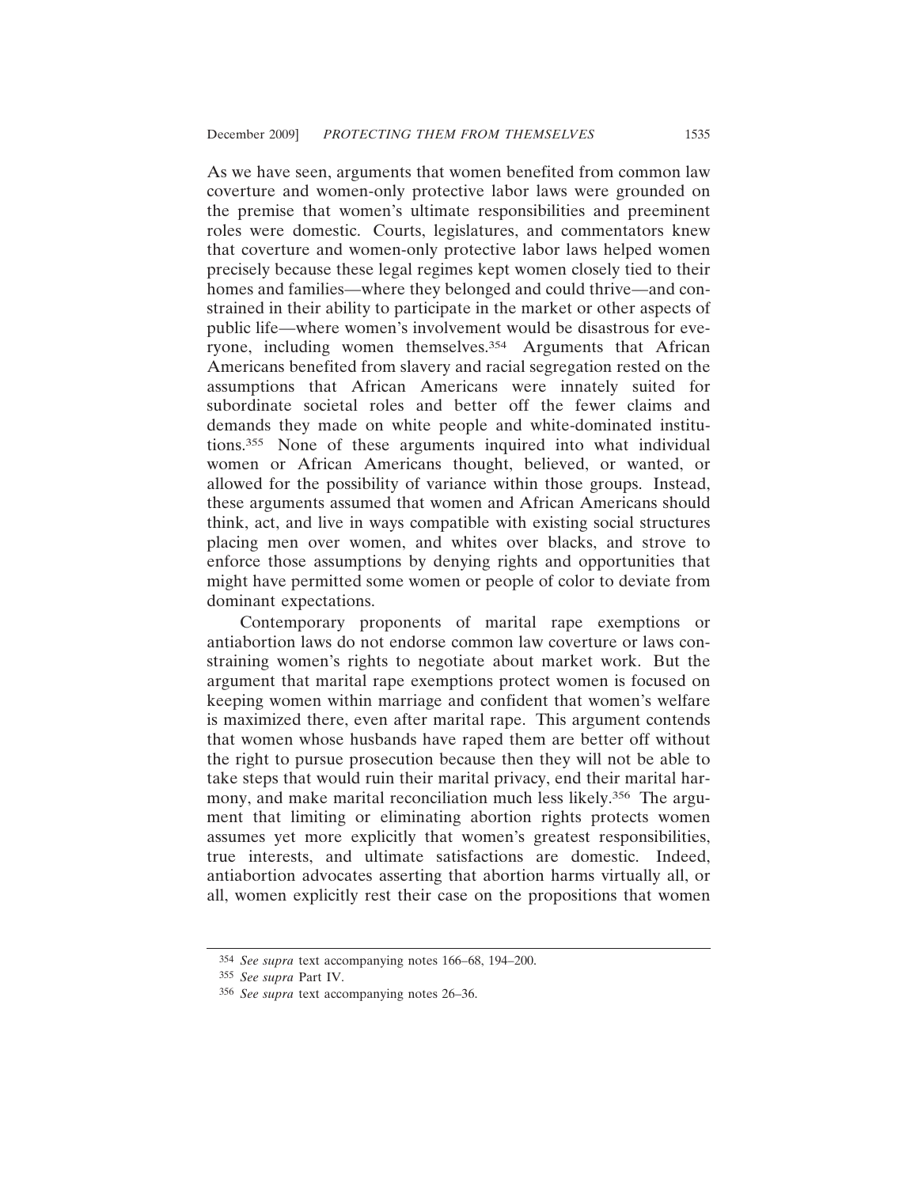As we have seen, arguments that women benefited from common law coverture and women-only protective labor laws were grounded on the premise that women's ultimate responsibilities and preeminent roles were domestic. Courts, legislatures, and commentators knew that coverture and women-only protective labor laws helped women precisely because these legal regimes kept women closely tied to their homes and families—where they belonged and could thrive—and constrained in their ability to participate in the market or other aspects of public life—where women's involvement would be disastrous for everyone, including women themselves.[354] Arguments that African Americans benefited from slavery and racial segregation rested on the assumptions that African Americans were innately suited for subordinate societal roles and better off the fewer claims and demands they made on white people and white-dominated institutions.[355] None of these arguments inquired into what individual women or African Americans thought, believed, or wanted, or allowed for the possibility of variance within those groups. Instead, these arguments assumed that women and African Americans should think, act, and live in ways compatible with existing social structures placing men over women, and whites over blacks, and strove to enforce those assumptions by denying rights and opportunities that might have permitted some women or people of color to deviate from dominant expectations.

Contemporary proponents of marital rape exemptions or antiabortion laws do not endorse common law coverture or laws constraining women's rights to negotiate about market work. But the argument that marital rape exemptions protect women is focused on keeping women within marriage and confident that women's welfare is maximized there, even after marital rape. This argument contends that women whose husbands have raped them are better off without the right to pursue prosecution because then they will not be able to take steps that would ruin their marital privacy, end their marital harmony, and make marital reconciliation much less likely.[356] The argument that limiting or eliminating abortion rights protects women assumes yet more explicitly that women's greatest responsibilities, true interests, and ultimate satisfactions are domestic. Indeed, antiabortion advocates asserting that abortion harms virtually all, or all, women explicitly rest their case on the propositions that women

---

[354] *See supra* text accompanying notes 166–68, 194–200.

[355] *See supra* Part IV.

[356] *See supra* text accompanying notes 26–36.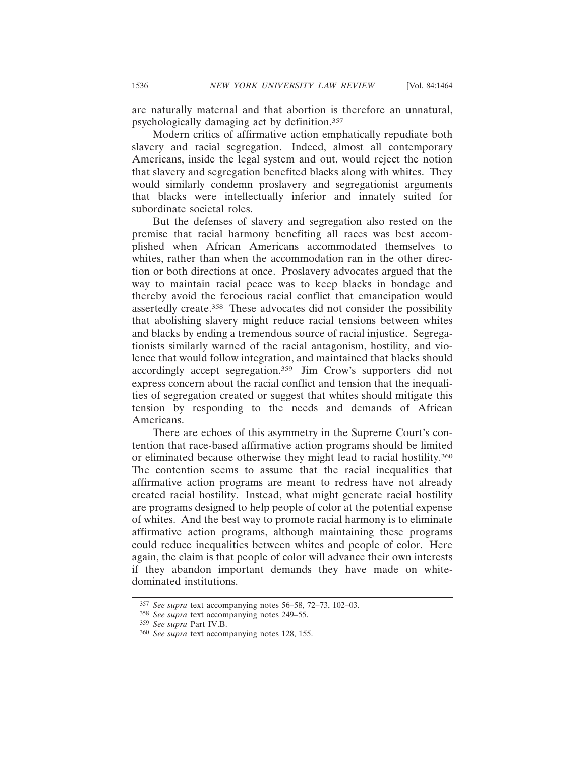are naturally maternal and that abortion is therefore an unnatural, psychologically damaging act by definition.[357]

Modern critics of affirmative action emphatically repudiate both slavery and racial segregation. Indeed, almost all contemporary Americans, inside the legal system and out, would reject the notion that slavery and segregation benefited blacks along with whites. They would similarly condemn proslavery and segregationist arguments that blacks were intellectually inferior and innately suited for subordinate societal roles.

But the defenses of slavery and segregation also rested on the premise that racial harmony benefiting all races was best accomplished when African Americans accommodated themselves to whites, rather than when the accommodation ran in the other direction or both directions at once. Proslavery advocates argued that the way to maintain racial peace was to keep blacks in bondage and thereby avoid the ferocious racial conflict that emancipation would assertedly create.[358] These advocates did not consider the possibility that abolishing slavery might reduce racial tensions between whites and blacks by ending a tremendous source of racial injustice. Segregationists similarly warned of the racial antagonism, hostility, and violence that would follow integration, and maintained that blacks should accordingly accept segregation.[359] Jim Crow's supporters did not express concern about the racial conflict and tension that the inequalities of segregation created or suggest that whites should mitigate this tension by responding to the needs and demands of African Americans.

There are echoes of this asymmetry in the Supreme Court's contention that race-based affirmative action programs should be limited or eliminated because otherwise they might lead to racial hostility.[360] The contention seems to assume that the racial inequalities that affirmative action programs are meant to redress have not already created racial hostility. Instead, what might generate racial hostility are programs designed to help people of color at the potential expense of whites. And the best way to promote racial harmony is to eliminate affirmative action programs, although maintaining these programs could reduce inequalities between whites and people of color. Here again, the claim is that people of color will advance their own interests if they abandon important demands they have made on white-dominated institutions.

---

[357] *See supra* text accompanying notes 56–58, 72–73, 102–03.

[358] *See supra* text accompanying notes 249–55.

[359] *See supra* Part IV.B.

[360] *See supra* text accompanying notes 128, 155.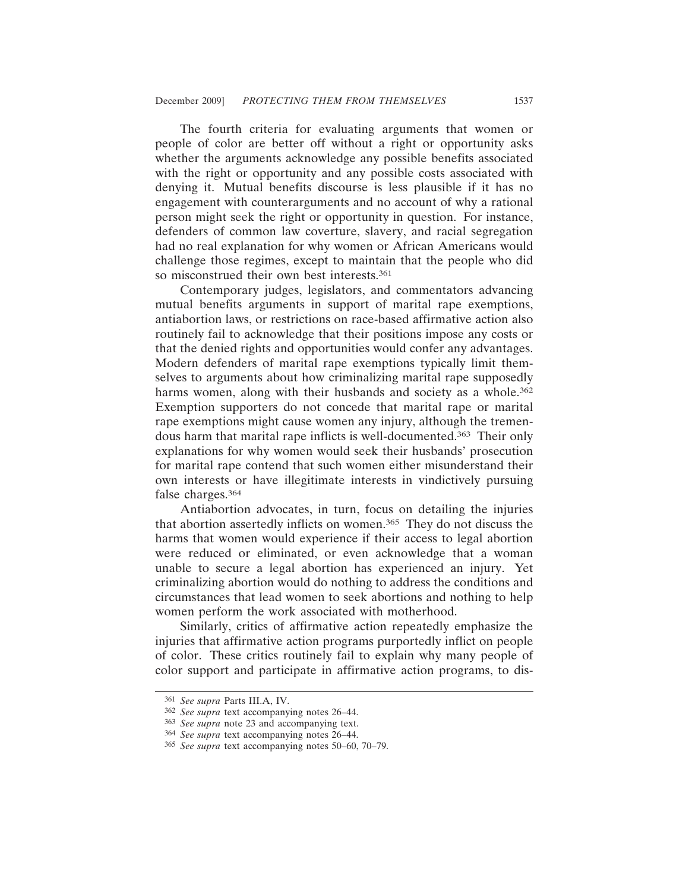The fourth criteria for evaluating arguments that women or people of color are better off without a right or opportunity asks whether the arguments acknowledge any possible benefits associated with the right or opportunity and any possible costs associated with denying it. Mutual benefits discourse is less plausible if it has no engagement with counterarguments and no account of why a rational person might seek the right or opportunity in question. For instance, defenders of common law coverture, slavery, and racial segregation had no real explanation for why women or African Americans would challenge those regimes, except to maintain that the people who did so misconstrued their own best interests.[361]

Contemporary judges, legislators, and commentators advancing mutual benefits arguments in support of marital rape exemptions, antiabortion laws, or restrictions on race-based affirmative action also routinely fail to acknowledge that their positions impose any costs or that the denied rights and opportunities would confer any advantages. Modern defenders of marital rape exemptions typically limit themselves to arguments about how criminalizing marital rape supposedly harms women, along with their husbands and society as a whole.[362] Exemption supporters do not concede that marital rape or marital rape exemptions might cause women any injury, although the tremendous harm that marital rape inflicts is well-documented.[363] Their only explanations for why women would seek their husbands' prosecution for marital rape contend that such women either misunderstand their own interests or have illegitimate interests in vindictively pursuing false charges.[364]

Antiabortion advocates, in turn, focus on detailing the injuries that abortion assertedly inflicts on women.[365] They do not discuss the harms that women would experience if their access to legal abortion were reduced or eliminated, or even acknowledge that a woman unable to secure a legal abortion has experienced an injury. Yet criminalizing abortion would do nothing to address the conditions and circumstances that lead women to seek abortions and nothing to help women perform the work associated with motherhood.

Similarly, critics of affirmative action repeatedly emphasize the injuries that affirmative action programs purportedly inflict on people of color. These critics routinely fail to explain why many people of color support and participate in affirmative action programs, to dis-

---

[361] *See supra* Parts III.A, IV.

[362] *See supra* text accompanying notes 26–44.

[363] *See supra* note 23 and accompanying text.

[364] *See supra* text accompanying notes 26–44.

[365] *See supra* text accompanying notes 50–60, 70–79.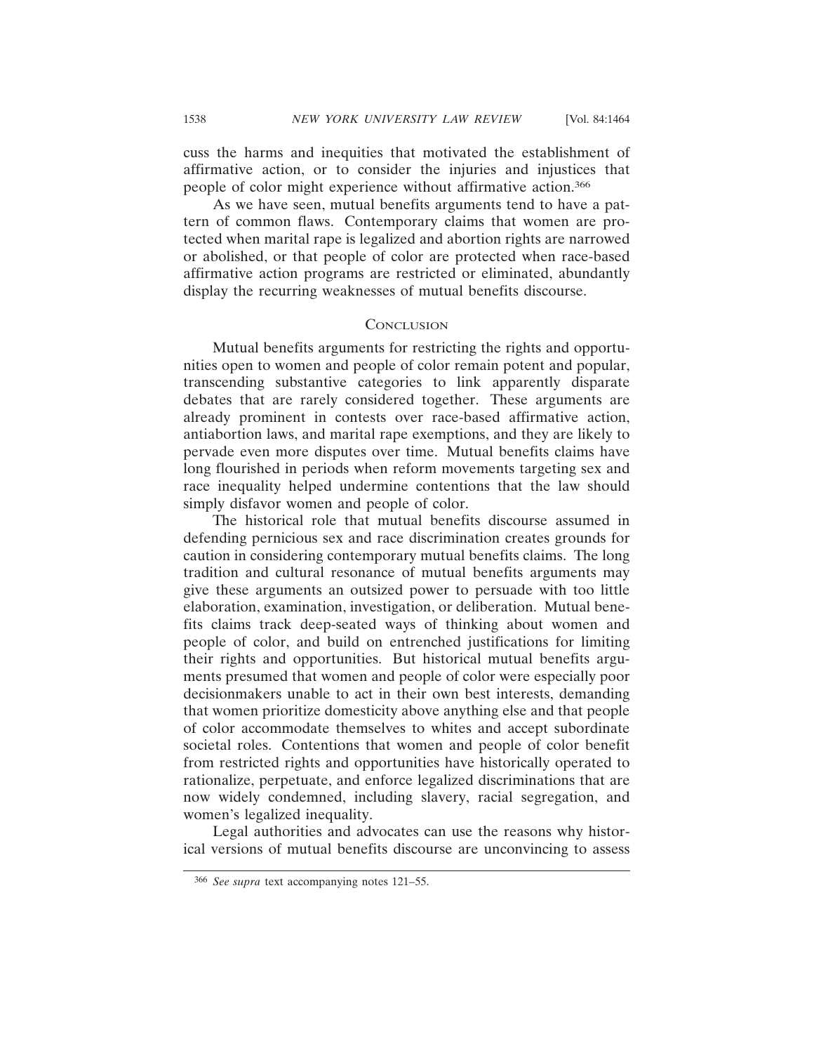cuss the harms and inequities that motivated the establishment of affirmative action, or to consider the injuries and injustices that people of color might experience without affirmative action.[366]

As we have seen, mutual benefits arguments tend to have a pattern of common flaws. Contemporary claims that women are protected when marital rape is legalized and abortion rights are narrowed or abolished, or that people of color are protected when race-based affirmative action programs are restricted or eliminated, abundantly display the recurring weaknesses of mutual benefits discourse.

## CONCLUSION

Mutual benefits arguments for restricting the rights and opportunities open to women and people of color remain potent and popular, transcending substantive categories to link apparently disparate debates that are rarely considered together. These arguments are already prominent in contests over race-based affirmative action, antiabortion laws, and marital rape exemptions, and they are likely to pervade even more disputes over time. Mutual benefits claims have long flourished in periods when reform movements targeting sex and race inequality helped undermine contentions that the law should simply disfavor women and people of color.

The historical role that mutual benefits discourse assumed in defending pernicious sex and race discrimination creates grounds for caution in considering contemporary mutual benefits claims. The long tradition and cultural resonance of mutual benefits arguments may give these arguments an outsized power to persuade with too little elaboration, examination, investigation, or deliberation. Mutual benefits claims track deep-seated ways of thinking about women and people of color, and build on entrenched justifications for limiting their rights and opportunities. But historical mutual benefits arguments presumed that women and people of color were especially poor decisionmakers unable to act in their own best interests, demanding that women prioritize domesticity above anything else and that people of color accommodate themselves to whites and accept subordinate societal roles. Contentions that women and people of color benefit from restricted rights and opportunities have historically operated to rationalize, perpetuate, and enforce legalized discriminations that are now widely condemned, including slavery, racial segregation, and women's legalized inequality.

Legal authorities and advocates can use the reasons why historical versions of mutual benefits discourse are unconvincing to assess

---

[366] *See supra* text accompanying notes 121–55.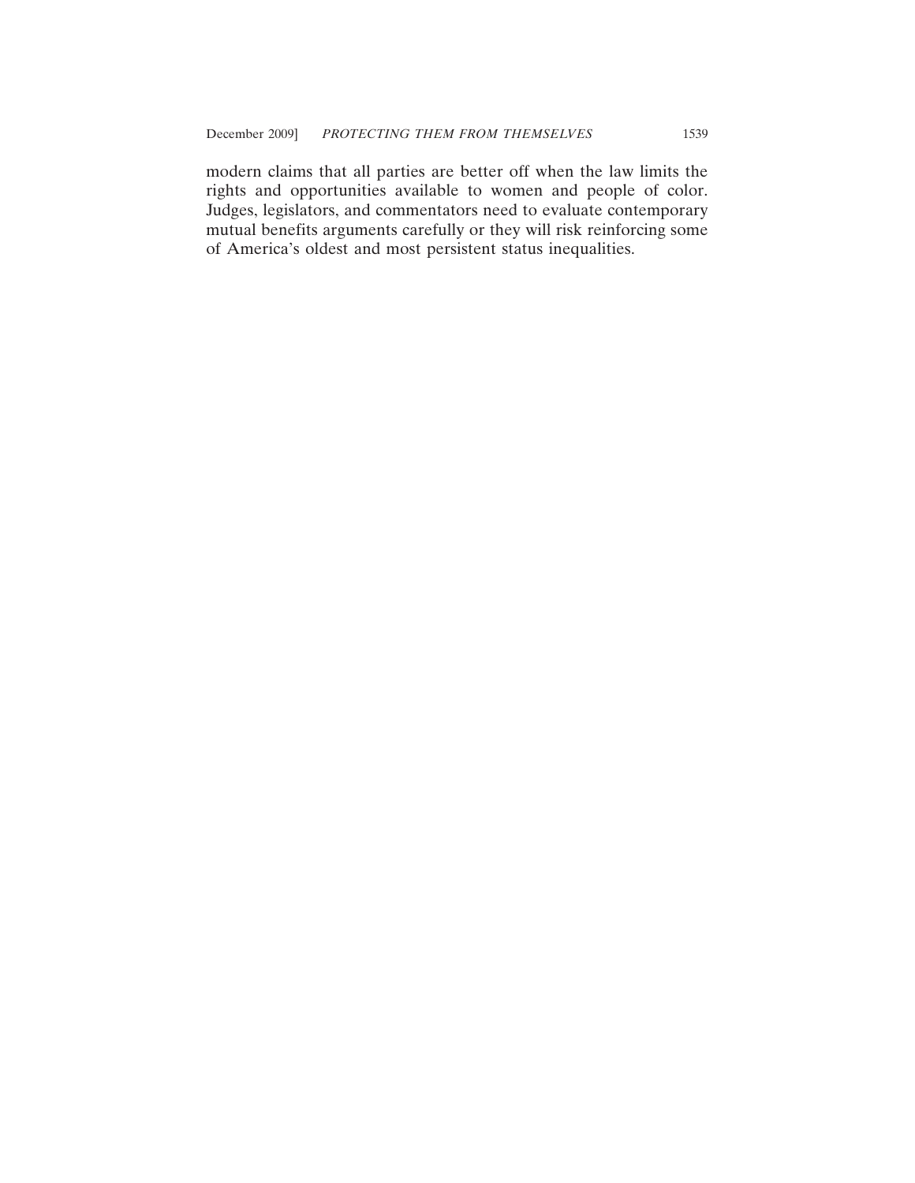modern claims that all parties are better off when the law limits the rights and opportunities available to women and people of color. Judges, legislators, and commentators need to evaluate contemporary mutual benefits arguments carefully or they will risk reinforcing some of America's oldest and most persistent status inequalities.